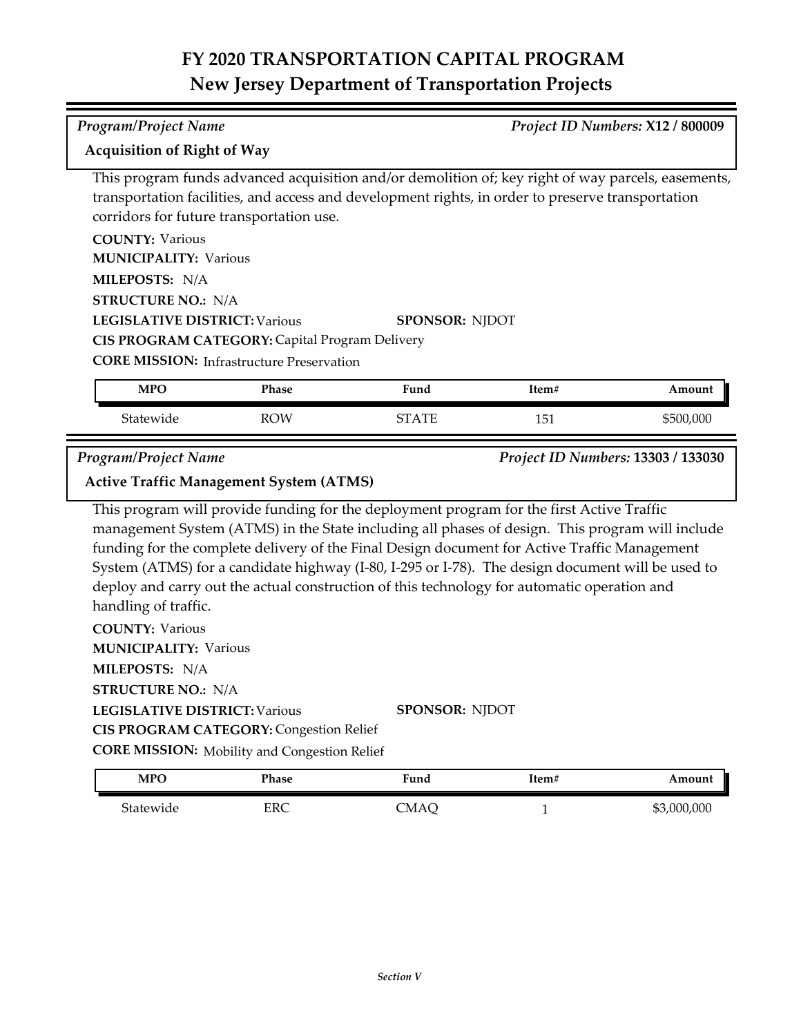# FY 2020 TRANSPORTATION CAPITAL PROGRAM
## New Jersey Department of Transportation Projects

*Program/Project Name* *Project ID Numbers:* **X12 / 800009**

**Acquisition of Right of Way**

This program funds advanced acquisition and/or demolition of; key right of way parcels, easements, transportation facilities, and access and development rights, in order to preserve transportation corridors for future transportation use.

**COUNTY:** Various
**MUNICIPALITY:** Various
**MILEPOSTS:** N/A
**STRUCTURE NO.:** N/A
**LEGISLATIVE DISTRICT:** Various **SPONSOR:** NJDOT
**CIS PROGRAM CATEGORY:** Capital Program Delivery
**CORE MISSION:** Infrastructure Preservation

| MPO | Phase | Fund | Item# | Amount |
|---|---|---|---|---|
| Statewide | ROW | STATE | 151 | $500,000 |

*Program/Project Name* *Project ID Numbers:* **13303 / 133030**

**Active Traffic Management System (ATMS)**

This program will provide funding for the deployment program for the first Active Traffic management System (ATMS) in the State including all phases of design. This program will include funding for the complete delivery of the Final Design document for Active Traffic Management System (ATMS) for a candidate highway (I-80, I-295 or I-78). The design document will be used to deploy and carry out the actual construction of this technology for automatic operation and handling of traffic.

**COUNTY:** Various
**MUNICIPALITY:** Various
**MILEPOSTS:** N/A
**STRUCTURE NO.:** N/A
**LEGISLATIVE DISTRICT:** Various **SPONSOR:** NJDOT
**CIS PROGRAM CATEGORY:** Congestion Relief
**CORE MISSION:** Mobility and Congestion Relief

| MPO | Phase | Fund | Item# | Amount |
|---|---|---|---|---|
| Statewide | ERC | CMAQ | 1 | $3,000,000 |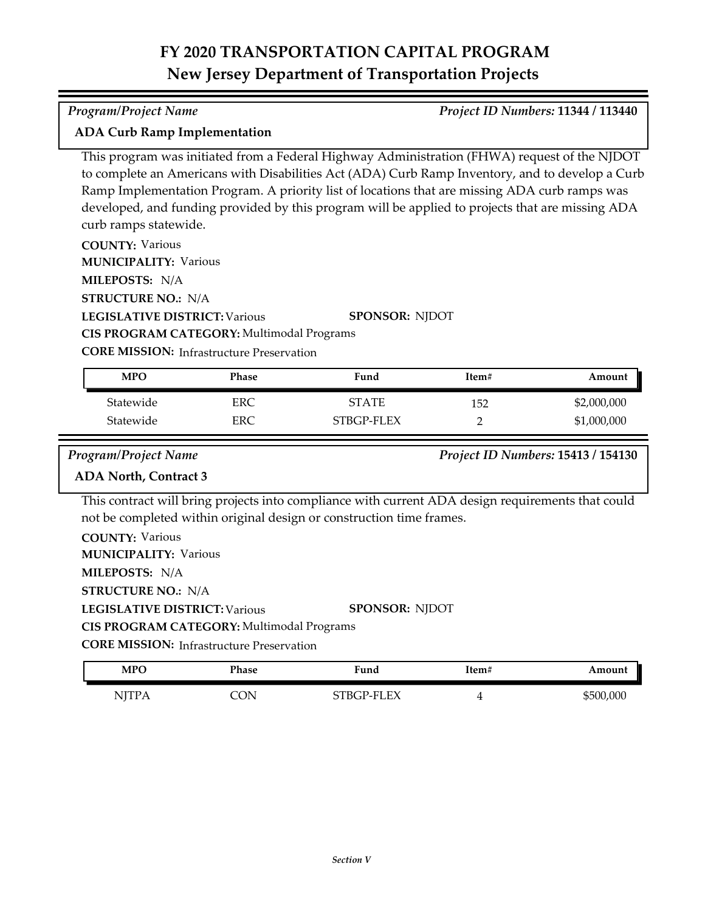**Program/Project Name** *Project ID Numbers:* **11344 / 113440**

**ADA Curb Ramp Implementation**

This program was initiated from a Federal Highway Administration (FHWA) request of the NJDOT to complete an Americans with Disabilities Act (ADA) Curb Ramp Inventory, and to develop a Curb Ramp Implementation Program. A priority list of locations that are missing ADA curb ramps was developed, and funding provided by this program will be applied to projects that are missing ADA curb ramps statewide.

**COUNTY:** Various
**MUNICIPALITY:** Various
**MILEPOSTS:** N/A
**STRUCTURE NO.:** N/A
**LEGISLATIVE DISTRICT:** Various **SPONSOR:** NJDOT
**CIS PROGRAM CATEGORY:** Multimodal Programs
**CORE MISSION:** Infrastructure Preservation

| MPO | Phase | Fund | Item# | Amount |
|---|---|---|---|---|
| Statewide | ERC | STATE | 152 | $2,000,000 |
| Statewide | ERC | STBGP-FLEX | 2 | $1,000,000 |

**Program/Project Name** *Project ID Numbers:* **15413 / 154130**

**ADA North, Contract 3**

This contract will bring projects into compliance with current ADA design requirements that could not be completed within original design or construction time frames.

**COUNTY:** Various
**MUNICIPALITY:** Various
**MILEPOSTS:** N/A
**STRUCTURE NO.:** N/A
**LEGISLATIVE DISTRICT:** Various **SPONSOR:** NJDOT
**CIS PROGRAM CATEGORY:** Multimodal Programs
**CORE MISSION:** Infrastructure Preservation

| MPO | Phase | Fund | Item# | Amount |
|---|---|---|---|---|
| NJTPA | CON | STBGP-FLEX | 4 | $500,000 |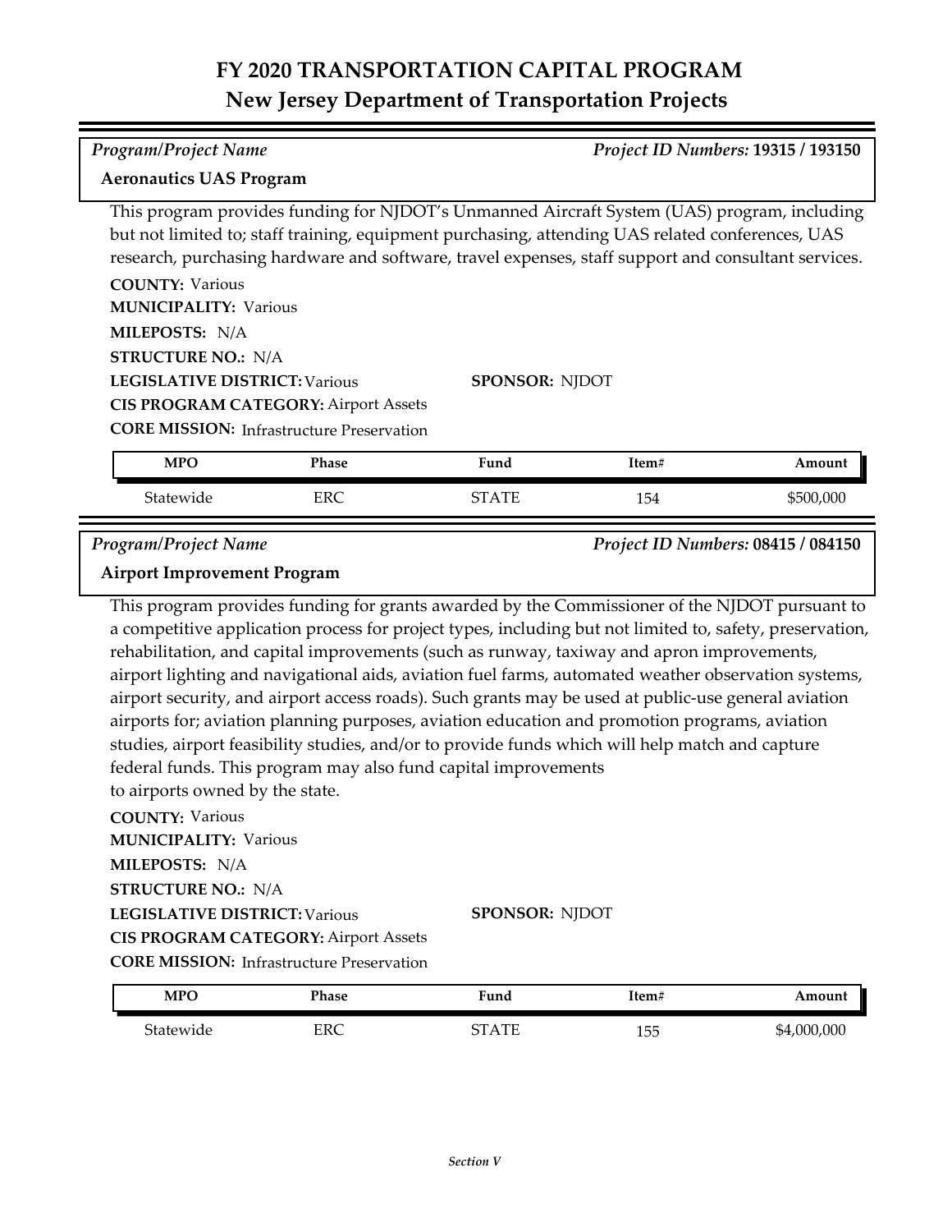# FY 2020 TRANSPORTATION CAPITAL PROGRAM
## New Jersey Department of Transportation Projects

*Program/Project Name* — *Project ID Numbers:* **19315 / 193150**

**Aeronautics UAS Program**

This program provides funding for NJDOT's Unmanned Aircraft System (UAS) program, including but not limited to; staff training, equipment purchasing, attending UAS related conferences, UAS research, purchasing hardware and software, travel expenses, staff support and consultant services.

**COUNTY:** Various
**MUNICIPALITY:** Various
**MILEPOSTS:** N/A
**STRUCTURE NO.:** N/A
**LEGISLATIVE DISTRICT:** Various
**SPONSOR:** NJDOT
**CIS PROGRAM CATEGORY:** Airport Assets
**CORE MISSION:** Infrastructure Preservation

| MPO | Phase | Fund | Item# | Amount |
|---|---|---|---|---|
| Statewide | ERC | STATE | 154 | $500,000 |

*Program/Project Name* — *Project ID Numbers:* **08415 / 084150**

**Airport Improvement Program**

This program provides funding for grants awarded by the Commissioner of the NJDOT pursuant to a competitive application process for project types, including but not limited to, safety, preservation, rehabilitation, and capital improvements (such as runway, taxiway and apron improvements, airport lighting and navigational aids, aviation fuel farms, automated weather observation systems, airport security, and airport access roads). Such grants may be used at public-use general aviation airports for; aviation planning purposes, aviation education and promotion programs, aviation studies, airport feasibility studies, and/or to provide funds which will help match and capture federal funds. This program may also fund capital improvements to airports owned by the state.

**COUNTY:** Various
**MUNICIPALITY:** Various
**MILEPOSTS:** N/A
**STRUCTURE NO.:** N/A
**LEGISLATIVE DISTRICT:** Various
**SPONSOR:** NJDOT
**CIS PROGRAM CATEGORY:** Airport Assets
**CORE MISSION:** Infrastructure Preservation

| MPO | Phase | Fund | Item# | Amount |
|---|---|---|---|---|
| Statewide | ERC | STATE | 155 | $4,000,000 |

*Section V*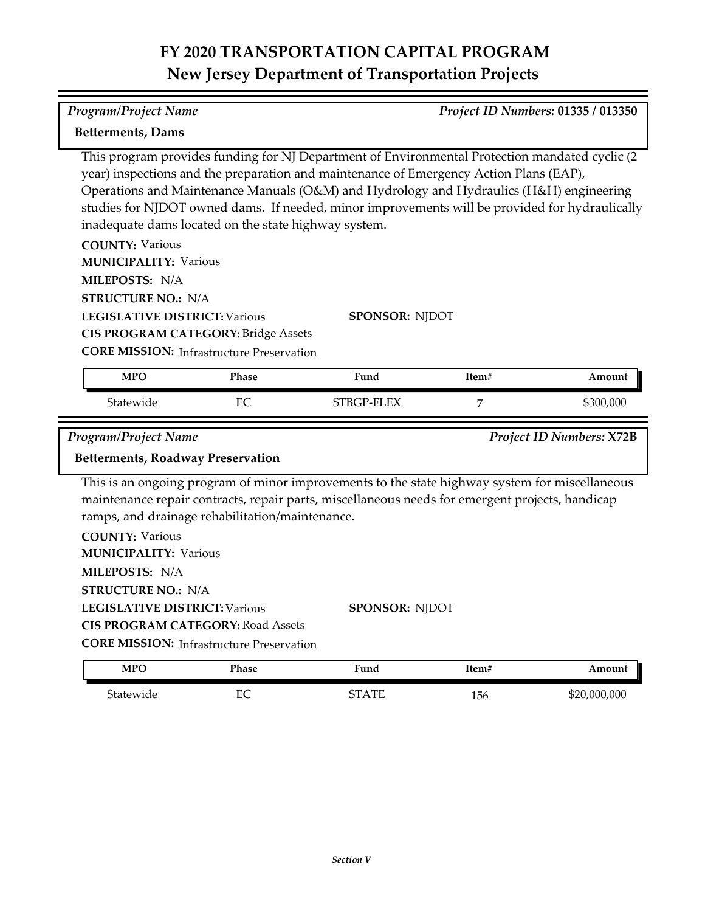# FY 2020 TRANSPORTATION CAPITAL PROGRAM
## New Jersey Department of Transportation Projects

*Program/Project Name* — *Project ID Numbers:* **01335 / 013350**

**Betterments, Dams**

This program provides funding for NJ Department of Environmental Protection mandated cyclic (2 year) inspections and the preparation and maintenance of Emergency Action Plans (EAP), Operations and Maintenance Manuals (O&M) and Hydrology and Hydraulics (H&H) engineering studies for NJDOT owned dams. If needed, minor improvements will be provided for hydraulically inadequate dams located on the state highway system.

**COUNTY:** Various
**MUNICIPALITY:** Various
**MILEPOSTS:** N/A
**STRUCTURE NO.:** N/A
**LEGISLATIVE DISTRICT:** Various
**SPONSOR:** NJDOT
**CIS PROGRAM CATEGORY:** Bridge Assets
**CORE MISSION:** Infrastructure Preservation

| MPO | Phase | Fund | Item# | Amount |
|---|---|---|---|---|
| Statewide | EC | STBGP-FLEX | 7 | $300,000 |

*Program/Project Name* — *Project ID Numbers:* **X72B**

**Betterments, Roadway Preservation**

This is an ongoing program of minor improvements to the state highway system for miscellaneous maintenance repair contracts, repair parts, miscellaneous needs for emergent projects, handicap ramps, and drainage rehabilitation/maintenance.

**COUNTY:** Various
**MUNICIPALITY:** Various
**MILEPOSTS:** N/A
**STRUCTURE NO.:** N/A
**LEGISLATIVE DISTRICT:** Various
**SPONSOR:** NJDOT
**CIS PROGRAM CATEGORY:** Road Assets
**CORE MISSION:** Infrastructure Preservation

| MPO | Phase | Fund | Item# | Amount |
|---|---|---|---|---|
| Statewide | EC | STATE | 156 | $20,000,000 |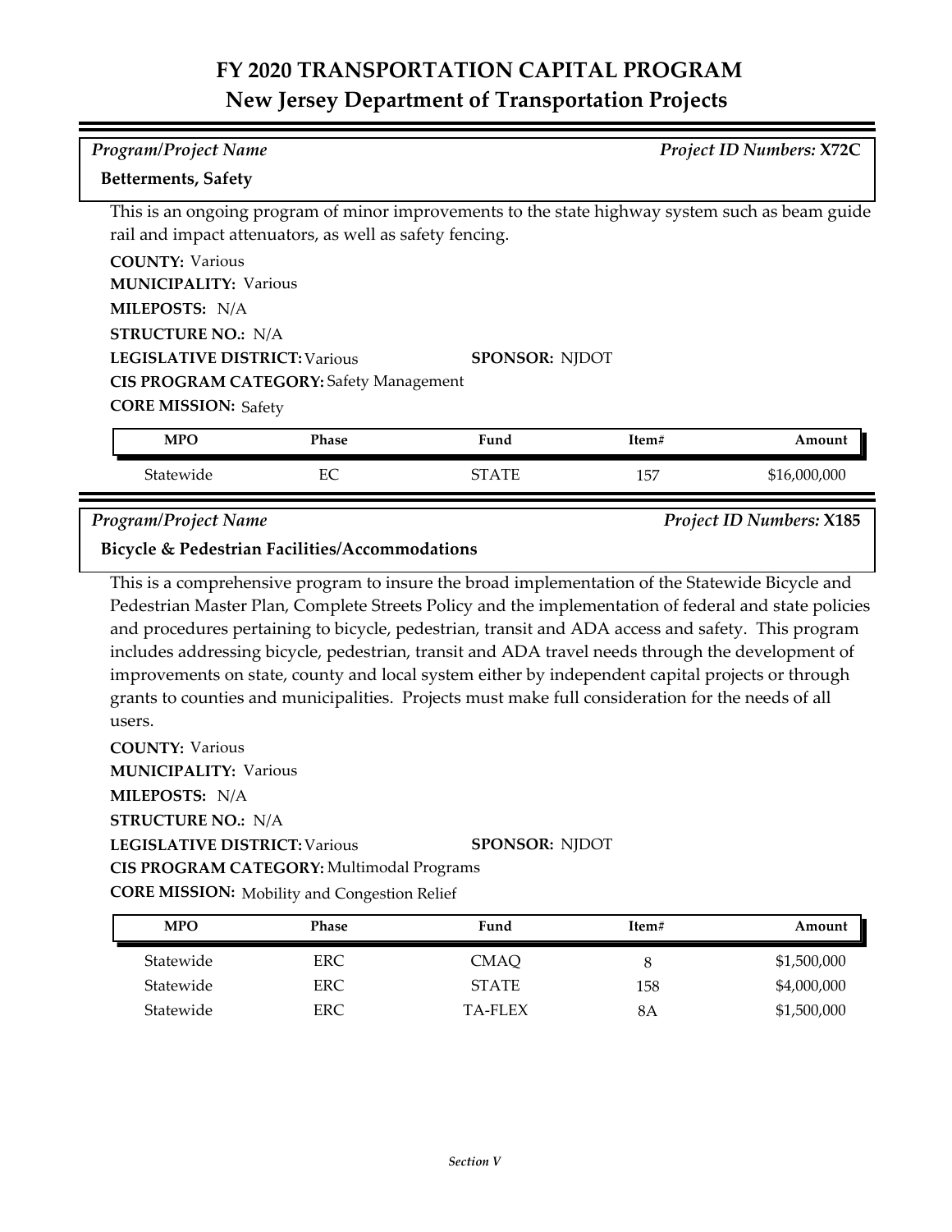# FY 2020 TRANSPORTATION CAPITAL PROGRAM
## New Jersey Department of Transportation Projects

*Program/Project Name* | *Project ID Numbers:* **X72C**

**Betterments, Safety**

This is an ongoing program of minor improvements to the state highway system such as beam guide rail and impact attenuators, as well as safety fencing.

**COUNTY:** Various
**MUNICIPALITY:** Various
**MILEPOSTS:** N/A
**STRUCTURE NO.:** N/A
**LEGISLATIVE DISTRICT:** Various
**SPONSOR:** NJDOT
**CIS PROGRAM CATEGORY:** Safety Management
**CORE MISSION:** Safety

| MPO | Phase | Fund | Item# | Amount |
|---|---|---|---|---|
| Statewide | EC | STATE | 157 | $16,000,000 |

*Program/Project Name* | *Project ID Numbers:* **X185**

**Bicycle & Pedestrian Facilities/Accommodations**

This is a comprehensive program to insure the broad implementation of the Statewide Bicycle and Pedestrian Master Plan, Complete Streets Policy and the implementation of federal and state policies and procedures pertaining to bicycle, pedestrian, transit and ADA access and safety. This program includes addressing bicycle, pedestrian, transit and ADA travel needs through the development of improvements on state, county and local system either by independent capital projects or through grants to counties and municipalities. Projects must make full consideration for the needs of all users.

**COUNTY:** Various
**MUNICIPALITY:** Various
**MILEPOSTS:** N/A
**STRUCTURE NO.:** N/A
**LEGISLATIVE DISTRICT:** Various
**SPONSOR:** NJDOT
**CIS PROGRAM CATEGORY:** Multimodal Programs
**CORE MISSION:** Mobility and Congestion Relief

| MPO | Phase | Fund | Item# | Amount |
|---|---|---|---|---|
| Statewide | ERC | CMAQ | 8 | $1,500,000 |
| Statewide | ERC | STATE | 158 | $4,000,000 |
| Statewide | ERC | TA-FLEX | 8A | $1,500,000 |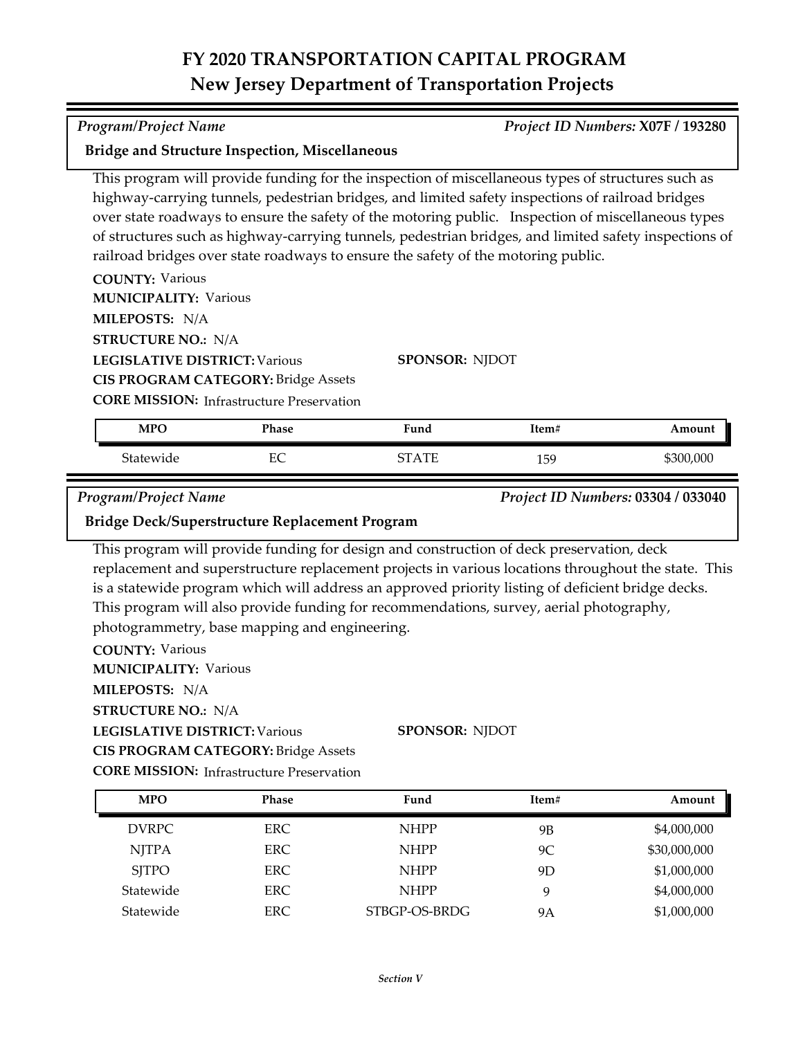# FY 2020 TRANSPORTATION CAPITAL PROGRAM
## New Jersey Department of Transportation Projects

*Program/Project Name* *Project ID Numbers:* **X07F / 193280**

**Bridge and Structure Inspection, Miscellaneous**

This program will provide funding for the inspection of miscellaneous types of structures such as highway-carrying tunnels, pedestrian bridges, and limited safety inspections of railroad bridges over state roadways to ensure the safety of the motoring public. Inspection of miscellaneous types of structures such as highway-carrying tunnels, pedestrian bridges, and limited safety inspections of railroad bridges over state roadways to ensure the safety of the motoring public.

**COUNTY:** Various
**MUNICIPALITY:** Various
**MILEPOSTS:** N/A
**STRUCTURE NO.:** N/A
**LEGISLATIVE DISTRICT:** Various **SPONSOR:** NJDOT
**CIS PROGRAM CATEGORY:** Bridge Assets
**CORE MISSION:** Infrastructure Preservation

| MPO | Phase | Fund | Item# | Amount |
|---|---|---|---|---|
| Statewide | EC | STATE | 159 | $300,000 |

*Program/Project Name* *Project ID Numbers:* **03304 / 033040**

**Bridge Deck/Superstructure Replacement Program**

This program will provide funding for design and construction of deck preservation, deck replacement and superstructure replacement projects in various locations throughout the state. This is a statewide program which will address an approved priority listing of deficient bridge decks. This program will also provide funding for recommendations, survey, aerial photography, photogrammetry, base mapping and engineering.

**COUNTY:** Various
**MUNICIPALITY:** Various
**MILEPOSTS:** N/A
**STRUCTURE NO.:** N/A
**LEGISLATIVE DISTRICT:** Various **SPONSOR:** NJDOT
**CIS PROGRAM CATEGORY:** Bridge Assets
**CORE MISSION:** Infrastructure Preservation

| MPO | Phase | Fund | Item# | Amount |
|---|---|---|---|---|
| DVRPC | ERC | NHPP | 9B | $4,000,000 |
| NJTPA | ERC | NHPP | 9C | $30,000,000 |
| SJTPO | ERC | NHPP | 9D | $1,000,000 |
| Statewide | ERC | NHPP | 9 | $4,000,000 |
| Statewide | ERC | STBGP-OS-BRDG | 9A | $1,000,000 |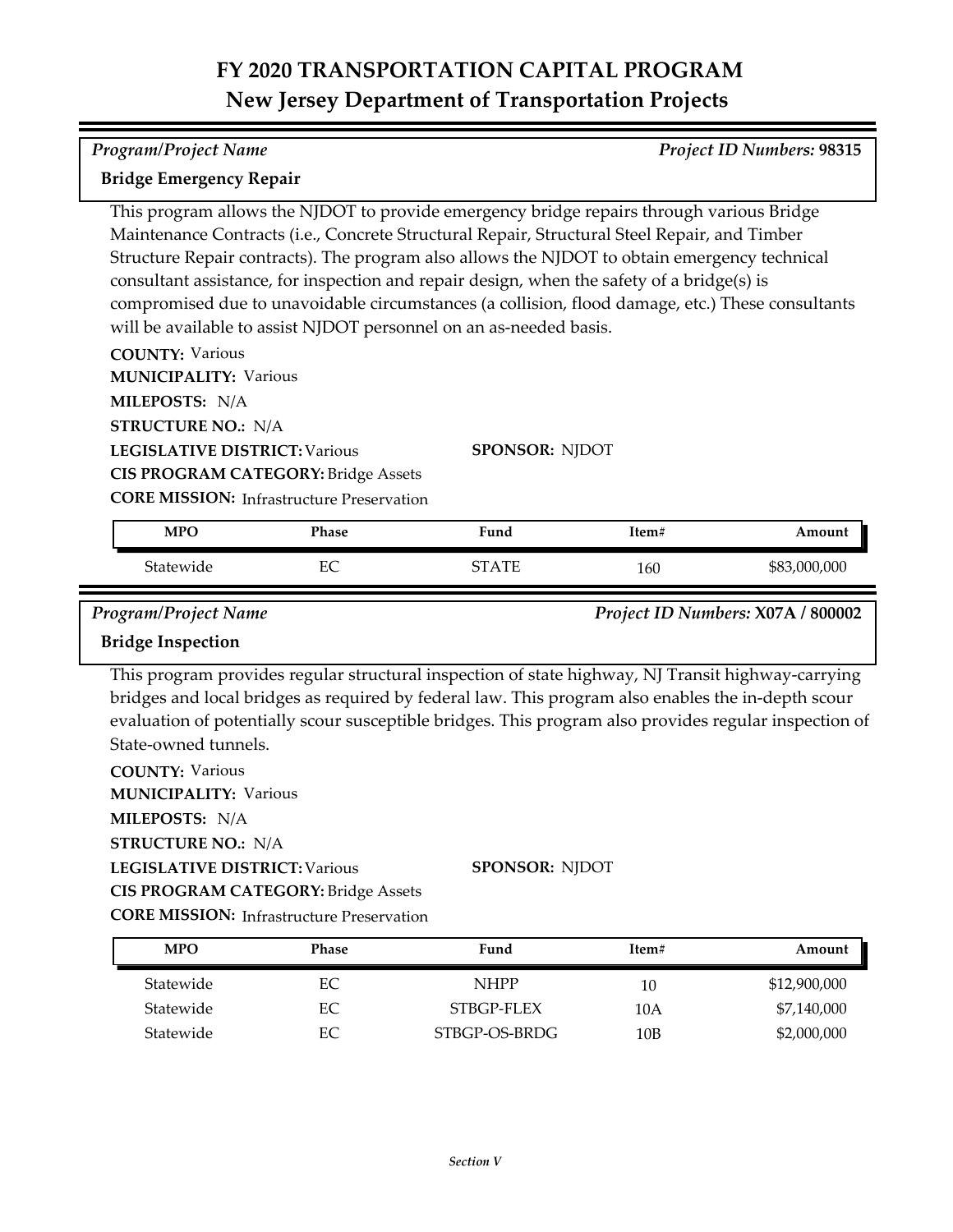# FY 2020 TRANSPORTATION CAPITAL PROGRAM
## New Jersey Department of Transportation Projects

*Program/Project Name* — *Project ID Numbers:* **98315**

**Bridge Emergency Repair**

This program allows the NJDOT to provide emergency bridge repairs through various Bridge Maintenance Contracts (i.e., Concrete Structural Repair, Structural Steel Repair, and Timber Structure Repair contracts). The program also allows the NJDOT to obtain emergency technical consultant assistance, for inspection and repair design, when the safety of a bridge(s) is compromised due to unavoidable circumstances (a collision, flood damage, etc.) These consultants will be available to assist NJDOT personnel on an as-needed basis.

**COUNTY:** Various
**MUNICIPALITY:** Various
**MILEPOSTS:** N/A
**STRUCTURE NO.:** N/A
**LEGISLATIVE DISTRICT:** Various
**SPONSOR:** NJDOT
**CIS PROGRAM CATEGORY:** Bridge Assets
**CORE MISSION:** Infrastructure Preservation

| MPO | Phase | Fund | Item# | Amount |
|---|---|---|---|---|
| Statewide | EC | STATE | 160 | $83,000,000 |

*Program/Project Name* — *Project ID Numbers:* **X07A / 800002**

**Bridge Inspection**

This program provides regular structural inspection of state highway, NJ Transit highway-carrying bridges and local bridges as required by federal law. This program also enables the in-depth scour evaluation of potentially scour susceptible bridges. This program also provides regular inspection of State-owned tunnels.

**COUNTY:** Various
**MUNICIPALITY:** Various
**MILEPOSTS:** N/A
**STRUCTURE NO.:** N/A
**LEGISLATIVE DISTRICT:** Various
**SPONSOR:** NJDOT
**CIS PROGRAM CATEGORY:** Bridge Assets
**CORE MISSION:** Infrastructure Preservation

| MPO | Phase | Fund | Item# | Amount |
|---|---|---|---|---|
| Statewide | EC | NHPP | 10 | $12,900,000 |
| Statewide | EC | STBGP-FLEX | 10A | $7,140,000 |
| Statewide | EC | STBGP-OS-BRDG | 10B | $2,000,000 |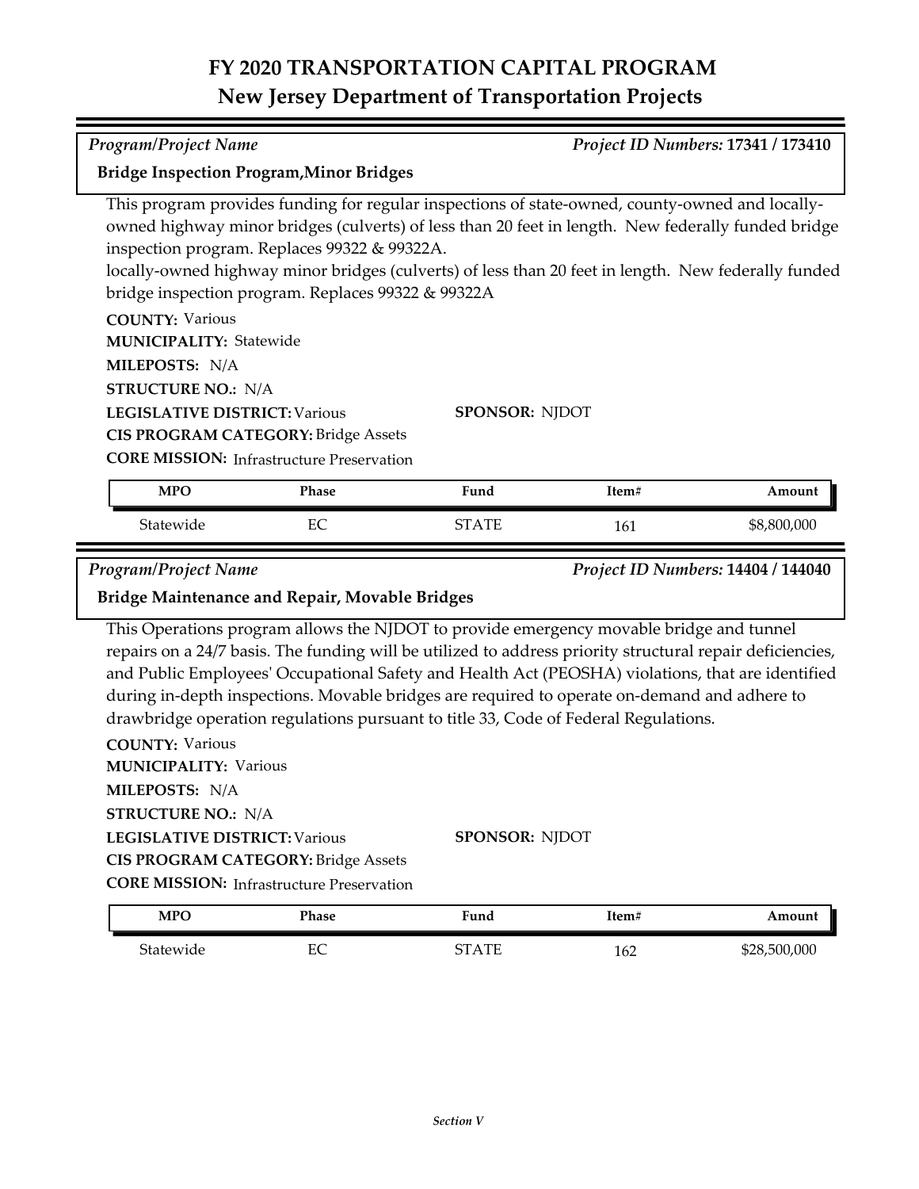# FY 2020 TRANSPORTATION CAPITAL PROGRAM
## New Jersey Department of Transportation Projects

*Program/Project Name* *Project ID Numbers:* **17341 / 173410**

**Bridge Inspection Program,Minor Bridges**

This program provides funding for regular inspections of state-owned, county-owned and locally-owned highway minor bridges (culverts) of less than 20 feet in length. New federally funded bridge inspection program. Replaces 99322 & 99322A.
locally-owned highway minor bridges (culverts) of less than 20 feet in length. New federally funded bridge inspection program. Replaces 99322 & 99322A

**COUNTY:** Various
**MUNICIPALITY:** Statewide
**MILEPOSTS:** N/A
**STRUCTURE NO.:** N/A
**LEGISLATIVE DISTRICT:** Various
**SPONSOR:** NJDOT
**CIS PROGRAM CATEGORY:** Bridge Assets
**CORE MISSION:** Infrastructure Preservation

| MPO | Phase | Fund | Item# | Amount |
|---|---|---|---|---|
| Statewide | EC | STATE | 161 | $8,800,000 |

*Program/Project Name* *Project ID Numbers:* **14404 / 144040**

**Bridge Maintenance and Repair, Movable Bridges**

This Operations program allows the NJDOT to provide emergency movable bridge and tunnel repairs on a 24/7 basis. The funding will be utilized to address priority structural repair deficiencies, and Public Employees' Occupational Safety and Health Act (PEOSHA) violations, that are identified during in-depth inspections. Movable bridges are required to operate on-demand and adhere to drawbridge operation regulations pursuant to title 33, Code of Federal Regulations.

**COUNTY:** Various
**MUNICIPALITY:** Various
**MILEPOSTS:** N/A
**STRUCTURE NO.:** N/A
**LEGISLATIVE DISTRICT:** Various
**SPONSOR:** NJDOT
**CIS PROGRAM CATEGORY:** Bridge Assets
**CORE MISSION:** Infrastructure Preservation

| MPO | Phase | Fund | Item# | Amount |
|---|---|---|---|---|
| Statewide | EC | STATE | 162 | $28,500,000 |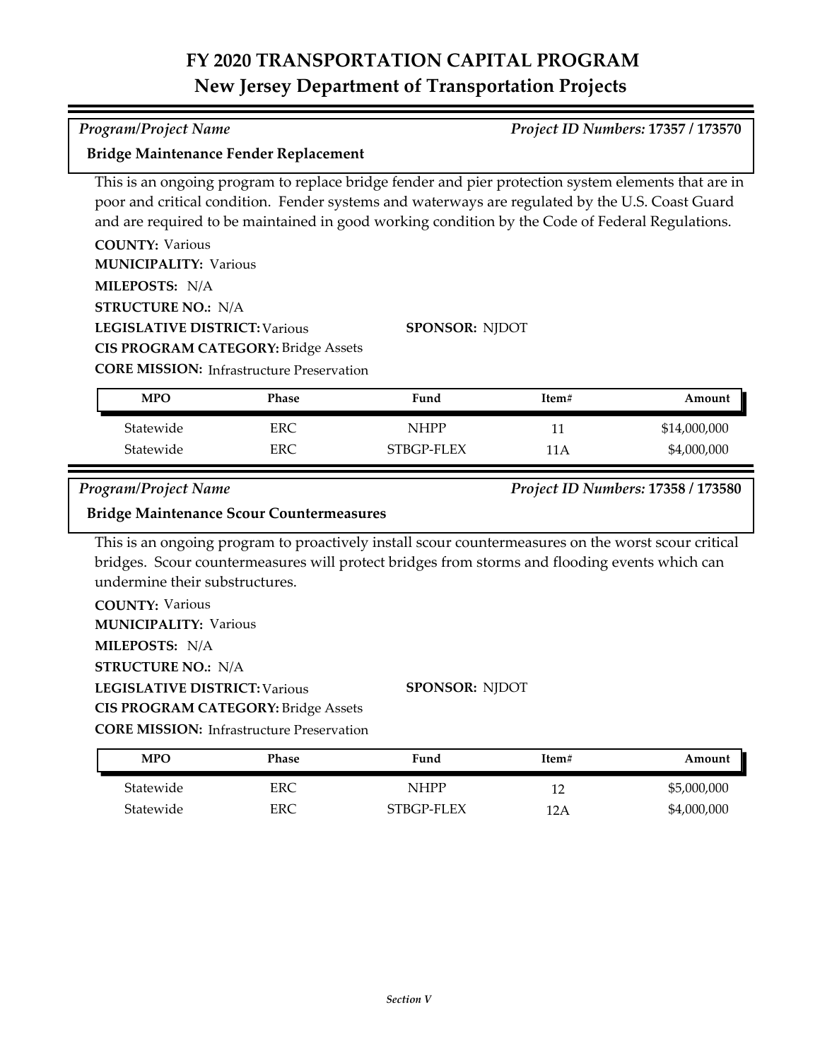# FY 2020 TRANSPORTATION CAPITAL PROGRAM
## New Jersey Department of Transportation Projects

*Program/Project Name* — *Project ID Numbers:* **17357 / 173570**

**Bridge Maintenance Fender Replacement**

This is an ongoing program to replace bridge fender and pier protection system elements that are in poor and critical condition. Fender systems and waterways are regulated by the U.S. Coast Guard and are required to be maintained in good working condition by the Code of Federal Regulations.

**COUNTY:** Various
**MUNICIPALITY:** Various
**MILEPOSTS:** N/A
**STRUCTURE NO.:** N/A
**LEGISLATIVE DISTRICT:** Various
**SPONSOR:** NJDOT
**CIS PROGRAM CATEGORY:** Bridge Assets
**CORE MISSION:** Infrastructure Preservation

| MPO | Phase | Fund | Item# | Amount |
|---|---|---|---|---|
| Statewide | ERC | NHPP | 11 | $14,000,000 |
| Statewide | ERC | STBGP-FLEX | 11A | $4,000,000 |

*Program/Project Name* — *Project ID Numbers:* **17358 / 173580**

**Bridge Maintenance Scour Countermeasures**

This is an ongoing program to proactively install scour countermeasures on the worst scour critical bridges. Scour countermeasures will protect bridges from storms and flooding events which can undermine their substructures.

**COUNTY:** Various
**MUNICIPALITY:** Various
**MILEPOSTS:** N/A
**STRUCTURE NO.:** N/A
**LEGISLATIVE DISTRICT:** Various
**SPONSOR:** NJDOT
**CIS PROGRAM CATEGORY:** Bridge Assets
**CORE MISSION:** Infrastructure Preservation

| MPO | Phase | Fund | Item# | Amount |
|---|---|---|---|---|
| Statewide | ERC | NHPP | 12 | $5,000,000 |
| Statewide | ERC | STBGP-FLEX | 12A | $4,000,000 |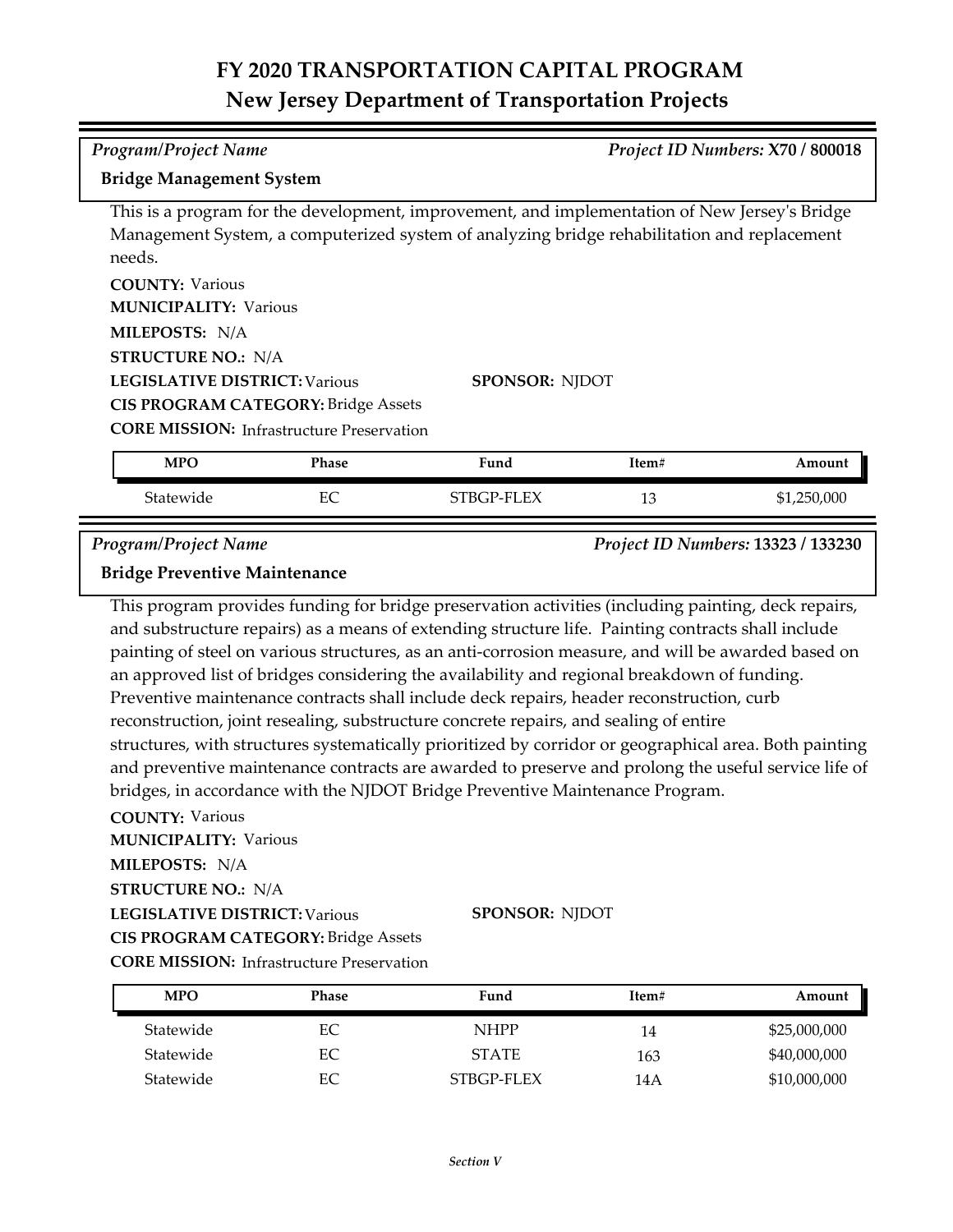# FY 2020 TRANSPORTATION CAPITAL PROGRAM
## New Jersey Department of Transportation Projects

*Program/Project Name* | *Project ID Numbers:* **X70 / 800018**

**Bridge Management System**

This is a program for the development, improvement, and implementation of New Jersey's Bridge Management System, a computerized system of analyzing bridge rehabilitation and replacement needs.

**COUNTY:** Various
**MUNICIPALITY:** Various
**MILEPOSTS:** N/A
**STRUCTURE NO.:** N/A
**LEGISLATIVE DISTRICT:** Various
**SPONSOR:** NJDOT
**CIS PROGRAM CATEGORY:** Bridge Assets
**CORE MISSION:** Infrastructure Preservation

| MPO | Phase | Fund | Item# | Amount |
|---|---|---|---|---|
| Statewide | EC | STBGP-FLEX | 13 | $1,250,000 |

*Program/Project Name* | *Project ID Numbers:* **13323 / 133230**

**Bridge Preventive Maintenance**

This program provides funding for bridge preservation activities (including painting, deck repairs, and substructure repairs) as a means of extending structure life. Painting contracts shall include painting of steel on various structures, as an anti-corrosion measure, and will be awarded based on an approved list of bridges considering the availability and regional breakdown of funding. Preventive maintenance contracts shall include deck repairs, header reconstruction, curb reconstruction, joint resealing, substructure concrete repairs, and sealing of entire structures, with structures systematically prioritized by corridor or geographical area. Both painting and preventive maintenance contracts are awarded to preserve and prolong the useful service life of bridges, in accordance with the NJDOT Bridge Preventive Maintenance Program.

**COUNTY:** Various
**MUNICIPALITY:** Various
**MILEPOSTS:** N/A
**STRUCTURE NO.:** N/A
**LEGISLATIVE DISTRICT:** Various
**SPONSOR:** NJDOT
**CIS PROGRAM CATEGORY:** Bridge Assets
**CORE MISSION:** Infrastructure Preservation

| MPO | Phase | Fund | Item# | Amount |
|---|---|---|---|---|
| Statewide | EC | NHPP | 14 | $25,000,000 |
| Statewide | EC | STATE | 163 | $40,000,000 |
| Statewide | EC | STBGP-FLEX | 14A | $10,000,000 |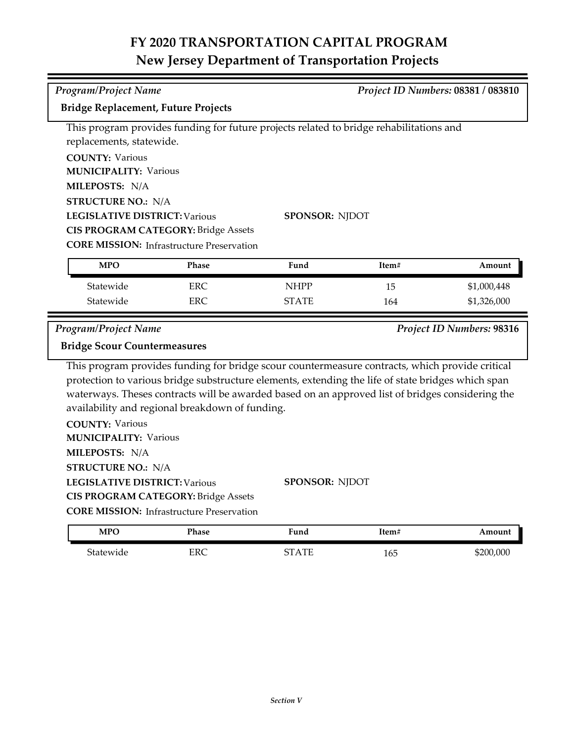# FY 2020 TRANSPORTATION CAPITAL PROGRAM
## New Jersey Department of Transportation Projects

*Program/Project Name* — *Project ID Numbers:* **08381 / 083810**

**Bridge Replacement, Future Projects**

This program provides funding for future projects related to bridge rehabilitations and replacements, statewide.

**COUNTY:** Various
**MUNICIPALITY:** Various
**MILEPOSTS:** N/A
**STRUCTURE NO.:** N/A
**LEGISLATIVE DISTRICT:** Various
**SPONSOR:** NJDOT
**CIS PROGRAM CATEGORY:** Bridge Assets
**CORE MISSION:** Infrastructure Preservation

| MPO | Phase | Fund | Item# | Amount |
|---|---|---|---|---|
| Statewide | ERC | NHPP | 15 | $1,000,448 |
| Statewide | ERC | STATE | 164 | $1,326,000 |

*Program/Project Name* — *Project ID Numbers:* **98316**

**Bridge Scour Countermeasures**

This program provides funding for bridge scour countermeasure contracts, which provide critical protection to various bridge substructure elements, extending the life of state bridges which span waterways. Theses contracts will be awarded based on an approved list of bridges considering the availability and regional breakdown of funding.

**COUNTY:** Various
**MUNICIPALITY:** Various
**MILEPOSTS:** N/A
**STRUCTURE NO.:** N/A
**LEGISLATIVE DISTRICT:** Various
**SPONSOR:** NJDOT
**CIS PROGRAM CATEGORY:** Bridge Assets
**CORE MISSION:** Infrastructure Preservation

| MPO | Phase | Fund | Item# | Amount |
|---|---|---|---|---|
| Statewide | ERC | STATE | 165 | $200,000 |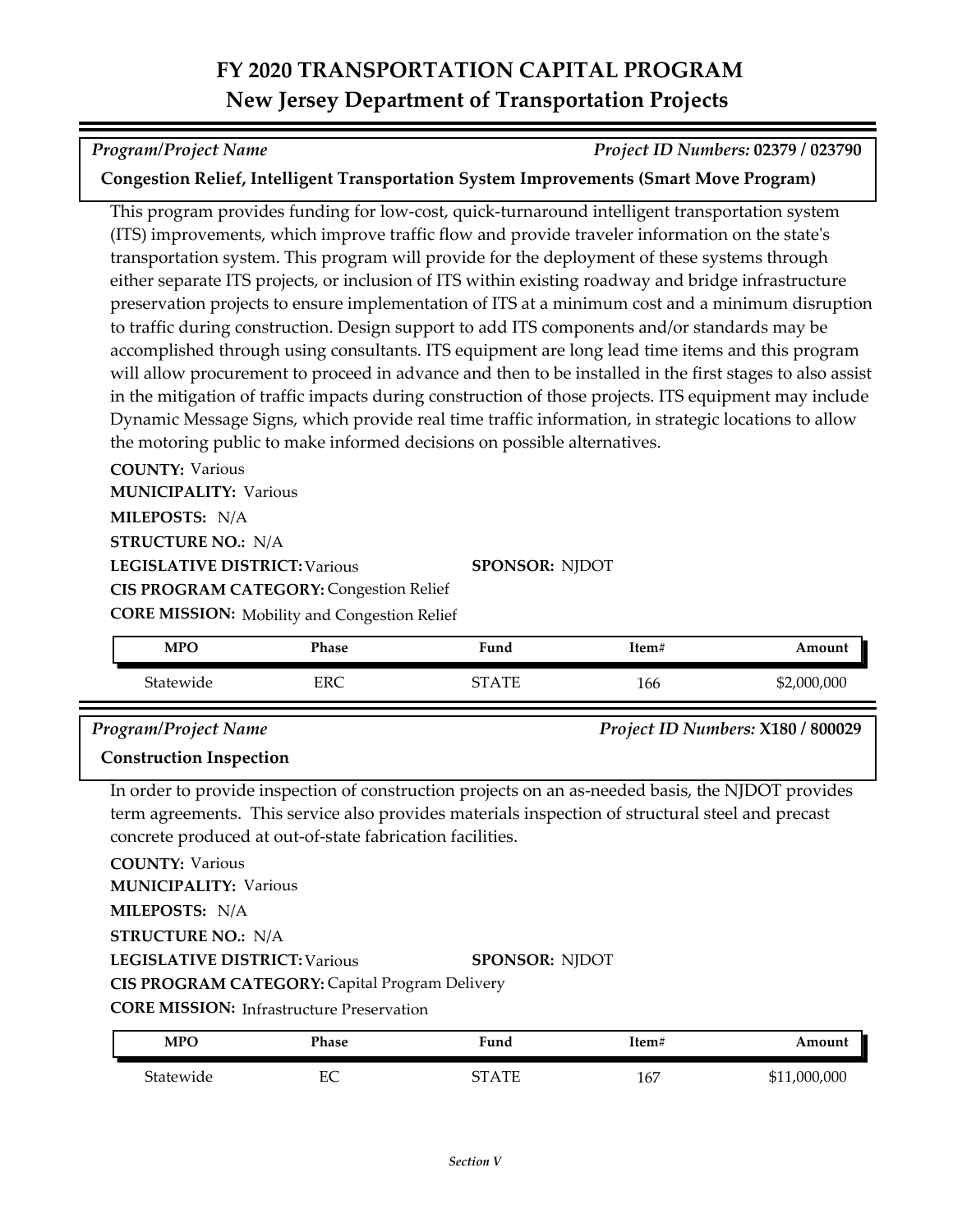# FY 2020 TRANSPORTATION CAPITAL PROGRAM
## New Jersey Department of Transportation Projects

*Program/Project Name* | *Project ID Numbers:* **02379 / 023790**

**Congestion Relief, Intelligent Transportation System Improvements (Smart Move Program)**

This program provides funding for low-cost, quick-turnaround intelligent transportation system (ITS) improvements, which improve traffic flow and provide traveler information on the state's transportation system. This program will provide for the deployment of these systems through either separate ITS projects, or inclusion of ITS within existing roadway and bridge infrastructure preservation projects to ensure implementation of ITS at a minimum cost and a minimum disruption to traffic during construction. Design support to add ITS components and/or standards may be accomplished through using consultants. ITS equipment are long lead time items and this program will allow procurement to proceed in advance and then to be installed in the first stages to also assist in the mitigation of traffic impacts during construction of those projects. ITS equipment may include Dynamic Message Signs, which provide real time traffic information, in strategic locations to allow the motoring public to make informed decisions on possible alternatives.

**COUNTY:** Various
**MUNICIPALITY:** Various
**MILEPOSTS:** N/A
**STRUCTURE NO.:** N/A
**LEGISLATIVE DISTRICT:** Various
**SPONSOR:** NJDOT
**CIS PROGRAM CATEGORY:** Congestion Relief
**CORE MISSION:** Mobility and Congestion Relief

| MPO | Phase | Fund | Item# | Amount |
|---|---|---|---|---|
| Statewide | ERC | STATE | 166 | $2,000,000 |

*Program/Project Name* | *Project ID Numbers:* **X180 / 800029**

**Construction Inspection**

In order to provide inspection of construction projects on an as-needed basis, the NJDOT provides term agreements. This service also provides materials inspection of structural steel and precast concrete produced at out-of-state fabrication facilities.

**COUNTY:** Various
**MUNICIPALITY:** Various
**MILEPOSTS:** N/A
**STRUCTURE NO.:** N/A
**LEGISLATIVE DISTRICT:** Various
**SPONSOR:** NJDOT
**CIS PROGRAM CATEGORY:** Capital Program Delivery
**CORE MISSION:** Infrastructure Preservation

| MPO | Phase | Fund | Item# | Amount |
|---|---|---|---|---|
| Statewide | EC | STATE | 167 | $11,000,000 |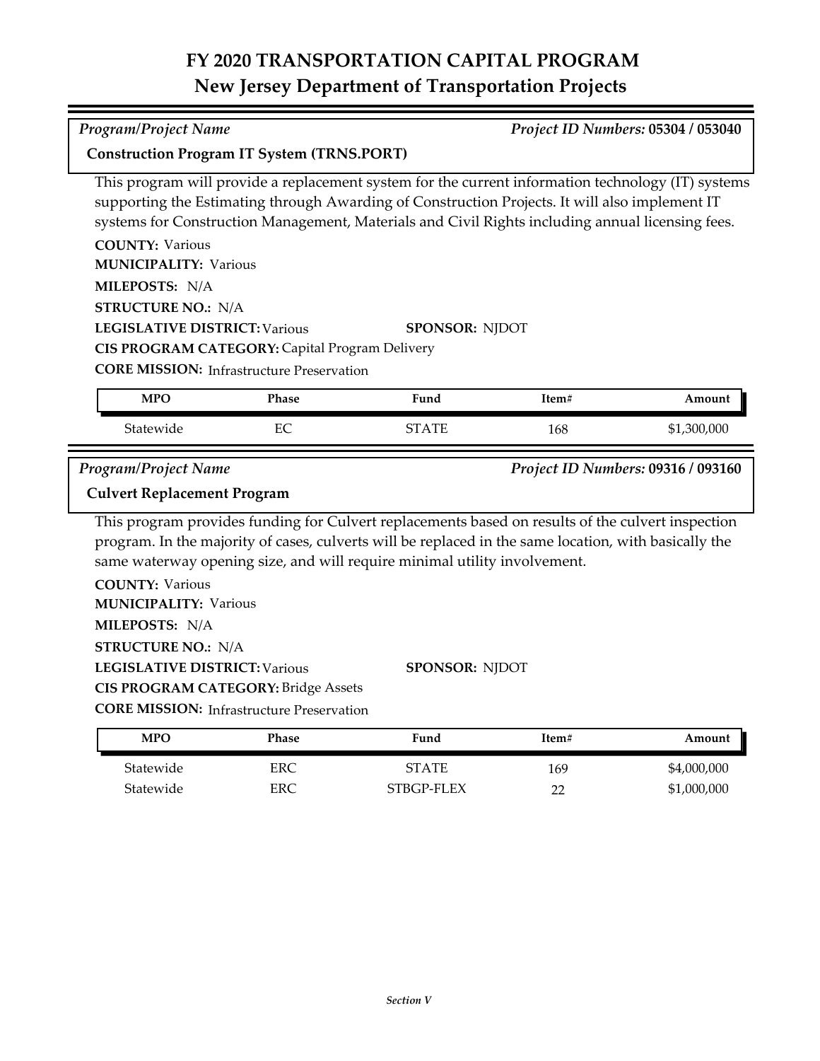# FY 2020 TRANSPORTATION CAPITAL PROGRAM
## New Jersey Department of Transportation Projects

*Program/Project Name* *Project ID Numbers:* **05304 / 053040**

**Construction Program IT System (TRNS.PORT)**

This program will provide a replacement system for the current information technology (IT) systems supporting the Estimating through Awarding of Construction Projects. It will also implement IT systems for Construction Management, Materials and Civil Rights including annual licensing fees.

**COUNTY:** Various
**MUNICIPALITY:** Various
**MILEPOSTS:** N/A
**STRUCTURE NO.:** N/A
**LEGISLATIVE DISTRICT:** Various **SPONSOR:** NJDOT
**CIS PROGRAM CATEGORY:** Capital Program Delivery
**CORE MISSION:** Infrastructure Preservation

| MPO | Phase | Fund | Item# | Amount |
|---|---|---|---|---|
| Statewide | EC | STATE | 168 | $1,300,000 |

*Program/Project Name* *Project ID Numbers:* **09316 / 093160**

**Culvert Replacement Program**

This program provides funding for Culvert replacements based on results of the culvert inspection program. In the majority of cases, culverts will be replaced in the same location, with basically the same waterway opening size, and will require minimal utility involvement.

**COUNTY:** Various
**MUNICIPALITY:** Various
**MILEPOSTS:** N/A
**STRUCTURE NO.:** N/A
**LEGISLATIVE DISTRICT:** Various **SPONSOR:** NJDOT
**CIS PROGRAM CATEGORY:** Bridge Assets
**CORE MISSION:** Infrastructure Preservation

| MPO | Phase | Fund | Item# | Amount |
|---|---|---|---|---|
| Statewide | ERC | STATE | 169 | $4,000,000 |
| Statewide | ERC | STBGP-FLEX | 22 | $1,000,000 |

*Section V*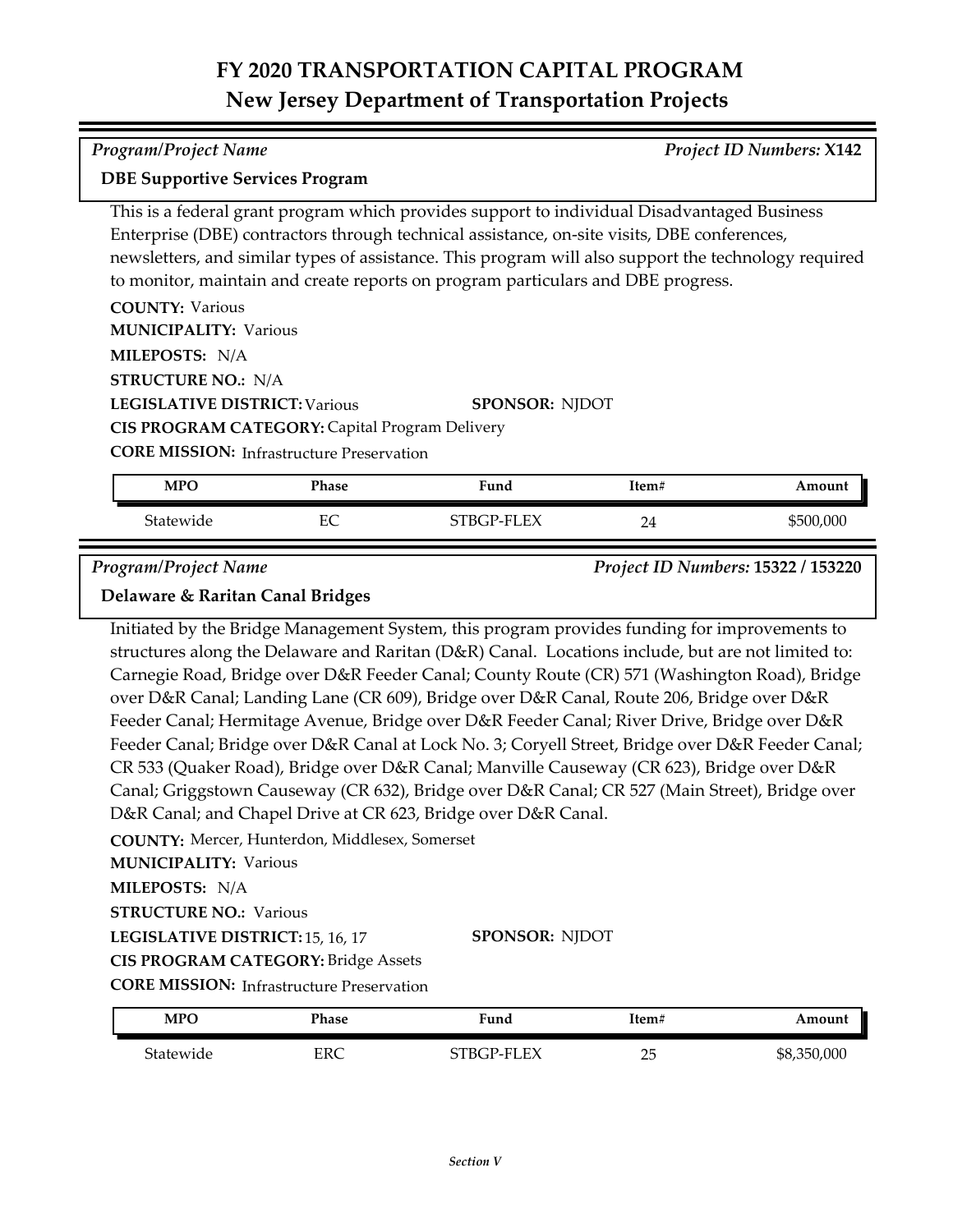# FY 2020 TRANSPORTATION CAPITAL PROGRAM
## New Jersey Department of Transportation Projects

*Program/Project Name* *Project ID Numbers:* **X142**

**DBE Supportive Services Program**

This is a federal grant program which provides support to individual Disadvantaged Business Enterprise (DBE) contractors through technical assistance, on-site visits, DBE conferences, newsletters, and similar types of assistance. This program will also support the technology required to monitor, maintain and create reports on program particulars and DBE progress.

**COUNTY:** Various
**MUNICIPALITY:** Various
**MILEPOSTS:** N/A
**STRUCTURE NO.:** N/A
**LEGISLATIVE DISTRICT:** Various **SPONSOR:** NJDOT
**CIS PROGRAM CATEGORY:** Capital Program Delivery
**CORE MISSION:** Infrastructure Preservation

| MPO | Phase | Fund | Item# | Amount |
|---|---|---|---|---|
| Statewide | EC | STBGP-FLEX | 24 | $500,000 |

*Program/Project Name* *Project ID Numbers:* **15322 / 153220**

**Delaware & Raritan Canal Bridges**

Initiated by the Bridge Management System, this program provides funding for improvements to structures along the Delaware and Raritan (D&R) Canal. Locations include, but are not limited to: Carnegie Road, Bridge over D&R Feeder Canal; County Route (CR) 571 (Washington Road), Bridge over D&R Canal; Landing Lane (CR 609), Bridge over D&R Canal, Route 206, Bridge over D&R Feeder Canal; Hermitage Avenue, Bridge over D&R Feeder Canal; River Drive, Bridge over D&R Feeder Canal; Bridge over D&R Canal at Lock No. 3; Coryell Street, Bridge over D&R Feeder Canal; CR 533 (Quaker Road), Bridge over D&R Canal; Manville Causeway (CR 623), Bridge over D&R Canal; Griggstown Causeway (CR 632), Bridge over D&R Canal; CR 527 (Main Street), Bridge over D&R Canal; and Chapel Drive at CR 623, Bridge over D&R Canal.

**COUNTY:** Mercer, Hunterdon, Middlesex, Somerset
**MUNICIPALITY:** Various
**MILEPOSTS:** N/A
**STRUCTURE NO.:** Various
**LEGISLATIVE DISTRICT:** 15, 16, 17 **SPONSOR:** NJDOT
**CIS PROGRAM CATEGORY:** Bridge Assets
**CORE MISSION:** Infrastructure Preservation

| MPO | Phase | Fund | Item# | Amount |
|---|---|---|---|---|
| Statewide | ERC | STBGP-FLEX | 25 | $8,350,000 |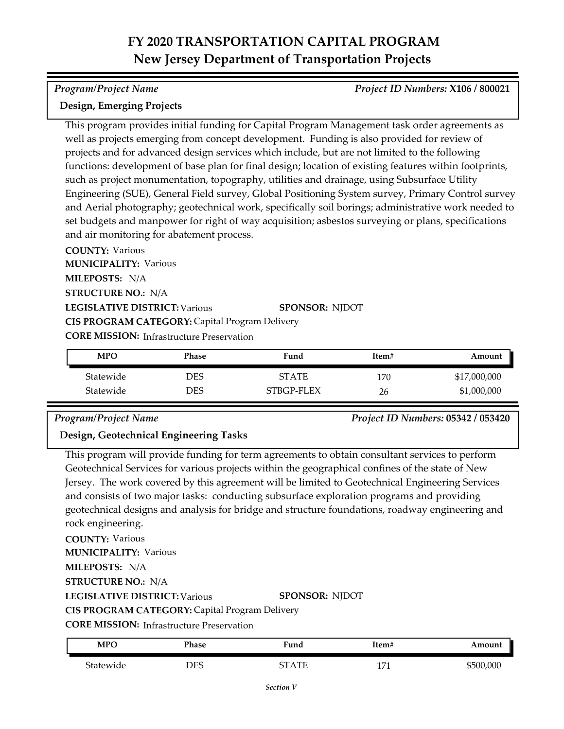# FY 2020 TRANSPORTATION CAPITAL PROGRAM
## New Jersey Department of Transportation Projects

*Program/Project Name* | *Project ID Numbers:* **X106 / 800021**

**Design, Emerging Projects**

This program provides initial funding for Capital Program Management task order agreements as well as projects emerging from concept development. Funding is also provided for review of projects and for advanced design services which include, but are not limited to the following functions: development of base plan for final design; location of existing features within footprints, such as project monumentation, topography, utilities and drainage, using Subsurface Utility Engineering (SUE), General Field survey, Global Positioning System survey, Primary Control survey and Aerial photography; geotechnical work, specifically soil borings; administrative work needed to set budgets and manpower for right of way acquisition; asbestos surveying or plans, specifications and air monitoring for abatement process.

**COUNTY:** Various
**MUNICIPALITY:** Various
**MILEPOSTS:** N/A
**STRUCTURE NO.:** N/A
**LEGISLATIVE DISTRICT:** Various
**SPONSOR:** NJDOT
**CIS PROGRAM CATEGORY:** Capital Program Delivery
**CORE MISSION:** Infrastructure Preservation

| MPO | Phase | Fund | Item# | Amount |
|---|---|---|---|---|
| Statewide | DES | STATE | 170 | $17,000,000 |
| Statewide | DES | STBGP-FLEX | 26 | $1,000,000 |

*Program/Project Name* | *Project ID Numbers:* **05342 / 053420**

**Design, Geotechnical Engineering Tasks**

This program will provide funding for term agreements to obtain consultant services to perform Geotechnical Services for various projects within the geographical confines of the state of New Jersey. The work covered by this agreement will be limited to Geotechnical Engineering Services and consists of two major tasks: conducting subsurface exploration programs and providing geotechnical designs and analysis for bridge and structure foundations, roadway engineering and rock engineering.

**COUNTY:** Various
**MUNICIPALITY:** Various
**MILEPOSTS:** N/A
**STRUCTURE NO.:** N/A
**LEGISLATIVE DISTRICT:** Various
**SPONSOR:** NJDOT
**CIS PROGRAM CATEGORY:** Capital Program Delivery
**CORE MISSION:** Infrastructure Preservation

| MPO | Phase | Fund | Item# | Amount |
|---|---|---|---|---|
| Statewide | DES | STATE | 171 | $500,000 |

*Section V*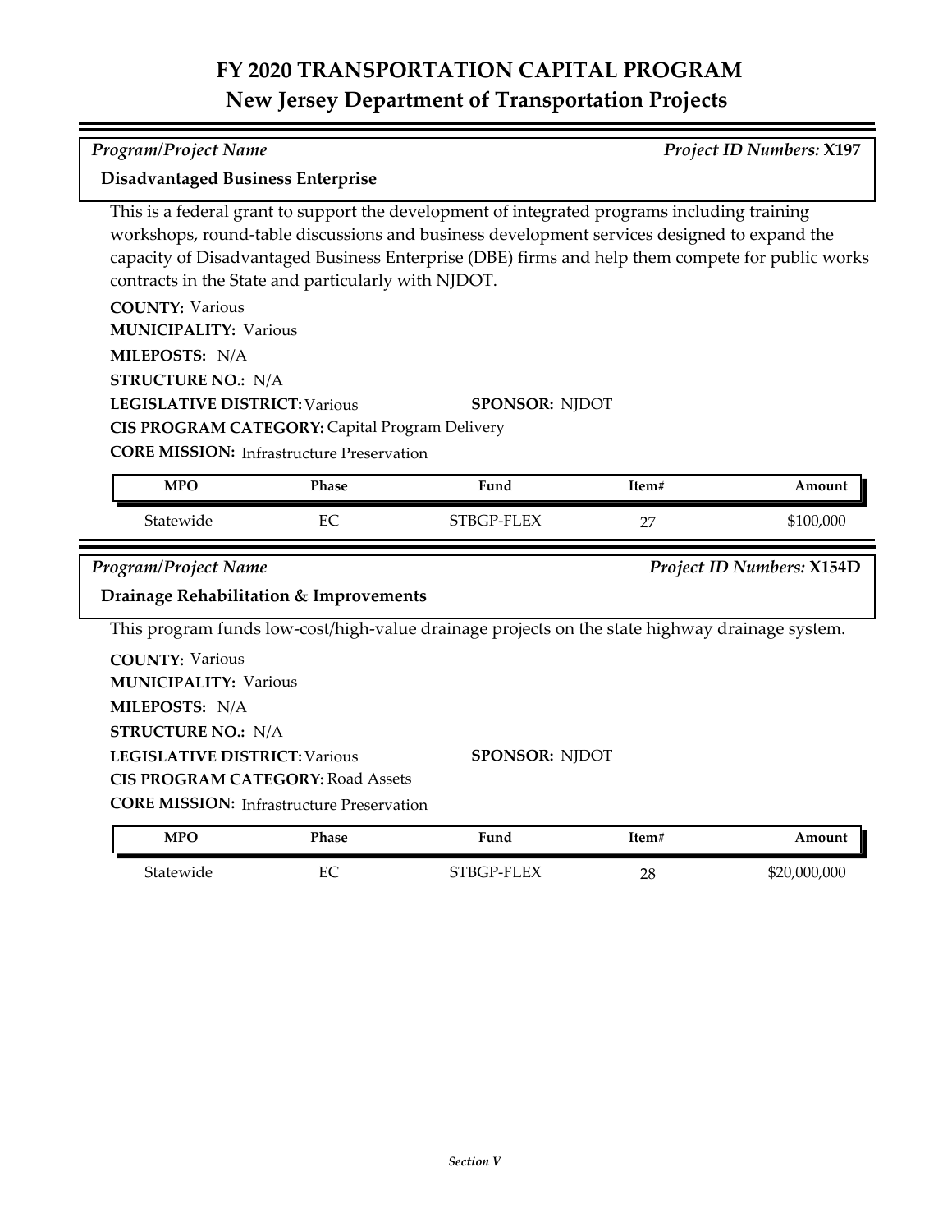# FY 2020 TRANSPORTATION CAPITAL PROGRAM
## New Jersey Department of Transportation Projects

*Program/Project Name* — *Project ID Numbers:* **X197**

**Disadvantaged Business Enterprise**

This is a federal grant to support the development of integrated programs including training workshops, round-table discussions and business development services designed to expand the capacity of Disadvantaged Business Enterprise (DBE) firms and help them compete for public works contracts in the State and particularly with NJDOT.

**COUNTY:** Various
**MUNICIPALITY:** Various
**MILEPOSTS:** N/A
**STRUCTURE NO.:** N/A
**LEGISLATIVE DISTRICT:** Various
**SPONSOR:** NJDOT
**CIS PROGRAM CATEGORY:** Capital Program Delivery
**CORE MISSION:** Infrastructure Preservation

| MPO | Phase | Fund | Item# | Amount |
|---|---|---|---|---|
| Statewide | EC | STBGP-FLEX | 27 | $100,000 |

*Program/Project Name* — *Project ID Numbers:* **X154D**

**Drainage Rehabilitation & Improvements**

This program funds low-cost/high-value drainage projects on the state highway drainage system.

**COUNTY:** Various
**MUNICIPALITY:** Various
**MILEPOSTS:** N/A
**STRUCTURE NO.:** N/A
**LEGISLATIVE DISTRICT:** Various
**SPONSOR:** NJDOT
**CIS PROGRAM CATEGORY:** Road Assets
**CORE MISSION:** Infrastructure Preservation

| MPO | Phase | Fund | Item# | Amount |
|---|---|---|---|---|
| Statewide | EC | STBGP-FLEX | 28 | $20,000,000 |

*Section V*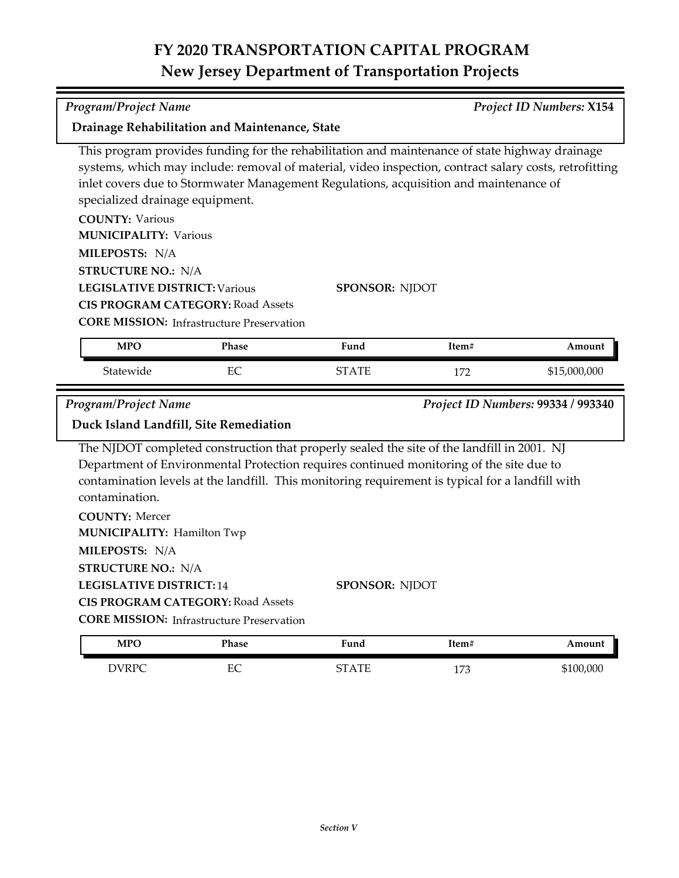# FY 2020 TRANSPORTATION CAPITAL PROGRAM
## New Jersey Department of Transportation Projects

*Program/Project Name* | *Project ID Numbers:* **X154**

### Drainage Rehabilitation and Maintenance, State

This program provides funding for the rehabilitation and maintenance of state highway drainage systems, which may include: removal of material, video inspection, contract salary costs, retrofitting inlet covers due to Stormwater Management Regulations, acquisition and maintenance of specialized drainage equipment.

**COUNTY:** Various
**MUNICIPALITY:** Various
**MILEPOSTS:** N/A
**STRUCTURE NO.:** N/A
**LEGISLATIVE DISTRICT:** Various
**SPONSOR:** NJDOT
**CIS PROGRAM CATEGORY:** Road Assets
**CORE MISSION:** Infrastructure Preservation

| MPO | Phase | Fund | Item# | Amount |
|---|---|---|---|---|
| Statewide | EC | STATE | 172 | $15,000,000 |

*Program/Project Name* | *Project ID Numbers:* **99334 / 993340**

### Duck Island Landfill, Site Remediation

The NJDOT completed construction that properly sealed the site of the landfill in 2001. NJ Department of Environmental Protection requires continued monitoring of the site due to contamination levels at the landfill. This monitoring requirement is typical for a landfill with contamination.

**COUNTY:** Mercer
**MUNICIPALITY:** Hamilton Twp
**MILEPOSTS:** N/A
**STRUCTURE NO.:** N/A
**LEGISLATIVE DISTRICT:** 14
**SPONSOR:** NJDOT
**CIS PROGRAM CATEGORY:** Road Assets
**CORE MISSION:** Infrastructure Preservation

| MPO | Phase | Fund | Item# | Amount |
|---|---|---|---|---|
| DVRPC | EC | STATE | 173 | $100,000 |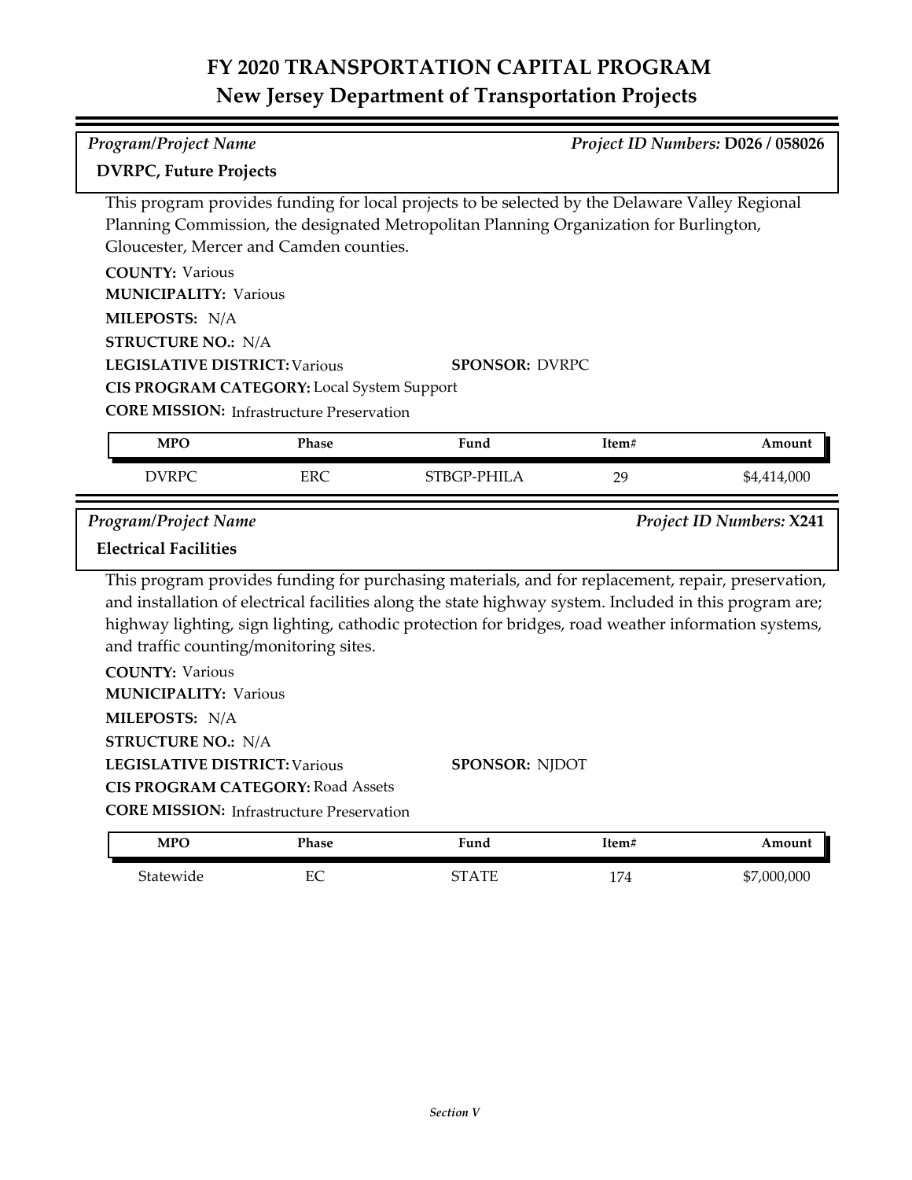# FY 2020 TRANSPORTATION CAPITAL PROGRAM
## New Jersey Department of Transportation Projects

*Program/Project Name* — *Project ID Numbers:* **D026 / 058026**

**DVRPC, Future Projects**

This program provides funding for local projects to be selected by the Delaware Valley Regional Planning Commission, the designated Metropolitan Planning Organization for Burlington, Gloucester, Mercer and Camden counties.

**COUNTY:** Various
**MUNICIPALITY:** Various
**MILEPOSTS:** N/A
**STRUCTURE NO.:** N/A
**LEGISLATIVE DISTRICT:** Various
**SPONSOR:** DVRPC
**CIS PROGRAM CATEGORY:** Local System Support
**CORE MISSION:** Infrastructure Preservation

| MPO | Phase | Fund | Item# | Amount |
|---|---|---|---|---|
| DVRPC | ERC | STBGP-PHILA | 29 | $4,414,000 |

*Program/Project Name* — *Project ID Numbers:* **X241**

**Electrical Facilities**

This program provides funding for purchasing materials, and for replacement, repair, preservation, and installation of electrical facilities along the state highway system. Included in this program are; highway lighting, sign lighting, cathodic protection for bridges, road weather information systems, and traffic counting/monitoring sites.

**COUNTY:** Various
**MUNICIPALITY:** Various
**MILEPOSTS:** N/A
**STRUCTURE NO.:** N/A
**LEGISLATIVE DISTRICT:** Various
**SPONSOR:** NJDOT
**CIS PROGRAM CATEGORY:** Road Assets
**CORE MISSION:** Infrastructure Preservation

| MPO | Phase | Fund | Item# | Amount |
|---|---|---|---|---|
| Statewide | EC | STATE | 174 | $7,000,000 |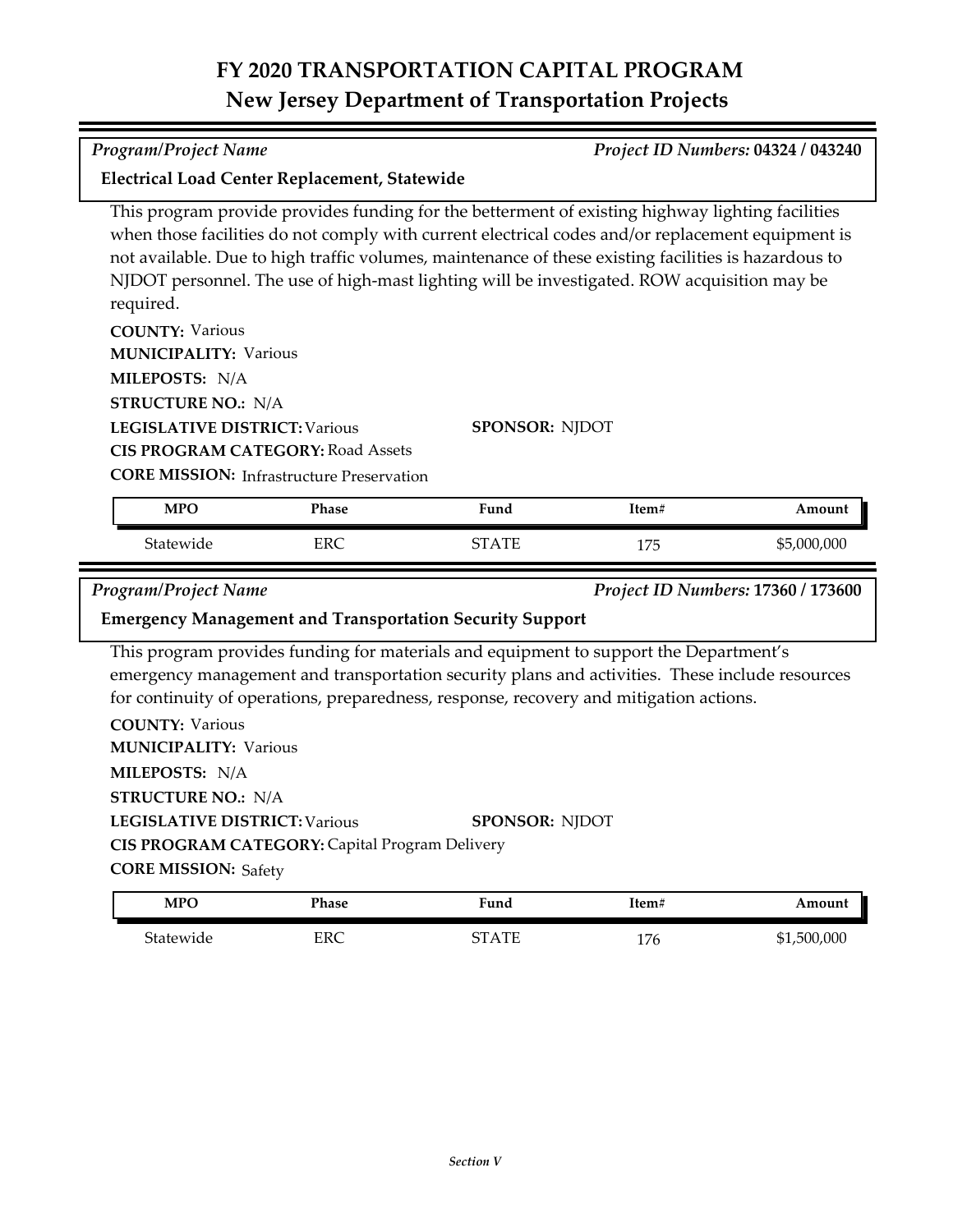# FY 2020 TRANSPORTATION CAPITAL PROGRAM
## New Jersey Department of Transportation Projects

*Program/Project Name* *Project ID Numbers:* **04324 / 043240**

**Electrical Load Center Replacement, Statewide**

This program provide provides funding for the betterment of existing highway lighting facilities when those facilities do not comply with current electrical codes and/or replacement equipment is not available. Due to high traffic volumes, maintenance of these existing facilities is hazardous to NJDOT personnel. The use of high-mast lighting will be investigated. ROW acquisition may be required.

**COUNTY:** Various
**MUNICIPALITY:** Various
**MILEPOSTS:** N/A
**STRUCTURE NO.:** N/A
**LEGISLATIVE DISTRICT:** Various
**SPONSOR:** NJDOT
**CIS PROGRAM CATEGORY:** Road Assets
**CORE MISSION:** Infrastructure Preservation

| MPO | Phase | Fund | Item# | Amount |
|---|---|---|---|---|
| Statewide | ERC | STATE | 175 | $5,000,000 |

*Program/Project Name* *Project ID Numbers:* **17360 / 173600**

**Emergency Management and Transportation Security Support**

This program provides funding for materials and equipment to support the Department's emergency management and transportation security plans and activities. These include resources for continuity of operations, preparedness, response, recovery and mitigation actions.

**COUNTY:** Various
**MUNICIPALITY:** Various
**MILEPOSTS:** N/A
**STRUCTURE NO.:** N/A
**LEGISLATIVE DISTRICT:** Various
**SPONSOR:** NJDOT
**CIS PROGRAM CATEGORY:** Capital Program Delivery
**CORE MISSION:** Safety

| MPO | Phase | Fund | Item# | Amount |
|---|---|---|---|---|
| Statewide | ERC | STATE | 176 | $1,500,000 |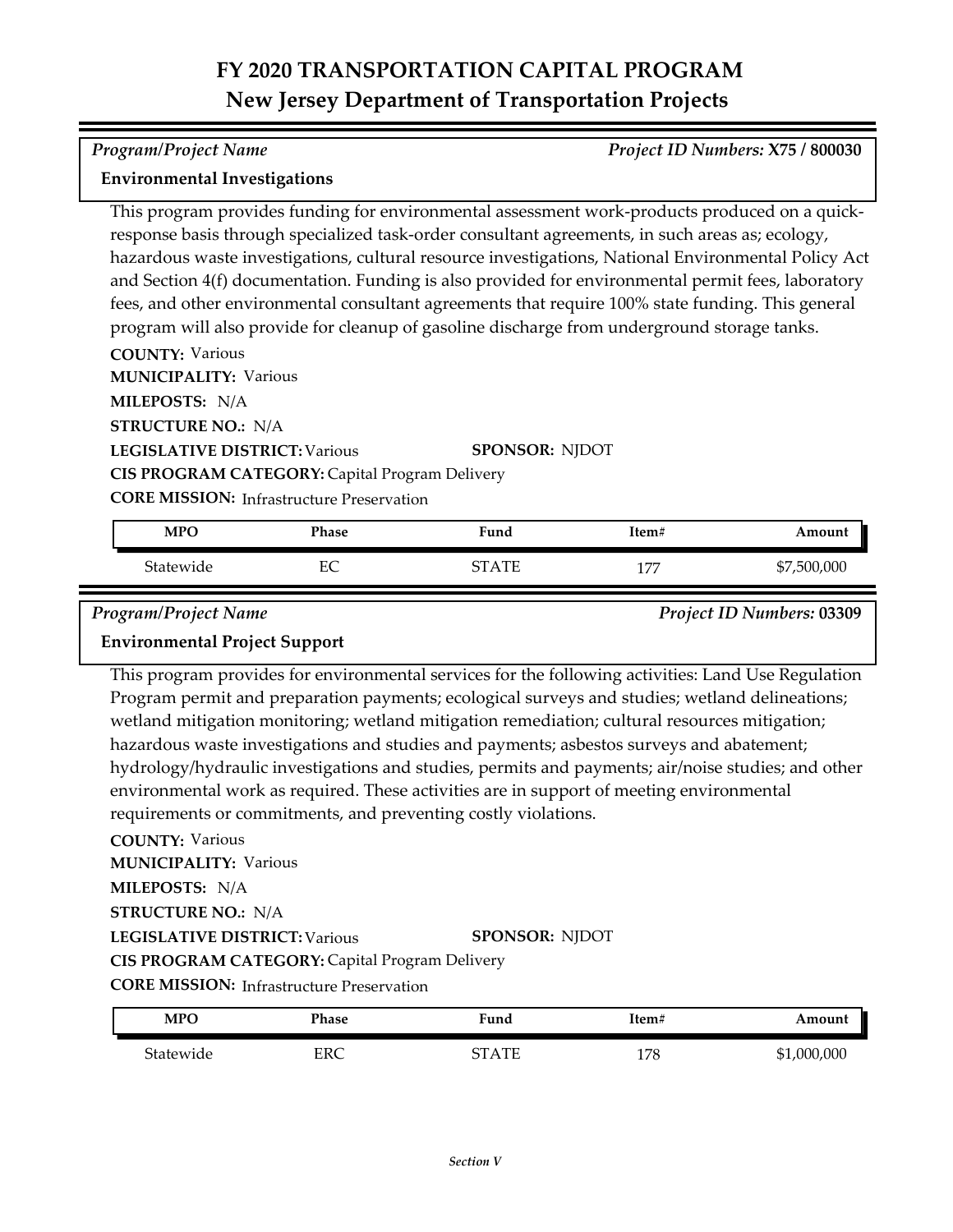# FY 2020 TRANSPORTATION CAPITAL PROGRAM
## New Jersey Department of Transportation Projects

*Program/Project Name* *Project ID Numbers:* **X75 / 800030**

**Environmental Investigations**

This program provides funding for environmental assessment work-products produced on a quick-response basis through specialized task-order consultant agreements, in such areas as; ecology, hazardous waste investigations, cultural resource investigations, National Environmental Policy Act and Section 4(f) documentation. Funding is also provided for environmental permit fees, laboratory fees, and other environmental consultant agreements that require 100% state funding. This general program will also provide for cleanup of gasoline discharge from underground storage tanks.

**COUNTY:** Various
**MUNICIPALITY:** Various
**MILEPOSTS:** N/A
**STRUCTURE NO.:** N/A
**LEGISLATIVE DISTRICT:** Various **SPONSOR:** NJDOT
**CIS PROGRAM CATEGORY:** Capital Program Delivery
**CORE MISSION:** Infrastructure Preservation

| MPO | Phase | Fund | Item# | Amount |
|---|---|---|---|---|
| Statewide | EC | STATE | 177 | $7,500,000 |

*Program/Project Name* *Project ID Numbers:* **03309**

**Environmental Project Support**

This program provides for environmental services for the following activities: Land Use Regulation Program permit and preparation payments; ecological surveys and studies; wetland delineations; wetland mitigation monitoring; wetland mitigation remediation; cultural resources mitigation; hazardous waste investigations and studies and payments; asbestos surveys and abatement; hydrology/hydraulic investigations and studies, permits and payments; air/noise studies; and other environmental work as required. These activities are in support of meeting environmental requirements or commitments, and preventing costly violations.

**COUNTY:** Various
**MUNICIPALITY:** Various
**MILEPOSTS:** N/A
**STRUCTURE NO.:** N/A
**LEGISLATIVE DISTRICT:** Various **SPONSOR:** NJDOT
**CIS PROGRAM CATEGORY:** Capital Program Delivery
**CORE MISSION:** Infrastructure Preservation

| MPO | Phase | Fund | Item# | Amount |
|---|---|---|---|---|
| Statewide | ERC | STATE | 178 | $1,000,000 |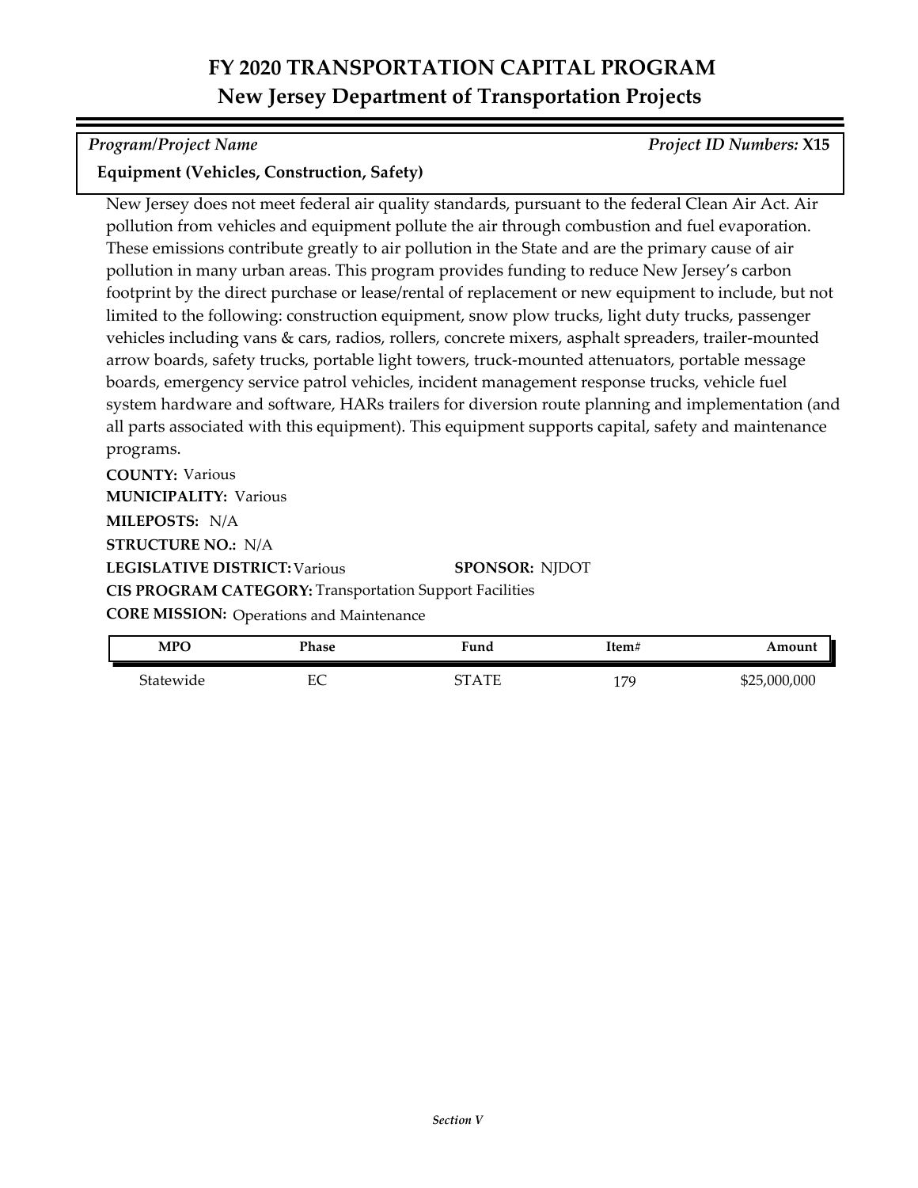# FY 2020 TRANSPORTATION CAPITAL PROGRAM
## New Jersey Department of Transportation Projects

*Program/Project Name* *Project ID Numbers:* **X15**

**Equipment (Vehicles, Construction, Safety)**

New Jersey does not meet federal air quality standards, pursuant to the federal Clean Air Act. Air pollution from vehicles and equipment pollute the air through combustion and fuel evaporation. These emissions contribute greatly to air pollution in the State and are the primary cause of air pollution in many urban areas. This program provides funding to reduce New Jersey's carbon footprint by the direct purchase or lease/rental of replacement or new equipment to include, but not limited to the following: construction equipment, snow plow trucks, light duty trucks, passenger vehicles including vans & cars, radios, rollers, concrete mixers, asphalt spreaders, trailer-mounted arrow boards, safety trucks, portable light towers, truck-mounted attenuators, portable message boards, emergency service patrol vehicles, incident management response trucks, vehicle fuel system hardware and software, HARs trailers for diversion route planning and implementation (and all parts associated with this equipment). This equipment supports capital, safety and maintenance programs.

**COUNTY:** Various

**MUNICIPALITY:** Various

**MILEPOSTS:** N/A

**STRUCTURE NO.:** N/A

**LEGISLATIVE DISTRICT:** Various **SPONSOR:** NJDOT

**CIS PROGRAM CATEGORY:** Transportation Support Facilities

**CORE MISSION:** Operations and Maintenance

| MPO | Phase | Fund | Item# | Amount |
|---|---|---|---|---|
| Statewide | EC | STATE | 179 | $25,000,000 |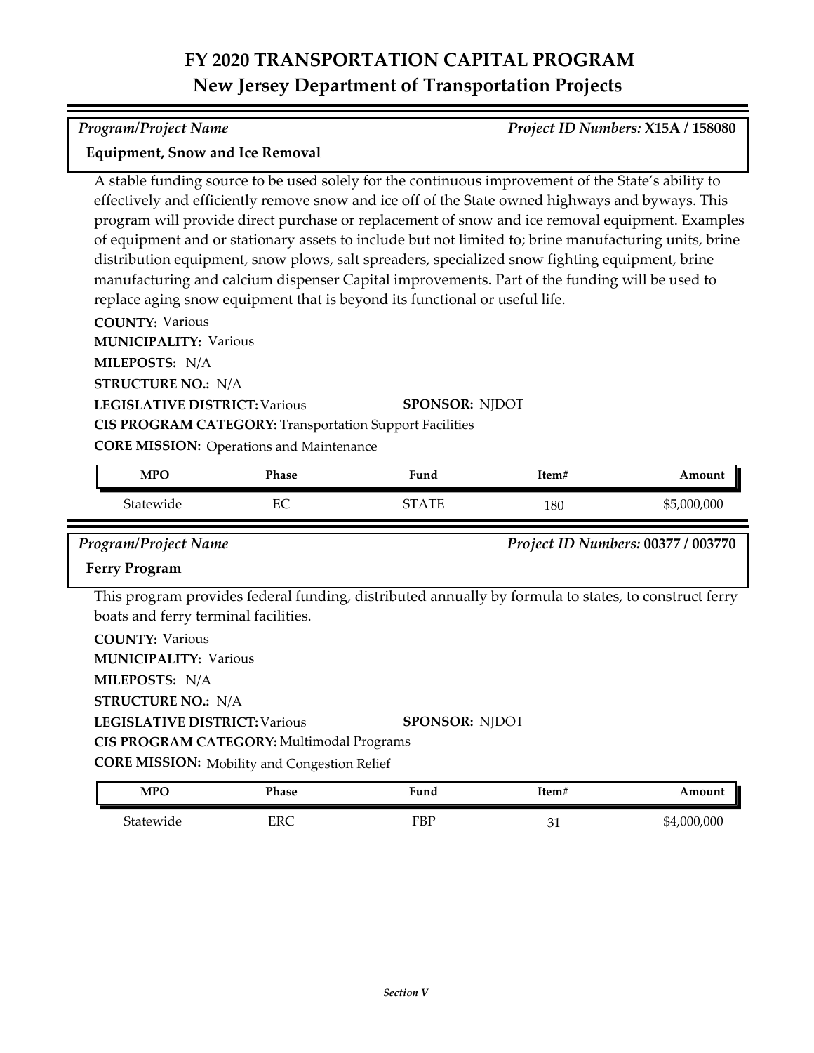# FY 2020 TRANSPORTATION CAPITAL PROGRAM
## New Jersey Department of Transportation Projects

*Program/Project Name* — *Project ID Numbers:* **X15A / 158080**

**Equipment, Snow and Ice Removal**

A stable funding source to be used solely for the continuous improvement of the State's ability to effectively and efficiently remove snow and ice off of the State owned highways and byways. This program will provide direct purchase or replacement of snow and ice removal equipment. Examples of equipment and or stationary assets to include but not limited to; brine manufacturing units, brine distribution equipment, snow plows, salt spreaders, specialized snow fighting equipment, brine manufacturing and calcium dispenser Capital improvements. Part of the funding will be used to replace aging snow equipment that is beyond its functional or useful life.

**COUNTY:** Various
**MUNICIPALITY:** Various
**MILEPOSTS:** N/A
**STRUCTURE NO.:** N/A
**LEGISLATIVE DISTRICT:** Various
**SPONSOR:** NJDOT
**CIS PROGRAM CATEGORY:** Transportation Support Facilities
**CORE MISSION:** Operations and Maintenance

| MPO | Phase | Fund | Item# | Amount |
|---|---|---|---|---|
| Statewide | EC | STATE | 180 | $5,000,000 |

*Program/Project Name* — *Project ID Numbers:* **00377 / 003770**

**Ferry Program**

This program provides federal funding, distributed annually by formula to states, to construct ferry boats and ferry terminal facilities.

**COUNTY:** Various
**MUNICIPALITY:** Various
**MILEPOSTS:** N/A
**STRUCTURE NO.:** N/A
**LEGISLATIVE DISTRICT:** Various
**SPONSOR:** NJDOT
**CIS PROGRAM CATEGORY:** Multimodal Programs
**CORE MISSION:** Mobility and Congestion Relief

| MPO | Phase | Fund | Item# | Amount |
|---|---|---|---|---|
| Statewide | ERC | FBP | 31 | $4,000,000 |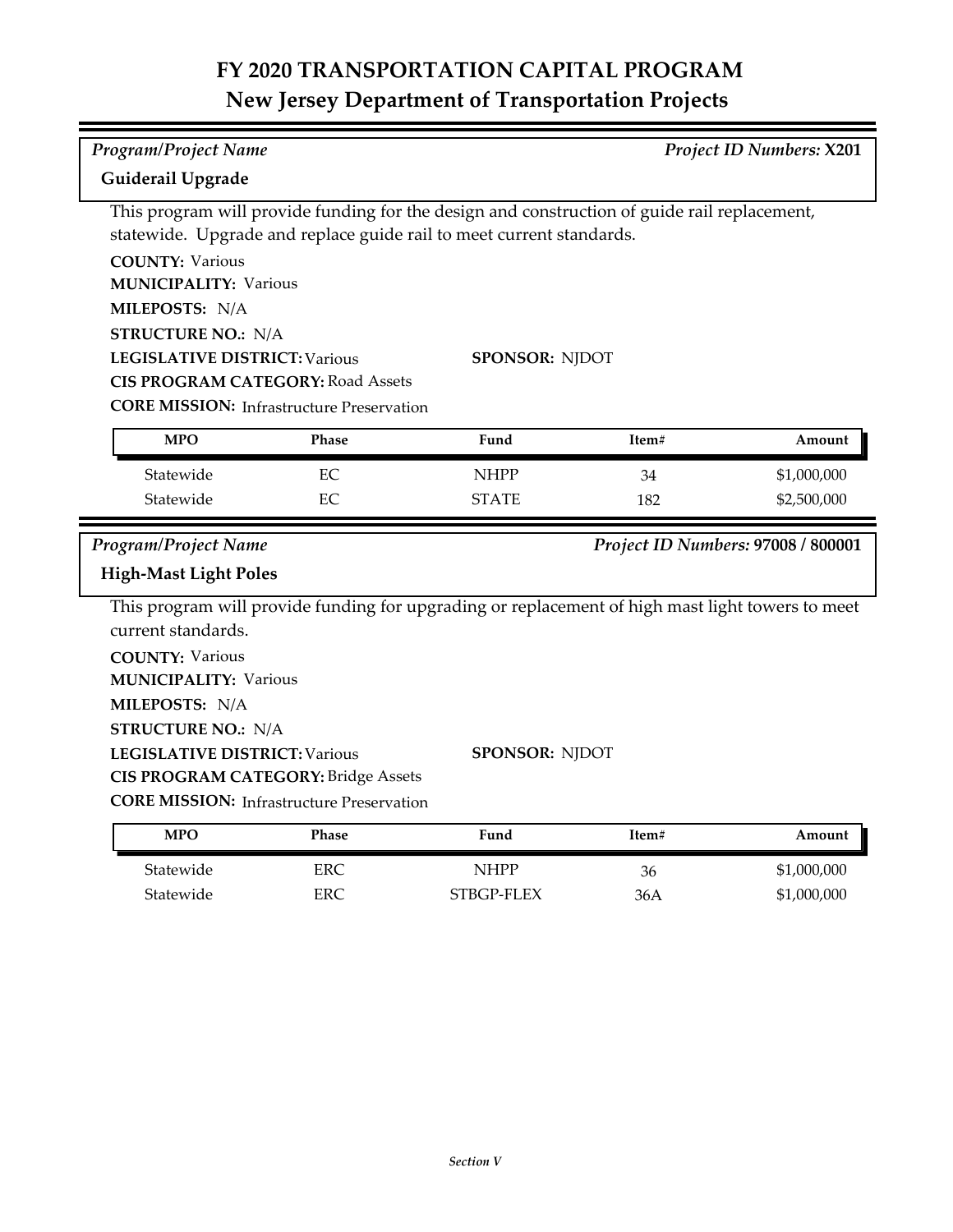# FY 2020 TRANSPORTATION CAPITAL PROGRAM
## New Jersey Department of Transportation Projects

*Program/Project Name* — *Project ID Numbers:* **X201**

**Guiderail Upgrade**

This program will provide funding for the design and construction of guide rail replacement, statewide. Upgrade and replace guide rail to meet current standards.

**COUNTY:** Various
**MUNICIPALITY:** Various
**MILEPOSTS:** N/A
**STRUCTURE NO.:** N/A
**LEGISLATIVE DISTRICT:** Various
**SPONSOR:** NJDOT
**CIS PROGRAM CATEGORY:** Road Assets
**CORE MISSION:** Infrastructure Preservation

| MPO | Phase | Fund | Item# | Amount |
|---|---|---|---|---|
| Statewide | EC | NHPP | 34 | $1,000,000 |
| Statewide | EC | STATE | 182 | $2,500,000 |

*Program/Project Name* — *Project ID Numbers:* **97008 / 800001**

**High-Mast Light Poles**

This program will provide funding for upgrading or replacement of high mast light towers to meet current standards.

**COUNTY:** Various
**MUNICIPALITY:** Various
**MILEPOSTS:** N/A
**STRUCTURE NO.:** N/A
**LEGISLATIVE DISTRICT:** Various
**SPONSOR:** NJDOT
**CIS PROGRAM CATEGORY:** Bridge Assets
**CORE MISSION:** Infrastructure Preservation

| MPO | Phase | Fund | Item# | Amount |
|---|---|---|---|---|
| Statewide | ERC | NHPP | 36 | $1,000,000 |
| Statewide | ERC | STBGP-FLEX | 36A | $1,000,000 |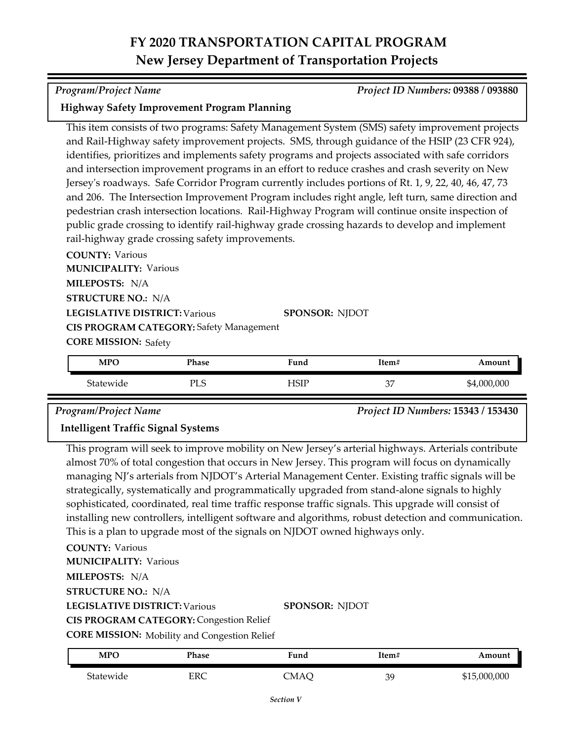# FY 2020 TRANSPORTATION CAPITAL PROGRAM
## New Jersey Department of Transportation Projects

*Program/Project Name* | *Project ID Numbers:* **09388 / 093880**

**Highway Safety Improvement Program Planning**

This item consists of two programs: Safety Management System (SMS) safety improvement projects and Rail-Highway safety improvement projects. SMS, through guidance of the HSIP (23 CFR 924), identifies, prioritizes and implements safety programs and projects associated with safe corridors and intersection improvement programs in an effort to reduce crashes and crash severity on New Jersey's roadways. Safe Corridor Program currently includes portions of Rt. 1, 9, 22, 40, 46, 47, 73 and 206. The Intersection Improvement Program includes right angle, left turn, same direction and pedestrian crash intersection locations. Rail-Highway Program will continue onsite inspection of public grade crossing to identify rail-highway grade crossing hazards to develop and implement rail-highway grade crossing safety improvements.

**COUNTY:** Various
**MUNICIPALITY:** Various
**MILEPOSTS:** N/A
**STRUCTURE NO.:** N/A
**LEGISLATIVE DISTRICT:** Various
**SPONSOR:** NJDOT
**CIS PROGRAM CATEGORY:** Safety Management
**CORE MISSION:** Safety

| MPO | Phase | Fund | Item# | Amount |
|---|---|---|---|---|
| Statewide | PLS | HSIP | 37 | $4,000,000 |

*Program/Project Name* | *Project ID Numbers:* **15343 / 153430**

**Intelligent Traffic Signal Systems**

This program will seek to improve mobility on New Jersey's arterial highways. Arterials contribute almost 70% of total congestion that occurs in New Jersey. This program will focus on dynamically managing NJ's arterials from NJDOT's Arterial Management Center. Existing traffic signals will be strategically, systematically and programmatically upgraded from stand-alone signals to highly sophisticated, coordinated, real time traffic response traffic signals. This upgrade will consist of installing new controllers, intelligent software and algorithms, robust detection and communication. This is a plan to upgrade most of the signals on NJDOT owned highways only.

**COUNTY:** Various
**MUNICIPALITY:** Various
**MILEPOSTS:** N/A
**STRUCTURE NO.:** N/A
**LEGISLATIVE DISTRICT:** Various
**SPONSOR:** NJDOT
**CIS PROGRAM CATEGORY:** Congestion Relief
**CORE MISSION:** Mobility and Congestion Relief

| MPO | Phase | Fund | Item# | Amount |
|---|---|---|---|---|
| Statewide | ERC | CMAQ | 39 | $15,000,000 |

*Section V*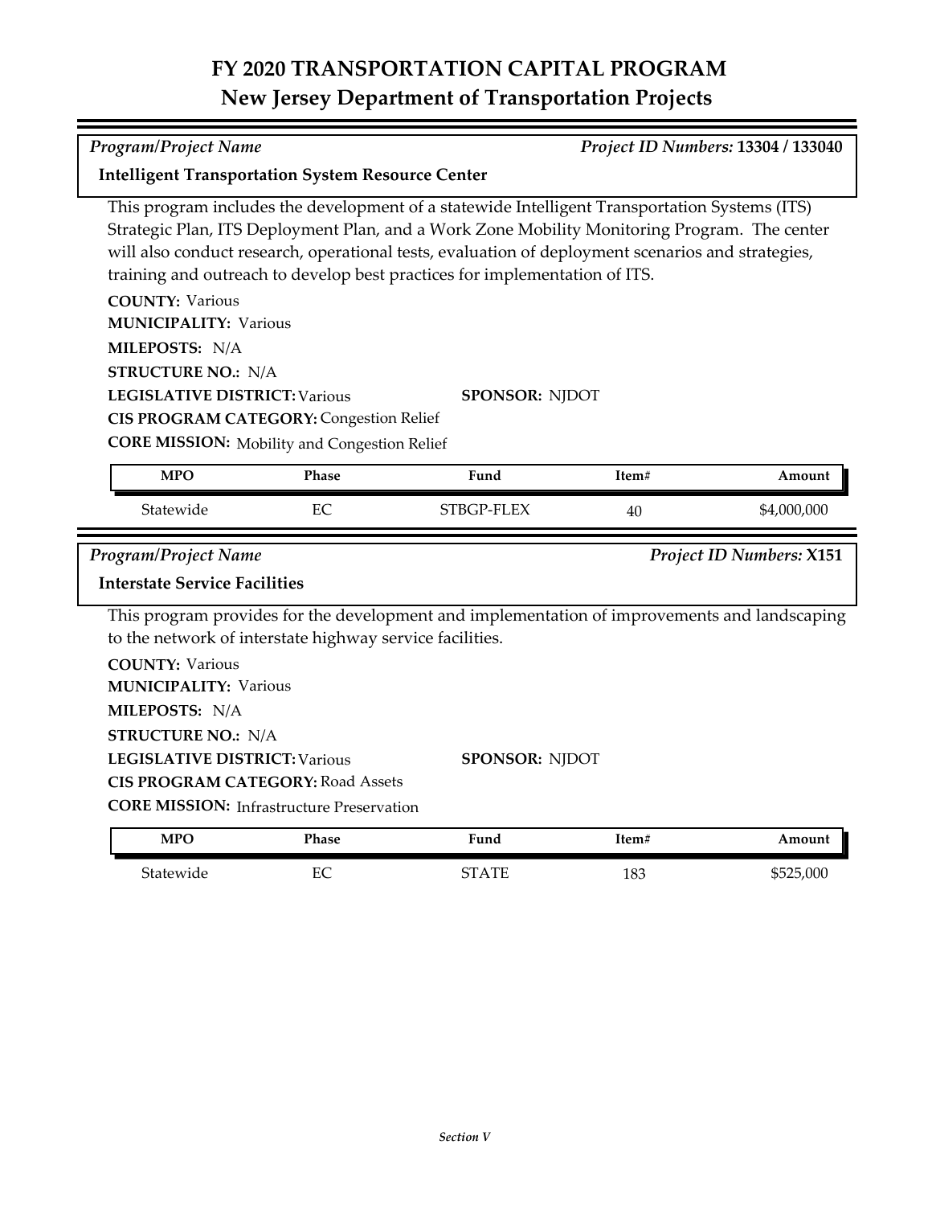# FY 2020 TRANSPORTATION CAPITAL PROGRAM
## New Jersey Department of Transportation Projects

*Program/Project Name* *Project ID Numbers:* **13304 / 133040**

**Intelligent Transportation System Resource Center**

This program includes the development of a statewide Intelligent Transportation Systems (ITS) Strategic Plan, ITS Deployment Plan, and a Work Zone Mobility Monitoring Program. The center will also conduct research, operational tests, evaluation of deployment scenarios and strategies, training and outreach to develop best practices for implementation of ITS.

**COUNTY:** Various
**MUNICIPALITY:** Various
**MILEPOSTS:** N/A
**STRUCTURE NO.:** N/A
**LEGISLATIVE DISTRICT:** Various **SPONSOR:** NJDOT
**CIS PROGRAM CATEGORY:** Congestion Relief
**CORE MISSION:** Mobility and Congestion Relief

| MPO | Phase | Fund | Item# | Amount |
|---|---|---|---|---|
| Statewide | EC | STBGP-FLEX | 40 | $4,000,000 |

*Program/Project Name* *Project ID Numbers:* **X151**

**Interstate Service Facilities**

This program provides for the development and implementation of improvements and landscaping to the network of interstate highway service facilities.

**COUNTY:** Various
**MUNICIPALITY:** Various
**MILEPOSTS:** N/A
**STRUCTURE NO.:** N/A
**LEGISLATIVE DISTRICT:** Various **SPONSOR:** NJDOT
**CIS PROGRAM CATEGORY:** Road Assets
**CORE MISSION:** Infrastructure Preservation

| MPO | Phase | Fund | Item# | Amount |
|---|---|---|---|---|
| Statewide | EC | STATE | 183 | $525,000 |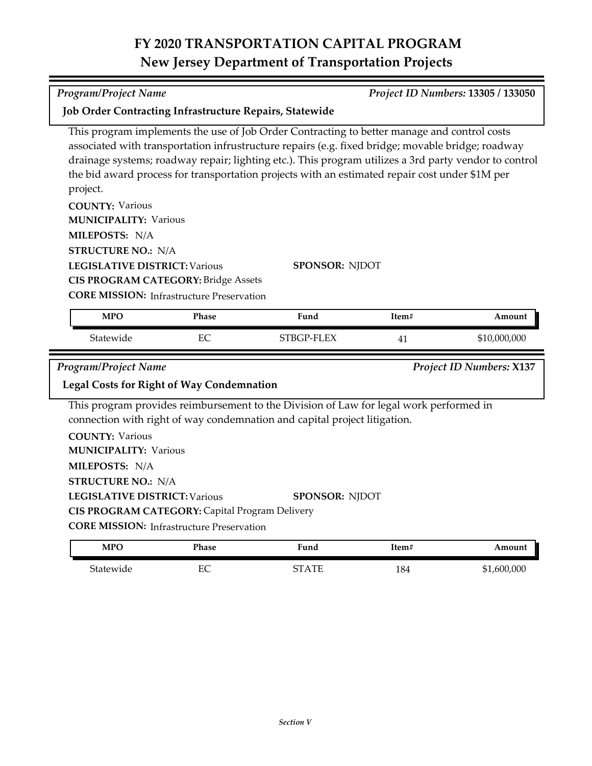# FY 2020 TRANSPORTATION CAPITAL PROGRAM
## New Jersey Department of Transportation Projects

*Program/Project Name* — *Project ID Numbers:* **13305 / 133050**

**Job Order Contracting Infrastructure Repairs, Statewide**

This program implements the use of Job Order Contracting to better manage and control costs associated with transportation infrustructure repairs (e.g. fixed bridge; movable bridge; roadway drainage systems; roadway repair; lighting etc.). This program utilizes a 3rd party vendor to control the bid award process for transportation projects with an estimated repair cost under $1M per project.

**COUNTY:** Various
**MUNICIPALITY:** Various
**MILEPOSTS:** N/A
**STRUCTURE NO.:** N/A
**LEGISLATIVE DISTRICT:** Various
**SPONSOR:** NJDOT
**CIS PROGRAM CATEGORY:** Bridge Assets
**CORE MISSION:** Infrastructure Preservation

| MPO | Phase | Fund | Item# | Amount |
|---|---|---|---|---|
| Statewide | EC | STBGP-FLEX | 41 | $10,000,000 |

*Program/Project Name* — *Project ID Numbers:* **X137**

**Legal Costs for Right of Way Condemnation**

This program provides reimbursement to the Division of Law for legal work performed in connection with right of way condemnation and capital project litigation.

**COUNTY:** Various
**MUNICIPALITY:** Various
**MILEPOSTS:** N/A
**STRUCTURE NO.:** N/A
**LEGISLATIVE DISTRICT:** Various
**SPONSOR:** NJDOT
**CIS PROGRAM CATEGORY:** Capital Program Delivery
**CORE MISSION:** Infrastructure Preservation

| MPO | Phase | Fund | Item# | Amount |
|---|---|---|---|---|
| Statewide | EC | STATE | 184 | $1,600,000 |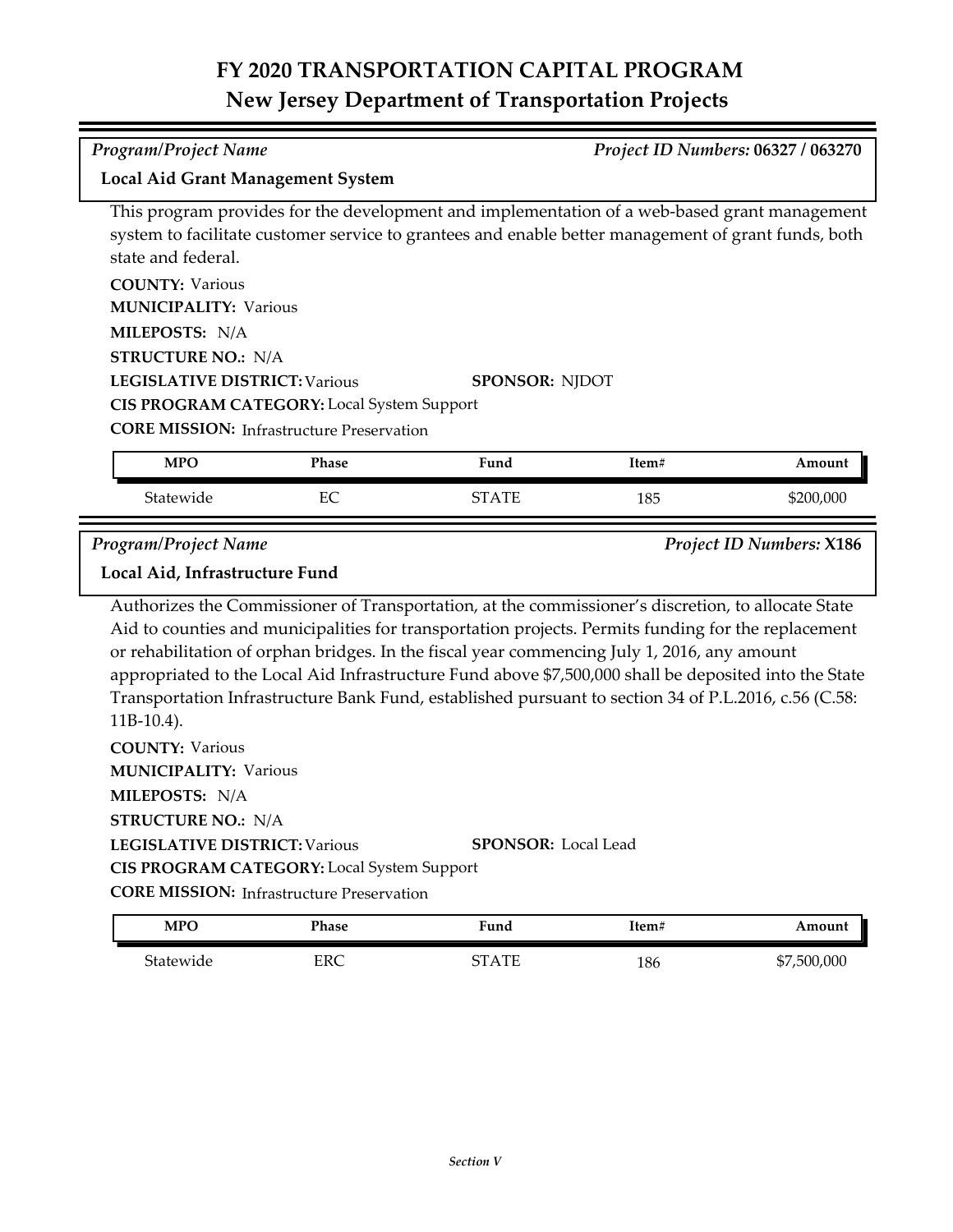# FY 2020 TRANSPORTATION CAPITAL PROGRAM
## New Jersey Department of Transportation Projects

*Program/Project Name* | *Project ID Numbers:* **06327 / 063270**

**Local Aid Grant Management System**

This program provides for the development and implementation of a web-based grant management system to facilitate customer service to grantees and enable better management of grant funds, both state and federal.

**COUNTY:** Various
**MUNICIPALITY:** Various
**MILEPOSTS:** N/A
**STRUCTURE NO.:** N/A
**LEGISLATIVE DISTRICT:** Various
**SPONSOR:** NJDOT
**CIS PROGRAM CATEGORY:** Local System Support
**CORE MISSION:** Infrastructure Preservation

| MPO | Phase | Fund | Item# | Amount |
|---|---|---|---|---|
| Statewide | EC | STATE | 185 | $200,000 |

*Program/Project Name* | *Project ID Numbers:* **X186**

**Local Aid, Infrastructure Fund**

Authorizes the Commissioner of Transportation, at the commissioner's discretion, to allocate State Aid to counties and municipalities for transportation projects. Permits funding for the replacement or rehabilitation of orphan bridges. In the fiscal year commencing July 1, 2016, any amount appropriated to the Local Aid Infrastructure Fund above $7,500,000 shall be deposited into the State Transportation Infrastructure Bank Fund, established pursuant to section 34 of P.L.2016, c.56 (C.58: 11B-10.4).

**COUNTY:** Various
**MUNICIPALITY:** Various
**MILEPOSTS:** N/A
**STRUCTURE NO.:** N/A
**LEGISLATIVE DISTRICT:** Various
**SPONSOR:** Local Lead
**CIS PROGRAM CATEGORY:** Local System Support
**CORE MISSION:** Infrastructure Preservation

| MPO | Phase | Fund | Item# | Amount |
|---|---|---|---|---|
| Statewide | ERC | STATE | 186 | $7,500,000 |

*Section V*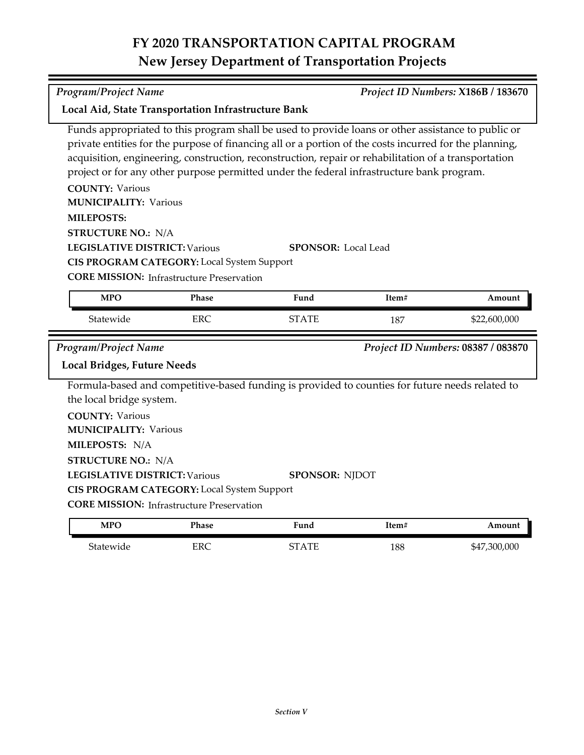# FY 2020 TRANSPORTATION CAPITAL PROGRAM
## New Jersey Department of Transportation Projects

*Program/Project Name* | *Project ID Numbers:* **X186B / 183670**

**Local Aid, State Transportation Infrastructure Bank**

Funds appropriated to this program shall be used to provide loans or other assistance to public or private entities for the purpose of financing all or a portion of the costs incurred for the planning, acquisition, engineering, construction, reconstruction, repair or rehabilitation of a transportation project or for any other purpose permitted under the federal infrastructure bank program.

**COUNTY:** Various
**MUNICIPALITY:** Various
**MILEPOSTS:**
**STRUCTURE NO.:** N/A
**LEGISLATIVE DISTRICT:** Various
**SPONSOR:** Local Lead
**CIS PROGRAM CATEGORY:** Local System Support
**CORE MISSION:** Infrastructure Preservation

| MPO | Phase | Fund | Item# | Amount |
|---|---|---|---|---|
| Statewide | ERC | STATE | 187 | $22,600,000 |

*Program/Project Name* | *Project ID Numbers:* **08387 / 083870**

**Local Bridges, Future Needs**

Formula-based and competitive-based funding is provided to counties for future needs related to the local bridge system.

**COUNTY:** Various
**MUNICIPALITY:** Various
**MILEPOSTS:** N/A
**STRUCTURE NO.:** N/A
**LEGISLATIVE DISTRICT:** Various
**SPONSOR:** NJDOT
**CIS PROGRAM CATEGORY:** Local System Support
**CORE MISSION:** Infrastructure Preservation

| MPO | Phase | Fund | Item# | Amount |
|---|---|---|---|---|
| Statewide | ERC | STATE | 188 | $47,300,000 |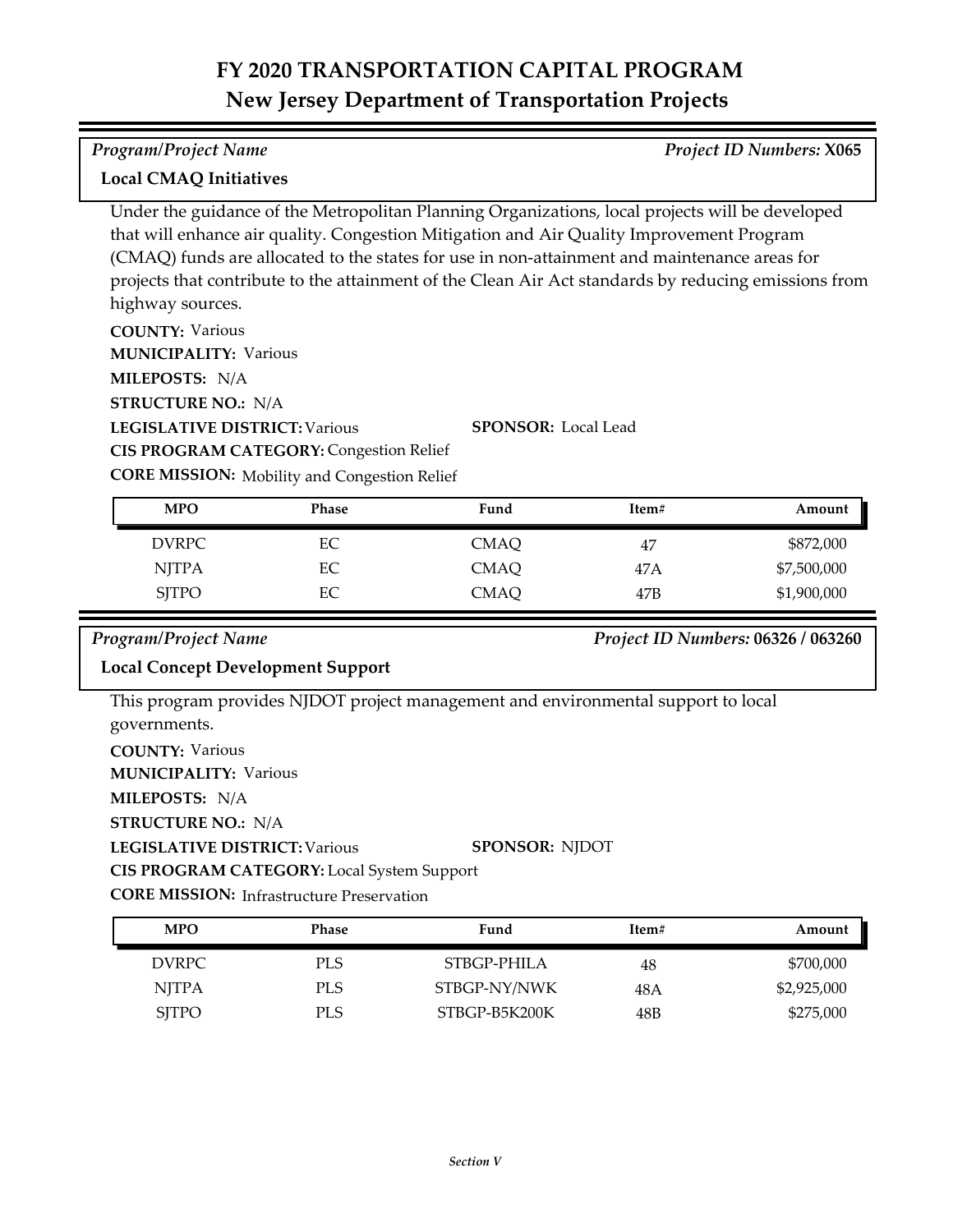# FY 2020 TRANSPORTATION CAPITAL PROGRAM
## New Jersey Department of Transportation Projects

*Program/Project Name* | *Project ID Numbers:* **X065**

**Local CMAQ Initiatives**

Under the guidance of the Metropolitan Planning Organizations, local projects will be developed that will enhance air quality. Congestion Mitigation and Air Quality Improvement Program (CMAQ) funds are allocated to the states for use in non-attainment and maintenance areas for projects that contribute to the attainment of the Clean Air Act standards by reducing emissions from highway sources.

**COUNTY:** Various
**MUNICIPALITY:** Various
**MILEPOSTS:** N/A
**STRUCTURE NO.:** N/A
**LEGISLATIVE DISTRICT:** Various
**SPONSOR:** Local Lead
**CIS PROGRAM CATEGORY:** Congestion Relief
**CORE MISSION:** Mobility and Congestion Relief

| MPO | Phase | Fund | Item# | Amount |
|---|---|---|---|---|
| DVRPC | EC | CMAQ | 47 | $872,000 |
| NJTPA | EC | CMAQ | 47A | $7,500,000 |
| SJTPO | EC | CMAQ | 47B | $1,900,000 |

*Program/Project Name* | *Project ID Numbers:* **06326 / 063260**

**Local Concept Development Support**

This program provides NJDOT project management and environmental support to local governments.

**COUNTY:** Various
**MUNICIPALITY:** Various
**MILEPOSTS:** N/A
**STRUCTURE NO.:** N/A
**LEGISLATIVE DISTRICT:** Various
**SPONSOR:** NJDOT
**CIS PROGRAM CATEGORY:** Local System Support
**CORE MISSION:** Infrastructure Preservation

| MPO | Phase | Fund | Item# | Amount |
|---|---|---|---|---|
| DVRPC | PLS | STBGP-PHILA | 48 | $700,000 |
| NJTPA | PLS | STBGP-NY/NWK | 48A | $2,925,000 |
| SJTPO | PLS | STBGP-B5K200K | 48B | $275,000 |

*Section V*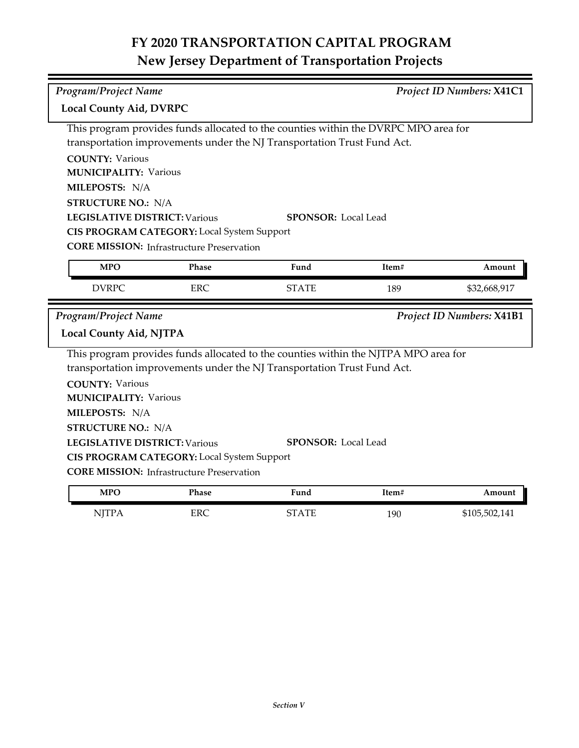# FY 2020 TRANSPORTATION CAPITAL PROGRAM
## New Jersey Department of Transportation Projects

*Program/Project Name* *Project ID Numbers:* **X41C1**

**Local County Aid, DVRPC**

This program provides funds allocated to the counties within the DVRPC MPO area for transportation improvements under the NJ Transportation Trust Fund Act.

**COUNTY:** Various
**MUNICIPALITY:** Various
**MILEPOSTS:** N/A
**STRUCTURE NO.:** N/A
**LEGISLATIVE DISTRICT:** Various **SPONSOR:** Local Lead
**CIS PROGRAM CATEGORY:** Local System Support
**CORE MISSION:** Infrastructure Preservation

| MPO | Phase | Fund | Item# | Amount |
|---|---|---|---|---|
| DVRPC | ERC | STATE | 189 | $32,668,917 |

*Program/Project Name* *Project ID Numbers:* **X41B1**

**Local County Aid, NJTPA**

This program provides funds allocated to the counties within the NJTPA MPO area for transportation improvements under the NJ Transportation Trust Fund Act.

**COUNTY:** Various
**MUNICIPALITY:** Various
**MILEPOSTS:** N/A
**STRUCTURE NO.:** N/A
**LEGISLATIVE DISTRICT:** Various **SPONSOR:** Local Lead
**CIS PROGRAM CATEGORY:** Local System Support
**CORE MISSION:** Infrastructure Preservation

| MPO | Phase | Fund | Item# | Amount |
|---|---|---|---|---|
| NJTPA | ERC | STATE | 190 | $105,502,141 |

*Section V*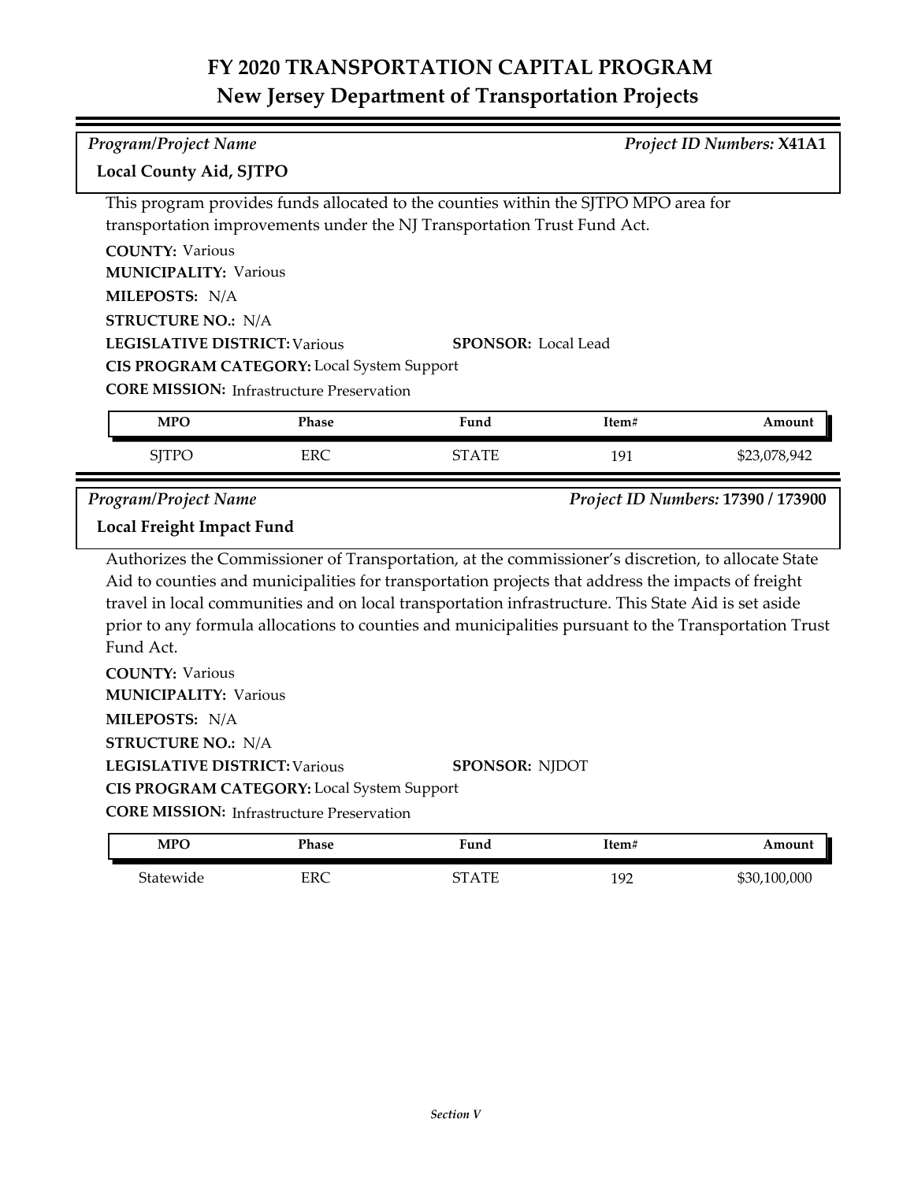# FY 2020 TRANSPORTATION CAPITAL PROGRAM
## New Jersey Department of Transportation Projects

*Program/Project Name* *Project ID Numbers:* **X41A1**

**Local County Aid, SJTPO**

This program provides funds allocated to the counties within the SJTPO MPO area for transportation improvements under the NJ Transportation Trust Fund Act.

**COUNTY:** Various
**MUNICIPALITY:** Various
**MILEPOSTS:** N/A
**STRUCTURE NO.:** N/A
**LEGISLATIVE DISTRICT:** Various **SPONSOR:** Local Lead
**CIS PROGRAM CATEGORY:** Local System Support
**CORE MISSION:** Infrastructure Preservation

| MPO | Phase | Fund | Item# | Amount |
|---|---|---|---|---|
| SJTPO | ERC | STATE | 191 | $23,078,942 |

*Program/Project Name* *Project ID Numbers:* **17390 / 173900**

**Local Freight Impact Fund**

Authorizes the Commissioner of Transportation, at the commissioner's discretion, to allocate State Aid to counties and municipalities for transportation projects that address the impacts of freight travel in local communities and on local transportation infrastructure. This State Aid is set aside prior to any formula allocations to counties and municipalities pursuant to the Transportation Trust Fund Act.

**COUNTY:** Various
**MUNICIPALITY:** Various
**MILEPOSTS:** N/A
**STRUCTURE NO.:** N/A
**LEGISLATIVE DISTRICT:** Various **SPONSOR:** NJDOT
**CIS PROGRAM CATEGORY:** Local System Support
**CORE MISSION:** Infrastructure Preservation

| MPO | Phase | Fund | Item# | Amount |
|---|---|---|---|---|
| Statewide | ERC | STATE | 192 | $30,100,000 |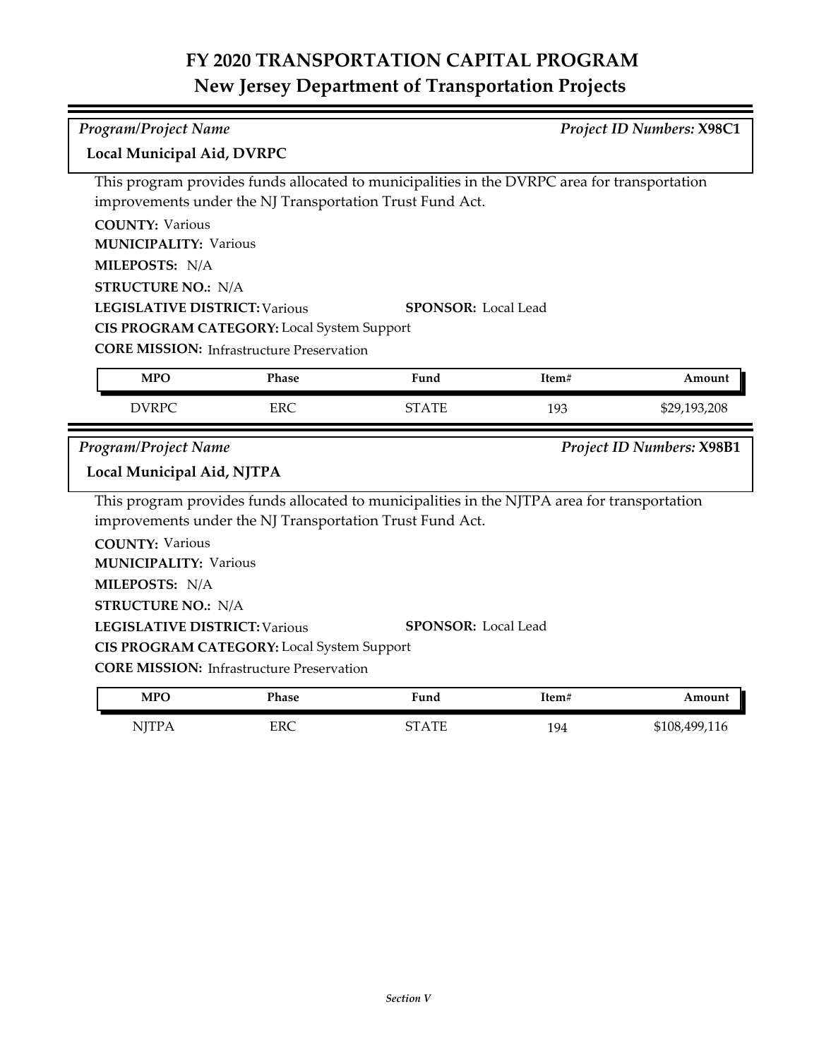# FY 2020 TRANSPORTATION CAPITAL PROGRAM
## New Jersey Department of Transportation Projects

*Program/Project Name* *Project ID Numbers:* **X98C1**

**Local Municipal Aid, DVRPC**

This program provides funds allocated to municipalities in the DVRPC area for transportation improvements under the NJ Transportation Trust Fund Act.

**COUNTY:** Various
**MUNICIPALITY:** Various
**MILEPOSTS:** N/A
**STRUCTURE NO.:** N/A
**LEGISLATIVE DISTRICT:** Various **SPONSOR:** Local Lead
**CIS PROGRAM CATEGORY:** Local System Support
**CORE MISSION:** Infrastructure Preservation

| MPO | Phase | Fund | Item# | Amount |
|---|---|---|---|---|
| DVRPC | ERC | STATE | 193 | $29,193,208 |

*Program/Project Name* *Project ID Numbers:* **X98B1**

**Local Municipal Aid, NJTPA**

This program provides funds allocated to municipalities in the NJTPA area for transportation improvements under the NJ Transportation Trust Fund Act.

**COUNTY:** Various
**MUNICIPALITY:** Various
**MILEPOSTS:** N/A
**STRUCTURE NO.:** N/A
**LEGISLATIVE DISTRICT:** Various **SPONSOR:** Local Lead
**CIS PROGRAM CATEGORY:** Local System Support
**CORE MISSION:** Infrastructure Preservation

| MPO | Phase | Fund | Item# | Amount |
|---|---|---|---|---|
| NJTPA | ERC | STATE | 194 | $108,499,116 |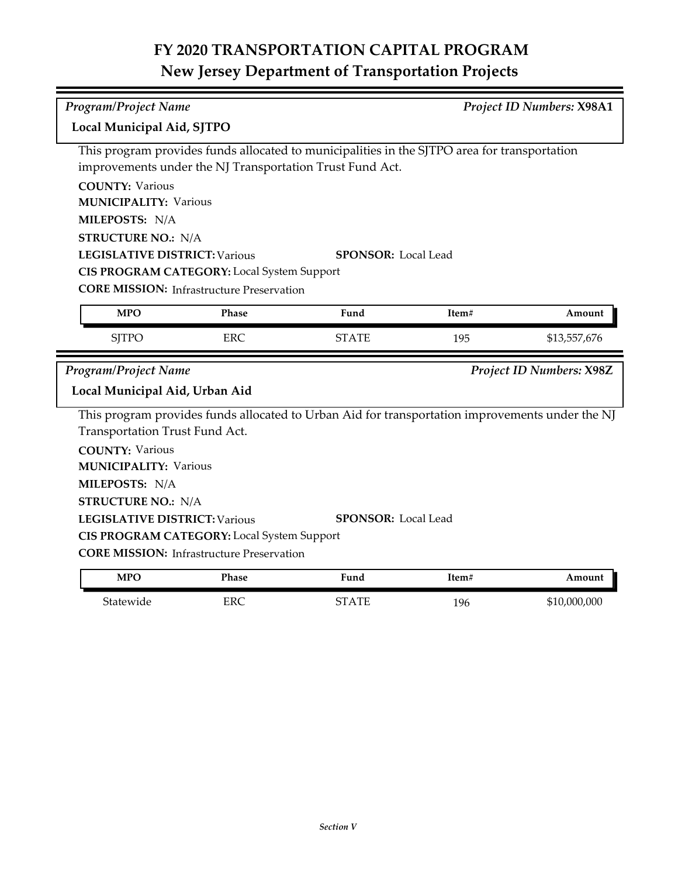# FY 2020 TRANSPORTATION CAPITAL PROGRAM
## New Jersey Department of Transportation Projects

*Program/Project Name* — *Project ID Numbers:* **X98A1**

**Local Municipal Aid, SJTPO**

This program provides funds allocated to municipalities in the SJTPO area for transportation improvements under the NJ Transportation Trust Fund Act.

**COUNTY:** Various
**MUNICIPALITY:** Various
**MILEPOSTS:** N/A
**STRUCTURE NO.:** N/A
**LEGISLATIVE DISTRICT:** Various
**SPONSOR:** Local Lead
**CIS PROGRAM CATEGORY:** Local System Support
**CORE MISSION:** Infrastructure Preservation

| MPO | Phase | Fund | Item# | Amount |
|---|---|---|---|---|
| SJTPO | ERC | STATE | 195 | $13,557,676 |

*Program/Project Name* — *Project ID Numbers:* **X98Z**

**Local Municipal Aid, Urban Aid**

This program provides funds allocated to Urban Aid for transportation improvements under the NJ Transportation Trust Fund Act.

**COUNTY:** Various
**MUNICIPALITY:** Various
**MILEPOSTS:** N/A
**STRUCTURE NO.:** N/A
**LEGISLATIVE DISTRICT:** Various
**SPONSOR:** Local Lead
**CIS PROGRAM CATEGORY:** Local System Support
**CORE MISSION:** Infrastructure Preservation

| MPO | Phase | Fund | Item# | Amount |
|---|---|---|---|---|
| Statewide | ERC | STATE | 196 | $10,000,000 |

*Section V*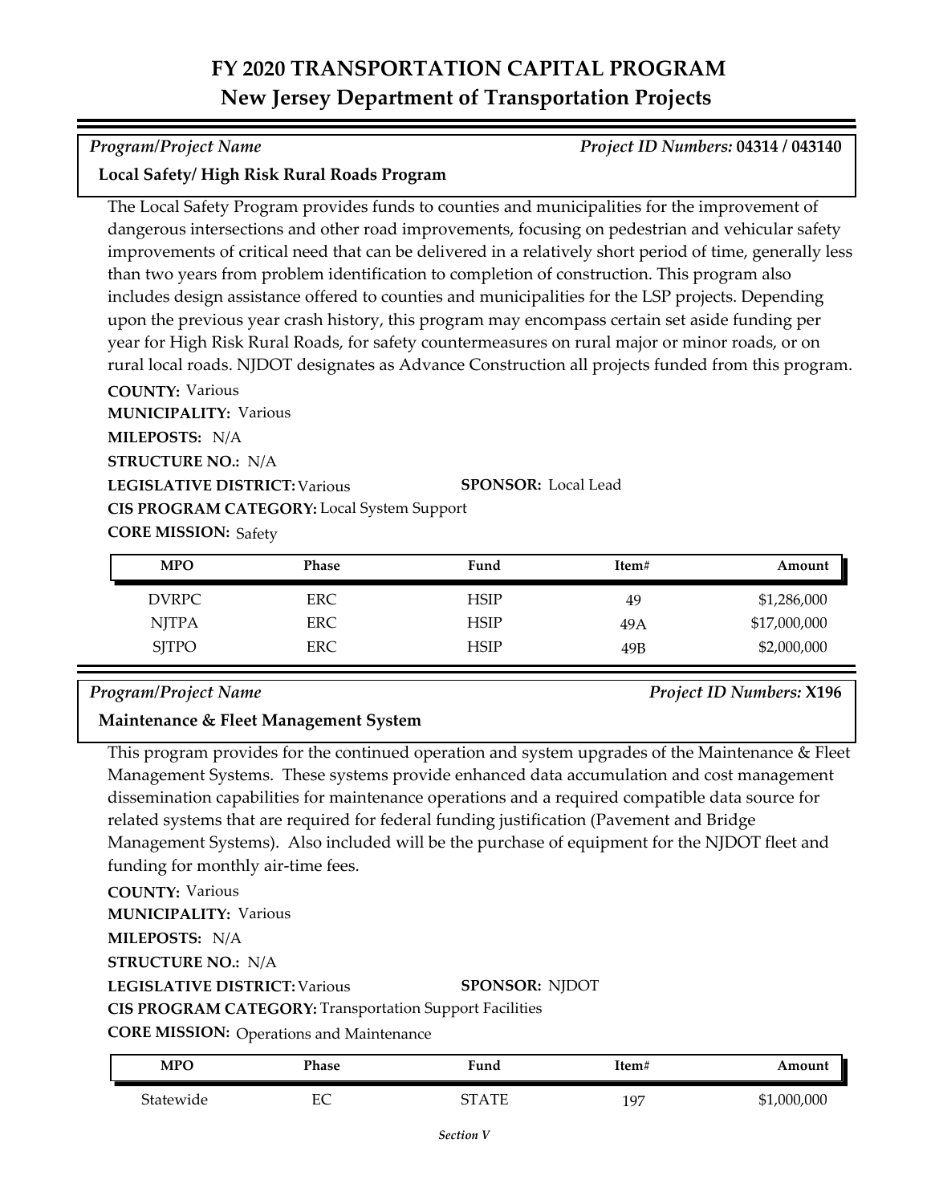# FY 2020 TRANSPORTATION CAPITAL PROGRAM
## New Jersey Department of Transportation Projects

*Program/Project Name* | *Project ID Numbers:* **04314 / 043140**

**Local Safety/ High Risk Rural Roads Program**

The Local Safety Program provides funds to counties and municipalities for the improvement of dangerous intersections and other road improvements, focusing on pedestrian and vehicular safety improvements of critical need that can be delivered in a relatively short period of time, generally less than two years from problem identification to completion of construction. This program also includes design assistance offered to counties and municipalities for the LSP projects. Depending upon the previous year crash history, this program may encompass certain set aside funding per year for High Risk Rural Roads, for safety countermeasures on rural major or minor roads, or on rural local roads. NJDOT designates as Advance Construction all projects funded from this program.

**COUNTY:** Various
**MUNICIPALITY:** Various
**MILEPOSTS:** N/A
**STRUCTURE NO.:** N/A
**LEGISLATIVE DISTRICT:** Various
**SPONSOR:** Local Lead
**CIS PROGRAM CATEGORY:** Local System Support
**CORE MISSION:** Safety

| MPO | Phase | Fund | Item# | Amount |
|---|---|---|---|---|
| DVRPC | ERC | HSIP | 49 | $1,286,000 |
| NJTPA | ERC | HSIP | 49A | $17,000,000 |
| SJTPO | ERC | HSIP | 49B | $2,000,000 |

*Program/Project Name* | *Project ID Numbers:* **X196**

**Maintenance & Fleet Management System**

This program provides for the continued operation and system upgrades of the Maintenance & Fleet Management Systems. These systems provide enhanced data accumulation and cost management dissemination capabilities for maintenance operations and a required compatible data source for related systems that are required for federal funding justification (Pavement and Bridge Management Systems). Also included will be the purchase of equipment for the NJDOT fleet and funding for monthly air-time fees.

**COUNTY:** Various
**MUNICIPALITY:** Various
**MILEPOSTS:** N/A
**STRUCTURE NO.:** N/A
**LEGISLATIVE DISTRICT:** Various
**SPONSOR:** NJDOT
**CIS PROGRAM CATEGORY:** Transportation Support Facilities
**CORE MISSION:** Operations and Maintenance

| MPO | Phase | Fund | Item# | Amount |
|---|---|---|---|---|
| Statewide | EC | STATE | 197 | $1,000,000 |

*Section V*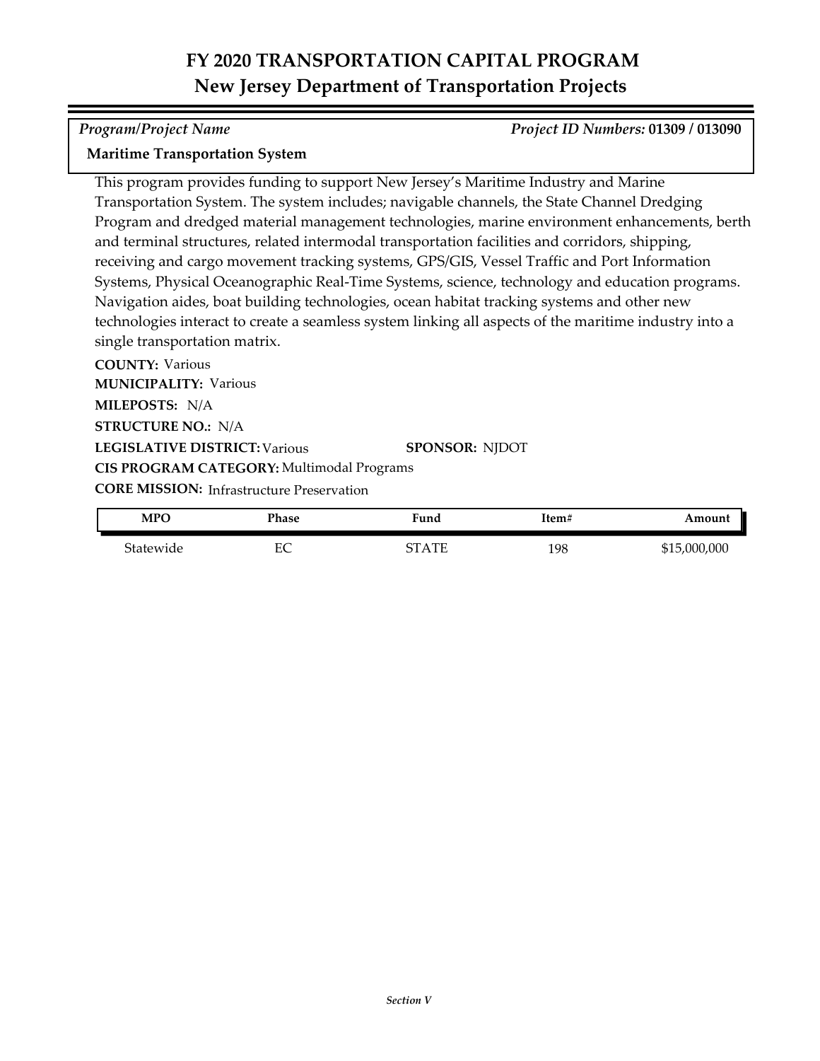# FY 2020 TRANSPORTATION CAPITAL PROGRAM
## New Jersey Department of Transportation Projects

*Program/Project Name* | *Project ID Numbers:* **01309 / 013090**

**Maritime Transportation System**

This program provides funding to support New Jersey's Maritime Industry and Marine Transportation System. The system includes; navigable channels, the State Channel Dredging Program and dredged material management technologies, marine environment enhancements, berth and terminal structures, related intermodal transportation facilities and corridors, shipping, receiving and cargo movement tracking systems, GPS/GIS, Vessel Traffic and Port Information Systems, Physical Oceanographic Real-Time Systems, science, technology and education programs. Navigation aides, boat building technologies, ocean habitat tracking systems and other new technologies interact to create a seamless system linking all aspects of the maritime industry into a single transportation matrix.

**COUNTY:** Various
**MUNICIPALITY:** Various
**MILEPOSTS:** N/A
**STRUCTURE NO.:** N/A
**LEGISLATIVE DISTRICT:** Various **SPONSOR:** NJDOT
**CIS PROGRAM CATEGORY:** Multimodal Programs
**CORE MISSION:** Infrastructure Preservation

| MPO | Phase | Fund | Item# | Amount |
|---|---|---|---|---|
| Statewide | EC | STATE | 198 | $15,000,000 |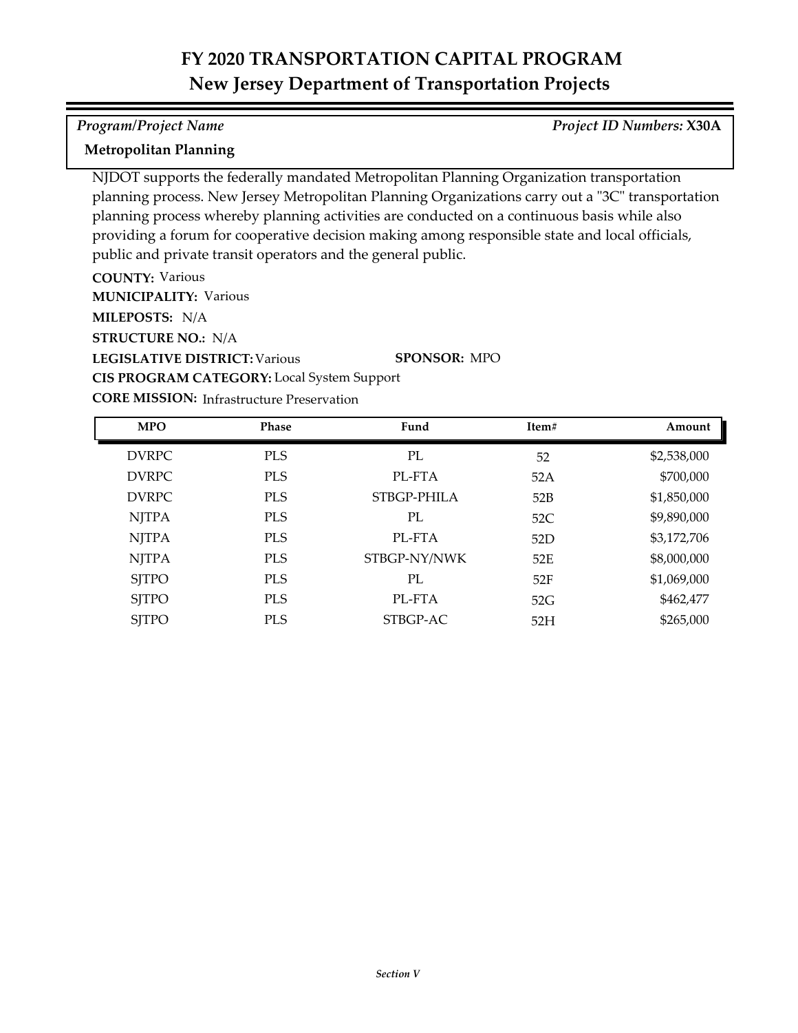# FY 2020 TRANSPORTATION CAPITAL PROGRAM
## New Jersey Department of Transportation Projects

*Program/Project Name* | *Project ID Numbers:* **X30A**

**Metropolitan Planning**

NJDOT supports the federally mandated Metropolitan Planning Organization transportation planning process. New Jersey Metropolitan Planning Organizations carry out a "3C" transportation planning process whereby planning activities are conducted on a continuous basis while also providing a forum for cooperative decision making among responsible state and local officials, public and private transit operators and the general public.

**COUNTY:** Various
**MUNICIPALITY:** Various
**MILEPOSTS:** N/A
**STRUCTURE NO.:** N/A
**LEGISLATIVE DISTRICT:** Various | **SPONSOR:** MPO
**CIS PROGRAM CATEGORY:** Local System Support
**CORE MISSION:** Infrastructure Preservation

| MPO | Phase | Fund | Item# | Amount |
|---|---|---|---|---|
| DVRPC | PLS | PL | 52 | $2,538,000 |
| DVRPC | PLS | PL-FTA | 52A | $700,000 |
| DVRPC | PLS | STBGP-PHILA | 52B | $1,850,000 |
| NJTPA | PLS | PL | 52C | $9,890,000 |
| NJTPA | PLS | PL-FTA | 52D | $3,172,706 |
| NJTPA | PLS | STBGP-NY/NWK | 52E | $8,000,000 |
| SJTPO | PLS | PL | 52F | $1,069,000 |
| SJTPO | PLS | PL-FTA | 52G | $462,477 |
| SJTPO | PLS | STBGP-AC | 52H | $265,000 |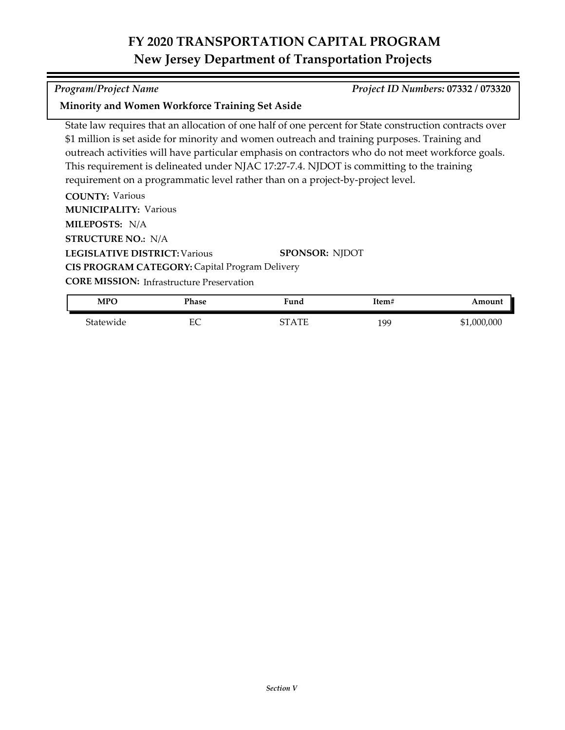# FY 2020 TRANSPORTATION CAPITAL PROGRAM
## New Jersey Department of Transportation Projects

*Program/Project Name* *Project ID Numbers:* **07332 / 073320**

**Minority and Women Workforce Training Set Aside**

State law requires that an allocation of one half of one percent for State construction contracts over $1 million is set aside for minority and women outreach and training purposes. Training and outreach activities will have particular emphasis on contractors who do not meet workforce goals. This requirement is delineated under NJAC 17:27-7.4. NJDOT is committing to the training requirement on a programmatic level rather than on a project-by-project level.

**COUNTY:** Various
**MUNICIPALITY:** Various
**MILEPOSTS:** N/A
**STRUCTURE NO.:** N/A
**LEGISLATIVE DISTRICT:** Various **SPONSOR:** NJDOT
**CIS PROGRAM CATEGORY:** Capital Program Delivery
**CORE MISSION:** Infrastructure Preservation

| MPO | Phase | Fund | Item# | Amount |
|---|---|---|---|---|
| Statewide | EC | STATE | 199 | $1,000,000 |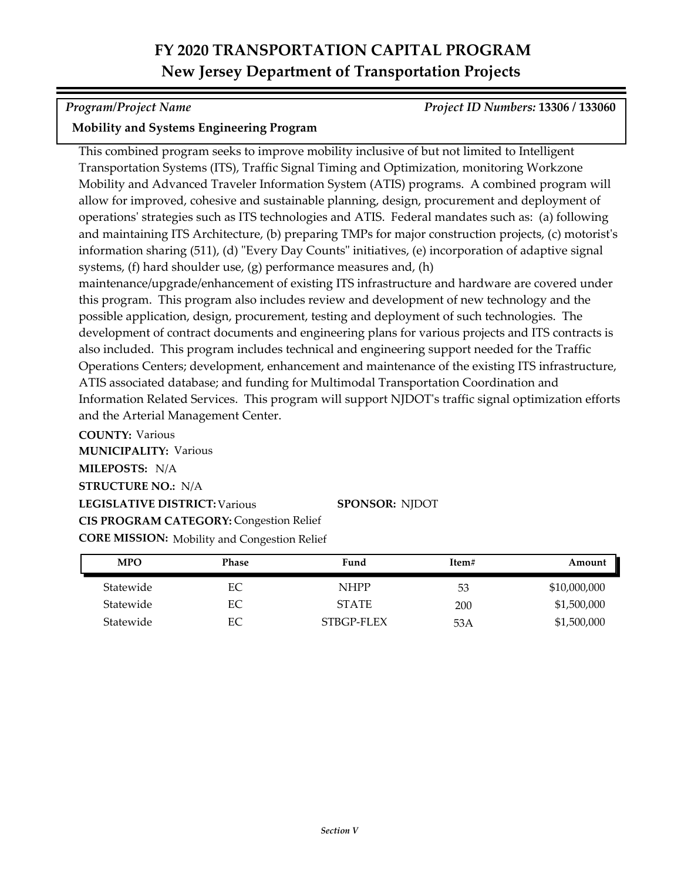# FY 2020 TRANSPORTATION CAPITAL PROGRAM
## New Jersey Department of Transportation Projects

*Program/Project Name* *Project ID Numbers:* **13306 / 133060**

**Mobility and Systems Engineering Program**

This combined program seeks to improve mobility inclusive of but not limited to Intelligent Transportation Systems (ITS), Traffic Signal Timing and Optimization, monitoring Workzone Mobility and Advanced Traveler Information System (ATIS) programs. A combined program will allow for improved, cohesive and sustainable planning, design, procurement and deployment of operations' strategies such as ITS technologies and ATIS. Federal mandates such as: (a) following and maintaining ITS Architecture, (b) preparing TMPs for major construction projects, (c) motorist's information sharing (511), (d) "Every Day Counts" initiatives, (e) incorporation of adaptive signal systems, (f) hard shoulder use, (g) performance measures and, (h) maintenance/upgrade/enhancement of existing ITS infrastructure and hardware are covered under this program. This program also includes review and development of new technology and the possible application, design, procurement, testing and deployment of such technologies. The development of contract documents and engineering plans for various projects and ITS contracts is also included. This program includes technical and engineering support needed for the Traffic Operations Centers; development, enhancement and maintenance of the existing ITS infrastructure, ATIS associated database; and funding for Multimodal Transportation Coordination and Information Related Services. This program will support NJDOT's traffic signal optimization efforts and the Arterial Management Center.

**COUNTY:** Various
**MUNICIPALITY:** Various
**MILEPOSTS:** N/A
**STRUCTURE NO.:** N/A
**LEGISLATIVE DISTRICT:** Various **SPONSOR:** NJDOT
**CIS PROGRAM CATEGORY:** Congestion Relief
**CORE MISSION:** Mobility and Congestion Relief

| MPO | Phase | Fund | Item# | Amount |
|---|---|---|---|---|
| Statewide | EC | NHPP | 53 | $10,000,000 |
| Statewide | EC | STATE | 200 | $1,500,000 |
| Statewide | EC | STBGP-FLEX | 53A | $1,500,000 |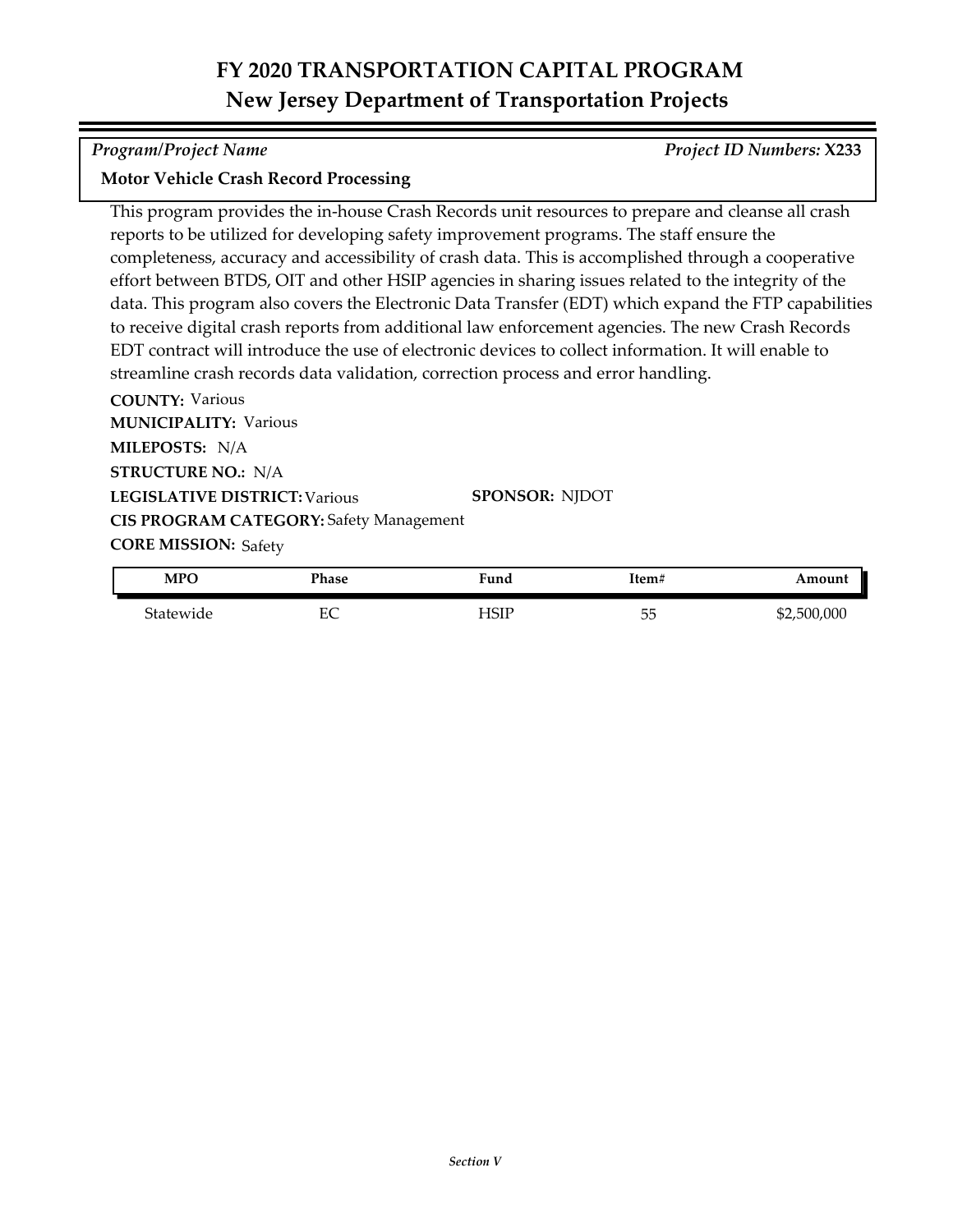# FY 2020 TRANSPORTATION CAPITAL PROGRAM
## New Jersey Department of Transportation Projects

*Program/Project Name* — *Project ID Numbers:* **X233**

**Motor Vehicle Crash Record Processing**

This program provides the in-house Crash Records unit resources to prepare and cleanse all crash reports to be utilized for developing safety improvement programs. The staff ensure the completeness, accuracy and accessibility of crash data. This is accomplished through a cooperative effort between BTDS, OIT and other HSIP agencies in sharing issues related to the integrity of the data. This program also covers the Electronic Data Transfer (EDT) which expand the FTP capabilities to receive digital crash reports from additional law enforcement agencies. The new Crash Records EDT contract will introduce the use of electronic devices to collect information. It will enable to streamline crash records data validation, correction process and error handling.

**COUNTY:** Various

**MUNICIPALITY:** Various

**MILEPOSTS:** N/A

**STRUCTURE NO.:** N/A

**LEGISLATIVE DISTRICT:** Various

**SPONSOR:** NJDOT

**CIS PROGRAM CATEGORY:** Safety Management

**CORE MISSION:** Safety

| MPO | Phase | Fund | Item# | Amount |
|---|---|---|---|---|
| Statewide | EC | HSIP | 55 | $2,500,000 |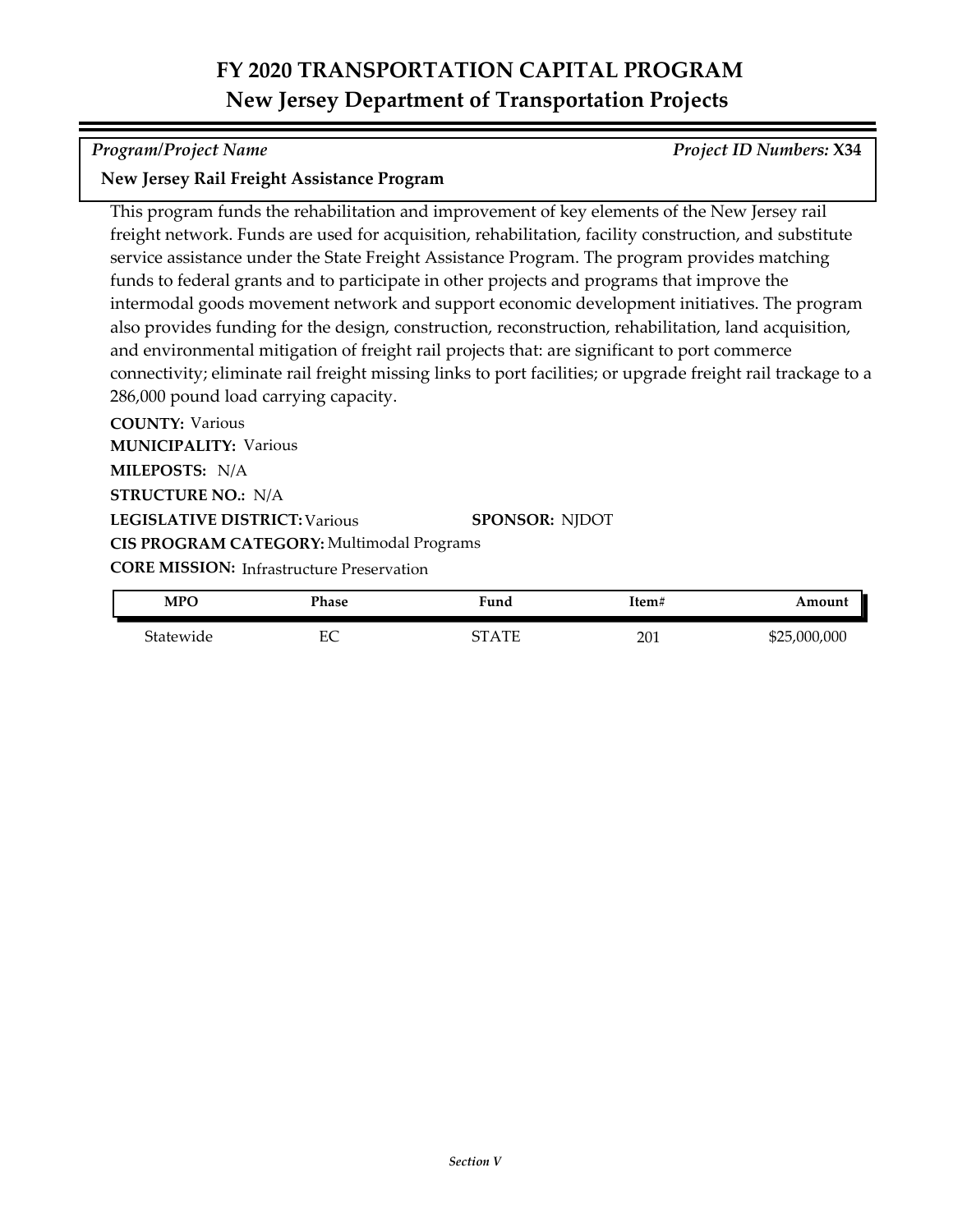# FY 2020 TRANSPORTATION CAPITAL PROGRAM
## New Jersey Department of Transportation Projects

*Program/Project Name* *Project ID Numbers:* **X34**

**New Jersey Rail Freight Assistance Program**

This program funds the rehabilitation and improvement of key elements of the New Jersey rail freight network. Funds are used for acquisition, rehabilitation, facility construction, and substitute service assistance under the State Freight Assistance Program. The program provides matching funds to federal grants and to participate in other projects and programs that improve the intermodal goods movement network and support economic development initiatives. The program also provides funding for the design, construction, reconstruction, rehabilitation, land acquisition, and environmental mitigation of freight rail projects that: are significant to port commerce connectivity; eliminate rail freight missing links to port facilities; or upgrade freight rail trackage to a 286,000 pound load carrying capacity.

**COUNTY:** Various
**MUNICIPALITY:** Various
**MILEPOSTS:** N/A
**STRUCTURE NO.:** N/A
**LEGISLATIVE DISTRICT:** Various **SPONSOR:** NJDOT
**CIS PROGRAM CATEGORY:** Multimodal Programs
**CORE MISSION:** Infrastructure Preservation

| MPO | Phase | Fund | Item# | Amount |
|---|---|---|---|---|
| Statewide | EC | STATE | 201 | $25,000,000 |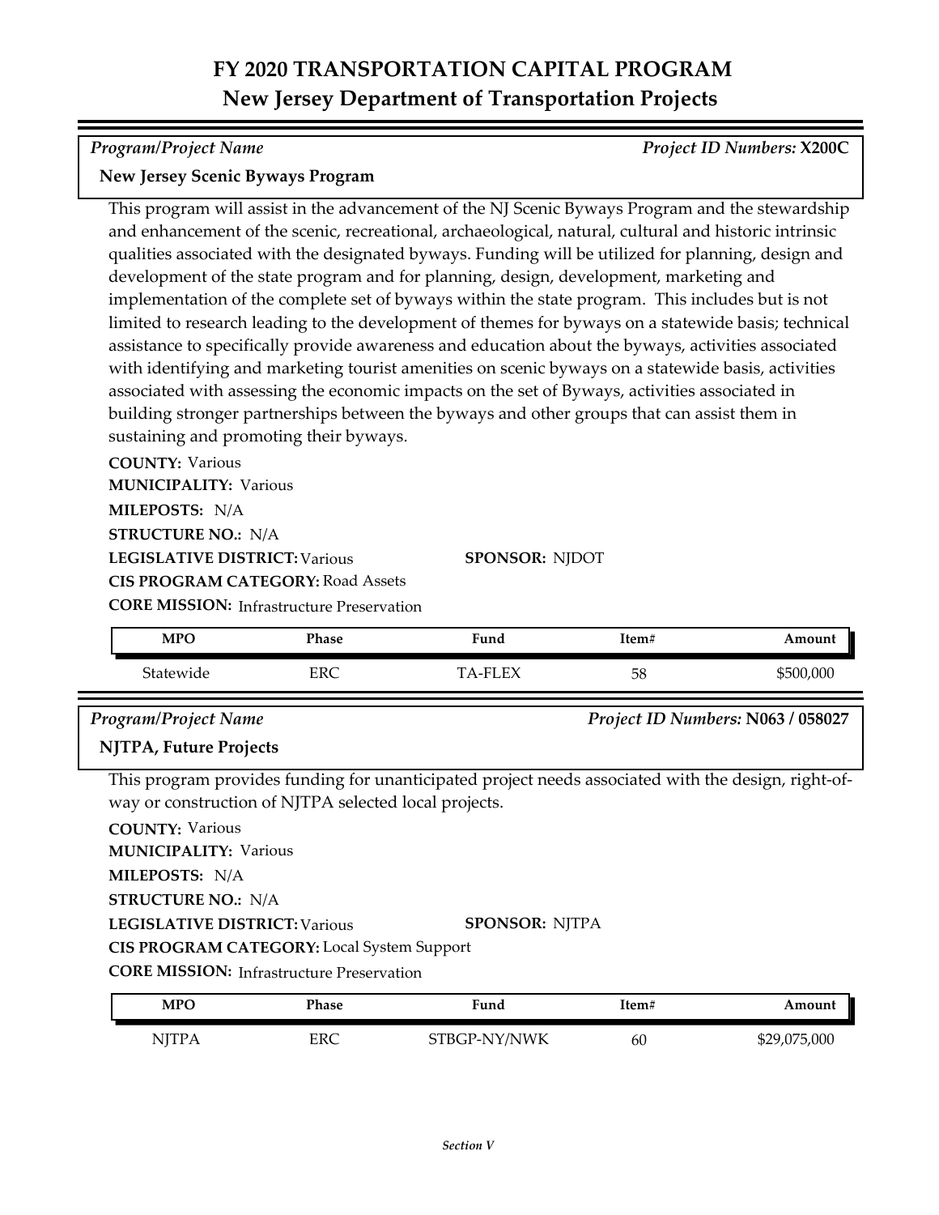# FY 2020 TRANSPORTATION CAPITAL PROGRAM
## New Jersey Department of Transportation Projects

*Program/Project Name* *Project ID Numbers:* **X200C**

**New Jersey Scenic Byways Program**

This program will assist in the advancement of the NJ Scenic Byways Program and the stewardship and enhancement of the scenic, recreational, archaeological, natural, cultural and historic intrinsic qualities associated with the designated byways. Funding will be utilized for planning, design and development of the state program and for planning, design, development, marketing and implementation of the complete set of byways within the state program. This includes but is not limited to research leading to the development of themes for byways on a statewide basis; technical assistance to specifically provide awareness and education about the byways, activities associated with identifying and marketing tourist amenities on scenic byways on a statewide basis, activities associated with assessing the economic impacts on the set of Byways, activities associated in building stronger partnerships between the byways and other groups that can assist them in sustaining and promoting their byways.

**COUNTY:** Various
**MUNICIPALITY:** Various
**MILEPOSTS:** N/A
**STRUCTURE NO.:** N/A
**LEGISLATIVE DISTRICT:** Various
**SPONSOR:** NJDOT
**CIS PROGRAM CATEGORY:** Road Assets
**CORE MISSION:** Infrastructure Preservation

| MPO | Phase | Fund | Item# | Amount |
|---|---|---|---|---|
| Statewide | ERC | TA-FLEX | 58 | $500,000 |

*Program/Project Name* *Project ID Numbers:* **N063 / 058027**

**NJTPA, Future Projects**

This program provides funding for unanticipated project needs associated with the design, right-of-way or construction of NJTPA selected local projects.

**COUNTY:** Various
**MUNICIPALITY:** Various
**MILEPOSTS:** N/A
**STRUCTURE NO.:** N/A
**LEGISLATIVE DISTRICT:** Various
**SPONSOR:** NJTPA
**CIS PROGRAM CATEGORY:** Local System Support
**CORE MISSION:** Infrastructure Preservation

| MPO | Phase | Fund | Item# | Amount |
|---|---|---|---|---|
| NJTPA | ERC | STBGP-NY/NWK | 60 | $29,075,000 |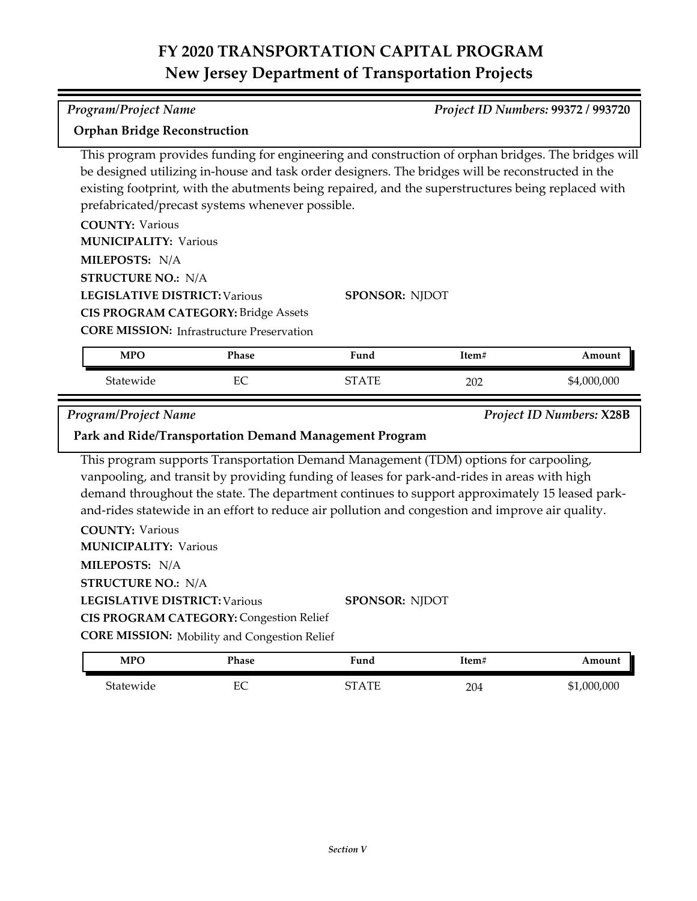# FY 2020 TRANSPORTATION CAPITAL PROGRAM
## New Jersey Department of Transportation Projects

*Program/Project Name* *Project ID Numbers:* **99372 / 993720**

**Orphan Bridge Reconstruction**

This program provides funding for engineering and construction of orphan bridges. The bridges will be designed utilizing in-house and task order designers. The bridges will be reconstructed in the existing footprint, with the abutments being repaired, and the superstructures being replaced with prefabricated/precast systems whenever possible.

**COUNTY:** Various
**MUNICIPALITY:** Various
**MILEPOSTS:** N/A
**STRUCTURE NO.:** N/A
**LEGISLATIVE DISTRICT:** Various **SPONSOR:** NJDOT
**CIS PROGRAM CATEGORY:** Bridge Assets
**CORE MISSION:** Infrastructure Preservation

| MPO | Phase | Fund | Item# | Amount |
|---|---|---|---|---|
| Statewide | EC | STATE | 202 | $4,000,000 |

*Program/Project Name* *Project ID Numbers:* **X28B**

**Park and Ride/Transportation Demand Management Program**

This program supports Transportation Demand Management (TDM) options for carpooling, vanpooling, and transit by providing funding of leases for park-and-rides in areas with high demand throughout the state. The department continues to support approximately 15 leased park-and-rides statewide in an effort to reduce air pollution and congestion and improve air quality.

**COUNTY:** Various
**MUNICIPALITY:** Various
**MILEPOSTS:** N/A
**STRUCTURE NO.:** N/A
**LEGISLATIVE DISTRICT:** Various **SPONSOR:** NJDOT
**CIS PROGRAM CATEGORY:** Congestion Relief
**CORE MISSION:** Mobility and Congestion Relief

| MPO | Phase | Fund | Item# | Amount |
|---|---|---|---|---|
| Statewide | EC | STATE | 204 | $1,000,000 |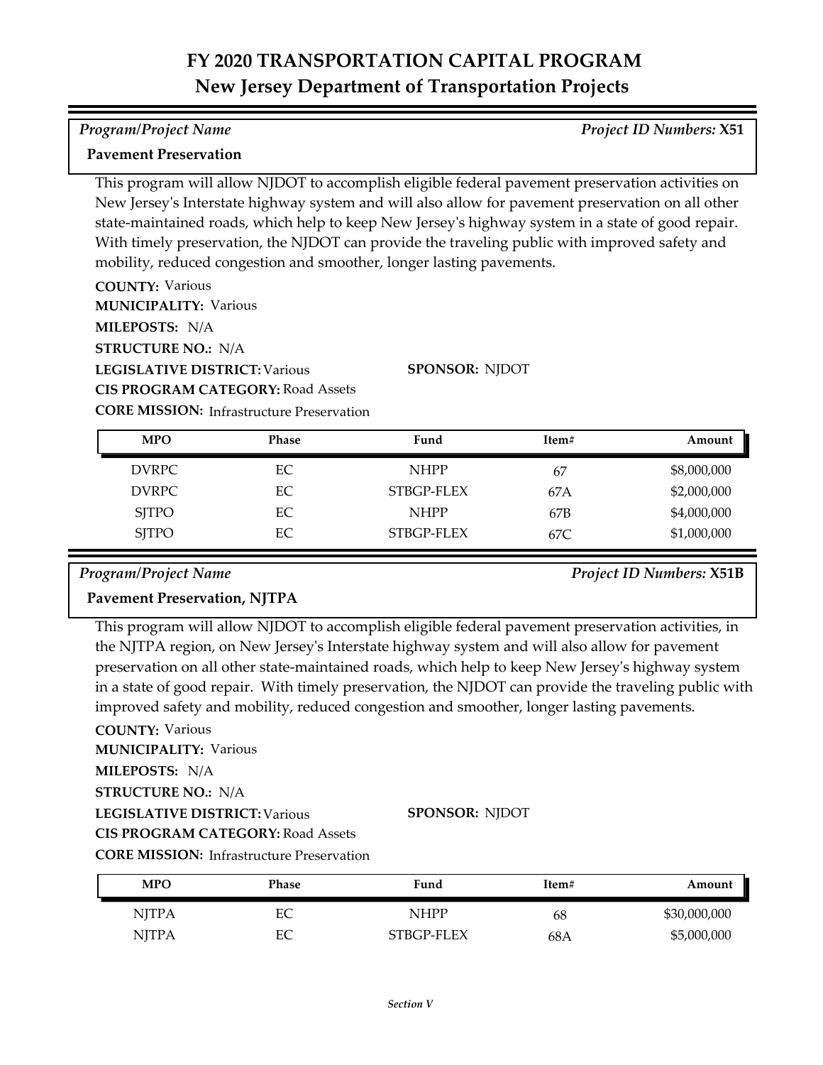# FY 2020 TRANSPORTATION CAPITAL PROGRAM
## New Jersey Department of Transportation Projects

*Program/Project Name* | *Project ID Numbers:* **X51**

**Pavement Preservation**

This program will allow NJDOT to accomplish eligible federal pavement preservation activities on New Jersey's Interstate highway system and will also allow for pavement preservation on all other state-maintained roads, which help to keep New Jersey's highway system in a state of good repair. With timely preservation, the NJDOT can provide the traveling public with improved safety and mobility, reduced congestion and smoother, longer lasting pavements.

**COUNTY:** Various
**MUNICIPALITY:** Various
**MILEPOSTS:** N/A
**STRUCTURE NO.:** N/A
**LEGISLATIVE DISTRICT:** Various
**SPONSOR:** NJDOT
**CIS PROGRAM CATEGORY:** Road Assets
**CORE MISSION:** Infrastructure Preservation

| MPO | Phase | Fund | Item# | Amount |
|---|---|---|---|---|
| DVRPC | EC | NHPP | 67 | $8,000,000 |
| DVRPC | EC | STBGP-FLEX | 67A | $2,000,000 |
| SJTPO | EC | NHPP | 67B | $4,000,000 |
| SJTPO | EC | STBGP-FLEX | 67C | $1,000,000 |

*Program/Project Name* | *Project ID Numbers:* **X51B**

**Pavement Preservation, NJTPA**

This program will allow NJDOT to accomplish eligible federal pavement preservation activities, in the NJTPA region, on New Jersey's Interstate highway system and will also allow for pavement preservation on all other state-maintained roads, which help to keep New Jersey's highway system in a state of good repair. With timely preservation, the NJDOT can provide the traveling public with improved safety and mobility, reduced congestion and smoother, longer lasting pavements.

**COUNTY:** Various
**MUNICIPALITY:** Various
**MILEPOSTS:** N/A
**STRUCTURE NO.:** N/A
**LEGISLATIVE DISTRICT:** Various
**SPONSOR:** NJDOT
**CIS PROGRAM CATEGORY:** Road Assets
**CORE MISSION:** Infrastructure Preservation

| MPO | Phase | Fund | Item# | Amount |
|---|---|---|---|---|
| NJTPA | EC | NHPP | 68 | $30,000,000 |
| NJTPA | EC | STBGP-FLEX | 68A | $5,000,000 |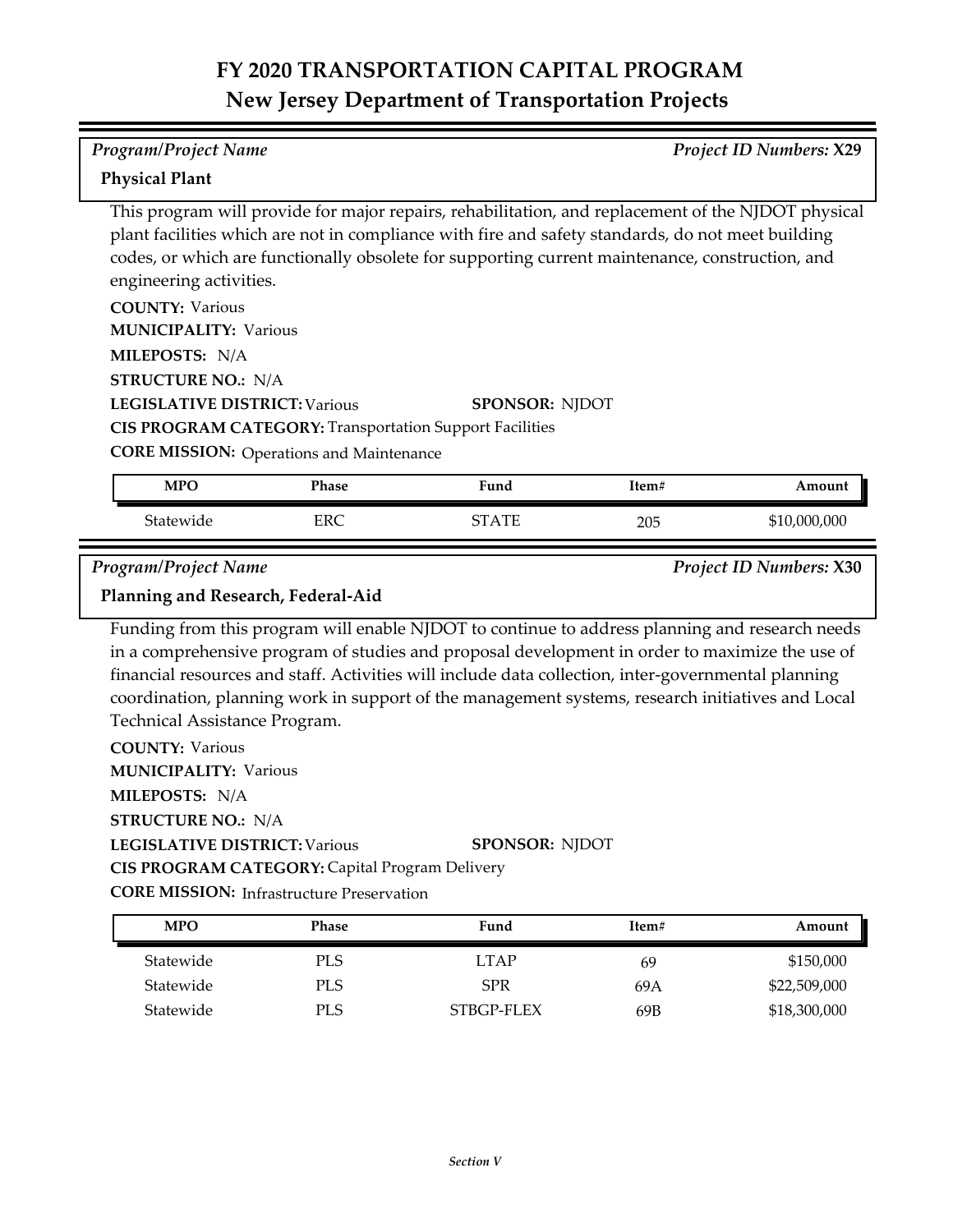# FY 2020 TRANSPORTATION CAPITAL PROGRAM
## New Jersey Department of Transportation Projects

*Program/Project Name* | *Project ID Numbers:* **X29**

**Physical Plant**

This program will provide for major repairs, rehabilitation, and replacement of the NJDOT physical plant facilities which are not in compliance with fire and safety standards, do not meet building codes, or which are functionally obsolete for supporting current maintenance, construction, and engineering activities.

**COUNTY:** Various
**MUNICIPALITY:** Various
**MILEPOSTS:** N/A
**STRUCTURE NO.:** N/A
**LEGISLATIVE DISTRICT:** Various **SPONSOR:** NJDOT
**CIS PROGRAM CATEGORY:** Transportation Support Facilities
**CORE MISSION:** Operations and Maintenance

| MPO | Phase | Fund | Item# | Amount |
|---|---|---|---|---|
| Statewide | ERC | STATE | 205 | $10,000,000 |

*Program/Project Name* | *Project ID Numbers:* **X30**

**Planning and Research, Federal-Aid**

Funding from this program will enable NJDOT to continue to address planning and research needs in a comprehensive program of studies and proposal development in order to maximize the use of financial resources and staff. Activities will include data collection, inter-governmental planning coordination, planning work in support of the management systems, research initiatives and Local Technical Assistance Program.

**COUNTY:** Various
**MUNICIPALITY:** Various
**MILEPOSTS:** N/A
**STRUCTURE NO.:** N/A
**LEGISLATIVE DISTRICT:** Various **SPONSOR:** NJDOT
**CIS PROGRAM CATEGORY:** Capital Program Delivery
**CORE MISSION:** Infrastructure Preservation

| MPO | Phase | Fund | Item# | Amount |
|---|---|---|---|---|
| Statewide | PLS | LTAP | 69 | $150,000 |
| Statewide | PLS | SPR | 69A | $22,509,000 |
| Statewide | PLS | STBGP-FLEX | 69B | $18,300,000 |

*Section V*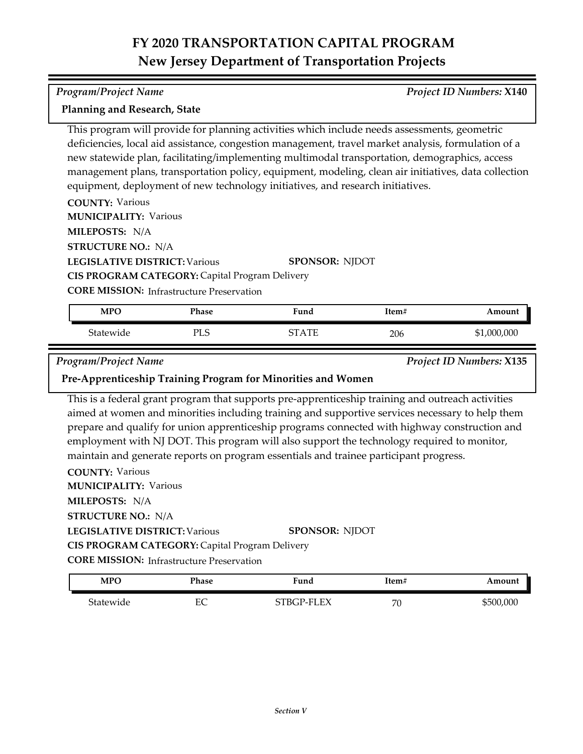# FY 2020 TRANSPORTATION CAPITAL PROGRAM
## New Jersey Department of Transportation Projects

*Program/Project Name* — *Project ID Numbers:* **X140**

**Planning and Research, State**

This program will provide for planning activities which include needs assessments, geometric deficiencies, local aid assistance, congestion management, travel market analysis, formulation of a new statewide plan, facilitating/implementing multimodal transportation, demographics, access management plans, transportation policy, equipment, modeling, clean air initiatives, data collection equipment, deployment of new technology initiatives, and research initiatives.

**COUNTY:** Various
**MUNICIPALITY:** Various
**MILEPOSTS:** N/A
**STRUCTURE NO.:** N/A
**LEGISLATIVE DISTRICT:** Various
**SPONSOR:** NJDOT
**CIS PROGRAM CATEGORY:** Capital Program Delivery
**CORE MISSION:** Infrastructure Preservation

| MPO | Phase | Fund | Item# | Amount |
|---|---|---|---|---|
| Statewide | PLS | STATE | 206 | $1,000,000 |

*Program/Project Name* — *Project ID Numbers:* **X135**

**Pre-Apprenticeship Training Program for Minorities and Women**

This is a federal grant program that supports pre-apprenticeship training and outreach activities aimed at women and minorities including training and supportive services necessary to help them prepare and qualify for union apprenticeship programs connected with highway construction and employment with NJ DOT. This program will also support the technology required to monitor, maintain and generate reports on program essentials and trainee participant progress.

**COUNTY:** Various
**MUNICIPALITY:** Various
**MILEPOSTS:** N/A
**STRUCTURE NO.:** N/A
**LEGISLATIVE DISTRICT:** Various
**SPONSOR:** NJDOT
**CIS PROGRAM CATEGORY:** Capital Program Delivery
**CORE MISSION:** Infrastructure Preservation

| MPO | Phase | Fund | Item# | Amount |
|---|---|---|---|---|
| Statewide | EC | STBGP-FLEX | 70 | $500,000 |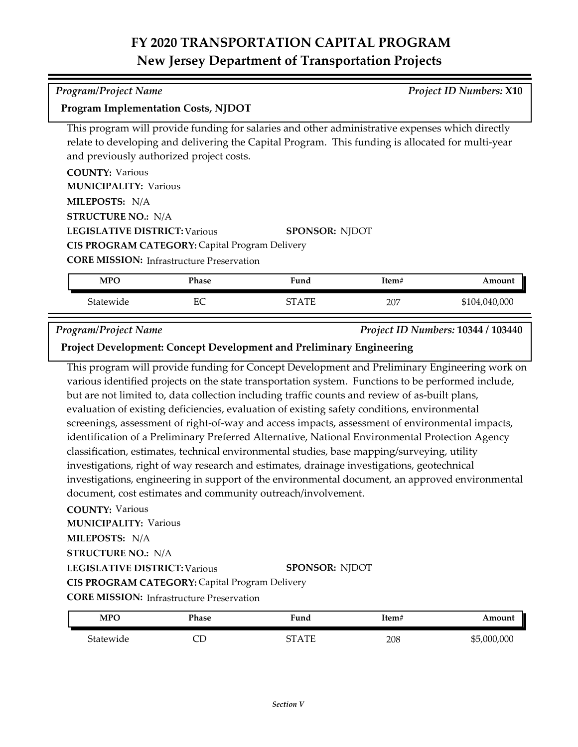# FY 2020 TRANSPORTATION CAPITAL PROGRAM
## New Jersey Department of Transportation Projects

*Program/Project Name* — *Project ID Numbers:* **X10**

### Program Implementation Costs, NJDOT

This program will provide funding for salaries and other administrative expenses which directly relate to developing and delivering the Capital Program. This funding is allocated for multi-year and previously authorized project costs.

**COUNTY:** Various
**MUNICIPALITY:** Various
**MILEPOSTS:** N/A
**STRUCTURE NO.:** N/A
**LEGISLATIVE DISTRICT:** Various
**SPONSOR:** NJDOT
**CIS PROGRAM CATEGORY:** Capital Program Delivery
**CORE MISSION:** Infrastructure Preservation

| MPO | Phase | Fund | Item# | Amount |
|---|---|---|---|---|
| Statewide | EC | STATE | 207 | $104,040,000 |

*Program/Project Name* — *Project ID Numbers:* **10344 / 103440**

### Project Development: Concept Development and Preliminary Engineering

This program will provide funding for Concept Development and Preliminary Engineering work on various identified projects on the state transportation system. Functions to be performed include, but are not limited to, data collection including traffic counts and review of as-built plans, evaluation of existing deficiencies, evaluation of existing safety conditions, environmental screenings, assessment of right-of-way and access impacts, assessment of environmental impacts, identification of a Preliminary Preferred Alternative, National Environmental Protection Agency classification, estimates, technical environmental studies, base mapping/surveying, utility investigations, right of way research and estimates, drainage investigations, geotechnical investigations, engineering in support of the environmental document, an approved environmental document, cost estimates and community outreach/involvement.

**COUNTY:** Various
**MUNICIPALITY:** Various
**MILEPOSTS:** N/A
**STRUCTURE NO.:** N/A
**LEGISLATIVE DISTRICT:** Various
**SPONSOR:** NJDOT
**CIS PROGRAM CATEGORY:** Capital Program Delivery
**CORE MISSION:** Infrastructure Preservation

| MPO | Phase | Fund | Item# | Amount |
|---|---|---|---|---|
| Statewide | CD | STATE | 208 | $5,000,000 |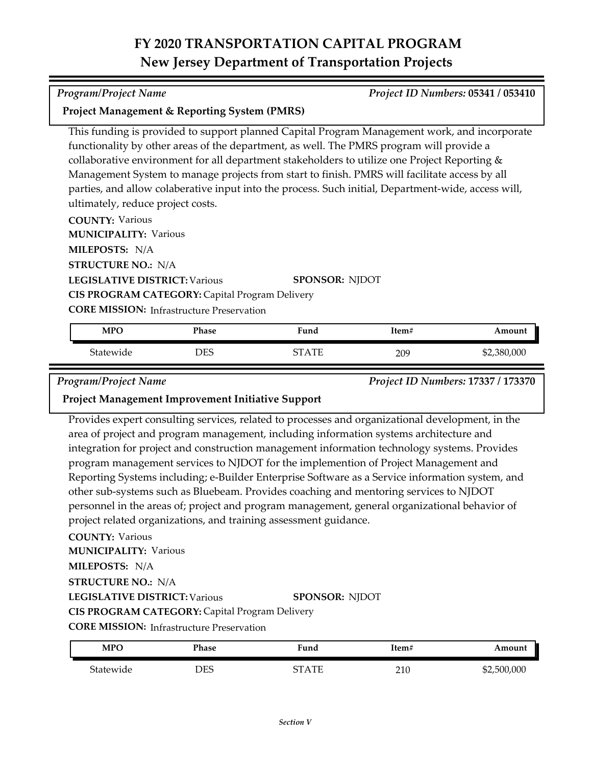# FY 2020 TRANSPORTATION CAPITAL PROGRAM
## New Jersey Department of Transportation Projects

*Program/Project Name* *Project ID Numbers:* **05341 / 053410**

**Project Management & Reporting System (PMRS)**

This funding is provided to support planned Capital Program Management work, and incorporate functionality by other areas of the department, as well. The PMRS program will provide a collaborative environment for all department stakeholders to utilize one Project Reporting & Management System to manage projects from start to finish. PMRS will facilitate access by all parties, and allow colaberative input into the process. Such initial, Department-wide, access will, ultimately, reduce project costs.

**COUNTY:** Various
**MUNICIPALITY:** Various
**MILEPOSTS:** N/A
**STRUCTURE NO.:** N/A
**LEGISLATIVE DISTRICT:** Various **SPONSOR:** NJDOT
**CIS PROGRAM CATEGORY:** Capital Program Delivery
**CORE MISSION:** Infrastructure Preservation

| MPO | Phase | Fund | Item# | Amount |
|---|---|---|---|---|
| Statewide | DES | STATE | 209 | $2,380,000 |

*Program/Project Name* *Project ID Numbers:* **17337 / 173370**

**Project Management Improvement Initiative Support**

Provides expert consulting services, related to processes and organizational development, in the area of project and program management, including information systems architecture and integration for project and construction management information technology systems. Provides program management services to NJDOT for the implemention of Project Management and Reporting Systems including; e-Builder Enterprise Software as a Service information system, and other sub-systems such as Bluebeam. Provides coaching and mentoring services to NJDOT personnel in the areas of; project and program management, general organizational behavior of project related organizations, and training assessment guidance.

**COUNTY:** Various
**MUNICIPALITY:** Various
**MILEPOSTS:** N/A
**STRUCTURE NO.:** N/A
**LEGISLATIVE DISTRICT:** Various **SPONSOR:** NJDOT
**CIS PROGRAM CATEGORY:** Capital Program Delivery
**CORE MISSION:** Infrastructure Preservation

| MPO | Phase | Fund | Item# | Amount |
|---|---|---|---|---|
| Statewide | DES | STATE | 210 | $2,500,000 |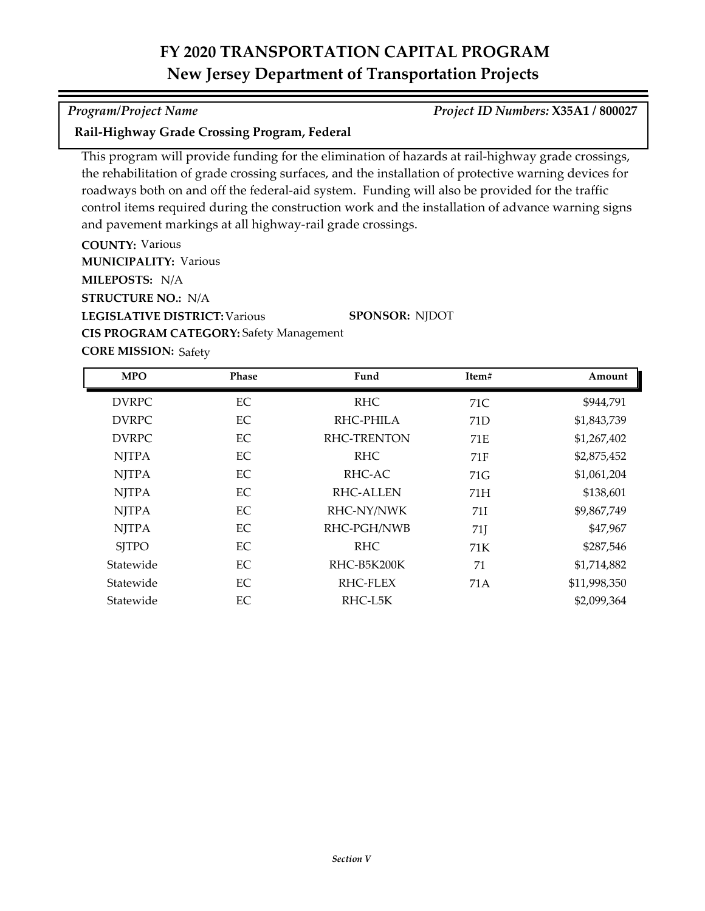# FY 2020 TRANSPORTATION CAPITAL PROGRAM
## New Jersey Department of Transportation Projects

*Program/Project Name* *Project ID Numbers:* **X35A1 / 800027**

**Rail-Highway Grade Crossing Program, Federal**

This program will provide funding for the elimination of hazards at rail-highway grade crossings, the rehabilitation of grade crossing surfaces, and the installation of protective warning devices for roadways both on and off the federal-aid system. Funding will also be provided for the traffic control items required during the construction work and the installation of advance warning signs and pavement markings at all highway-rail grade crossings.

**COUNTY:** Various
**MUNICIPALITY:** Various
**MILEPOSTS:** N/A
**STRUCTURE NO.:** N/A
**LEGISLATIVE DISTRICT:** Various **SPONSOR:** NJDOT
**CIS PROGRAM CATEGORY:** Safety Management
**CORE MISSION:** Safety

| MPO | Phase | Fund | Item# | Amount |
|---|---|---|---|---|
| DVRPC | EC | RHC | 71C | $944,791 |
| DVRPC | EC | RHC-PHILA | 71D | $1,843,739 |
| DVRPC | EC | RHC-TRENTON | 71E | $1,267,402 |
| NJTPA | EC | RHC | 71F | $2,875,452 |
| NJTPA | EC | RHC-AC | 71G | $1,061,204 |
| NJTPA | EC | RHC-ALLEN | 71H | $138,601 |
| NJTPA | EC | RHC-NY/NWK | 71I | $9,867,749 |
| NJTPA | EC | RHC-PGH/NWB | 71J | $47,967 |
| SJTPO | EC | RHC | 71K | $287,546 |
| Statewide | EC | RHC-B5K200K | 71 | $1,714,882 |
| Statewide | EC | RHC-FLEX | 71A | $11,998,350 |
| Statewide | EC | RHC-L5K | | $2,099,364 |

*Section V*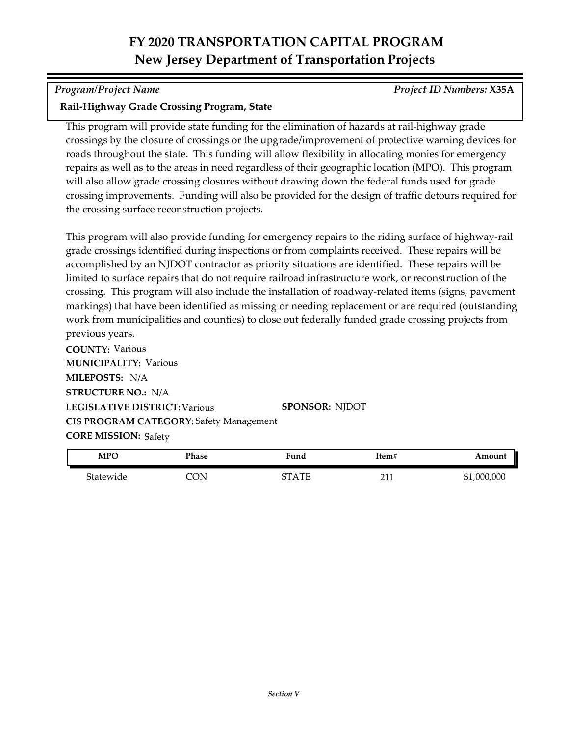# FY 2020 TRANSPORTATION CAPITAL PROGRAM
## New Jersey Department of Transportation Projects

*Program/Project Name* — *Project ID Numbers:* **X35A**

**Rail-Highway Grade Crossing Program, State**

This program will provide state funding for the elimination of hazards at rail-highway grade crossings by the closure of crossings or the upgrade/improvement of protective warning devices for roads throughout the state. This funding will allow flexibility in allocating monies for emergency repairs as well as to the areas in need regardless of their geographic location (MPO). This program will also allow grade crossing closures without drawing down the federal funds used for grade crossing improvements. Funding will also be provided for the design of traffic detours required for the crossing surface reconstruction projects.

This program will also provide funding for emergency repairs to the riding surface of highway-rail grade crossings identified during inspections or from complaints received. These repairs will be accomplished by an NJDOT contractor as priority situations are identified. These repairs will be limited to surface repairs that do not require railroad infrastructure work, or reconstruction of the crossing. This program will also include the installation of roadway-related items (signs, pavement markings) that have been identified as missing or needing replacement or are required (outstanding work from municipalities and counties) to close out federally funded grade crossing projects from previous years.

**COUNTY:** Various
**MUNICIPALITY:** Various
**MILEPOSTS:** N/A
**STRUCTURE NO.:** N/A
**LEGISLATIVE DISTRICT:** Various
**SPONSOR:** NJDOT
**CIS PROGRAM CATEGORY:** Safety Management
**CORE MISSION:** Safety

| MPO | Phase | Fund | Item# | Amount |
|---|---|---|---|---|
| Statewide | CON | STATE | 211 | $1,000,000 |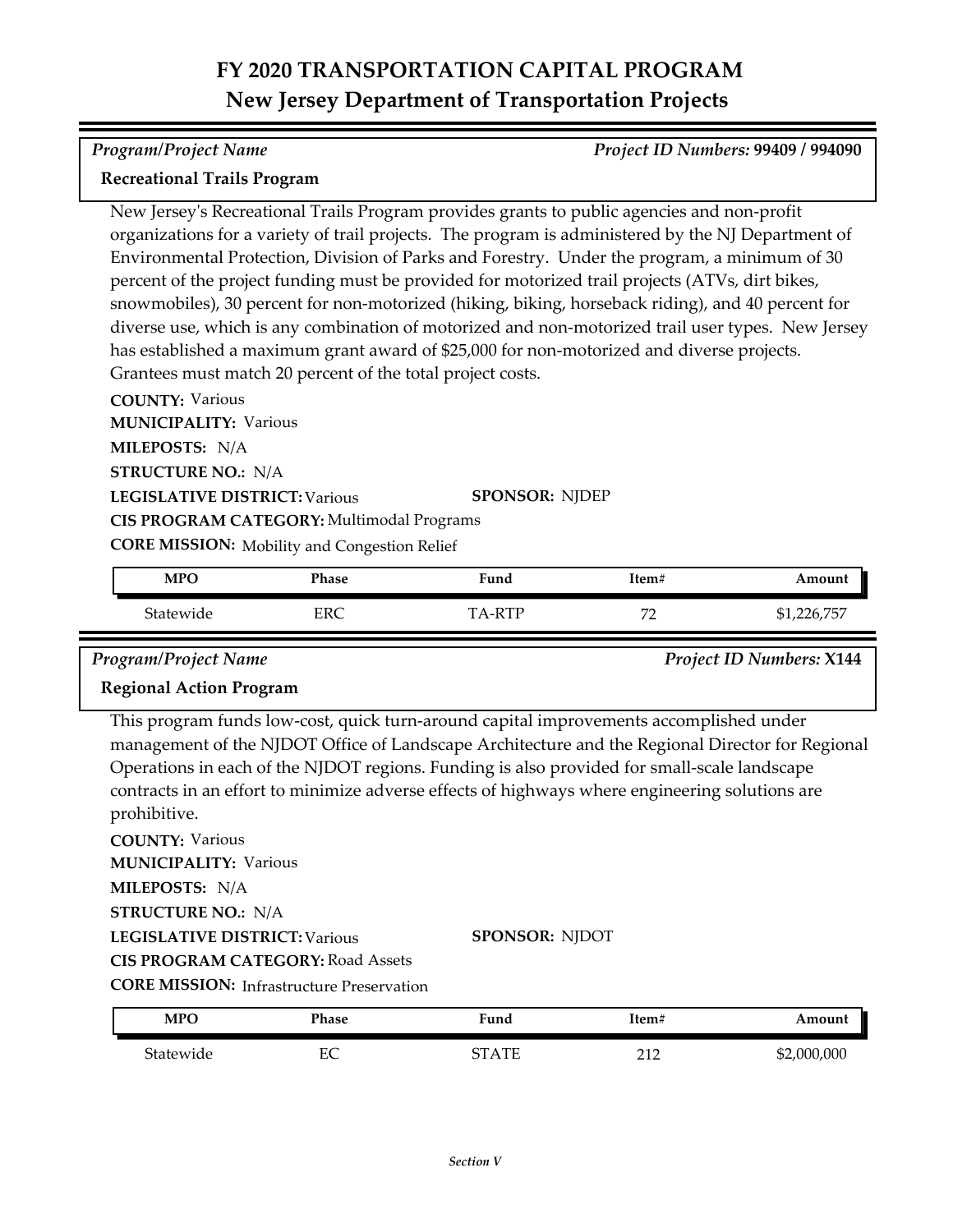# FY 2020 TRANSPORTATION CAPITAL PROGRAM
## New Jersey Department of Transportation Projects

*Program/Project Name* — *Project ID Numbers:* **99409 / 994090**

### Recreational Trails Program

New Jersey's Recreational Trails Program provides grants to public agencies and non-profit organizations for a variety of trail projects. The program is administered by the NJ Department of Environmental Protection, Division of Parks and Forestry. Under the program, a minimum of 30 percent of the project funding must be provided for motorized trail projects (ATVs, dirt bikes, snowmobiles), 30 percent for non-motorized (hiking, biking, horseback riding), and 40 percent for diverse use, which is any combination of motorized and non-motorized trail user types. New Jersey has established a maximum grant award of $25,000 for non-motorized and diverse projects. Grantees must match 20 percent of the total project costs.

**COUNTY:** Various
**MUNICIPALITY:** Various
**MILEPOSTS:** N/A
**STRUCTURE NO.:** N/A
**LEGISLATIVE DISTRICT:** Various
**SPONSOR:** NJDEP
**CIS PROGRAM CATEGORY:** Multimodal Programs
**CORE MISSION:** Mobility and Congestion Relief

| MPO | Phase | Fund | Item# | Amount |
|---|---|---|---|---|
| Statewide | ERC | TA-RTP | 72 | $1,226,757 |

*Program/Project Name* — *Project ID Numbers:* **X144**

### Regional Action Program

This program funds low-cost, quick turn-around capital improvements accomplished under management of the NJDOT Office of Landscape Architecture and the Regional Director for Regional Operations in each of the NJDOT regions. Funding is also provided for small-scale landscape contracts in an effort to minimize adverse effects of highways where engineering solutions are prohibitive.

**COUNTY:** Various
**MUNICIPALITY:** Various
**MILEPOSTS:** N/A
**STRUCTURE NO.:** N/A
**LEGISLATIVE DISTRICT:** Various
**SPONSOR:** NJDOT
**CIS PROGRAM CATEGORY:** Road Assets
**CORE MISSION:** Infrastructure Preservation

| MPO | Phase | Fund | Item# | Amount |
|---|---|---|---|---|
| Statewide | EC | STATE | 212 | $2,000,000 |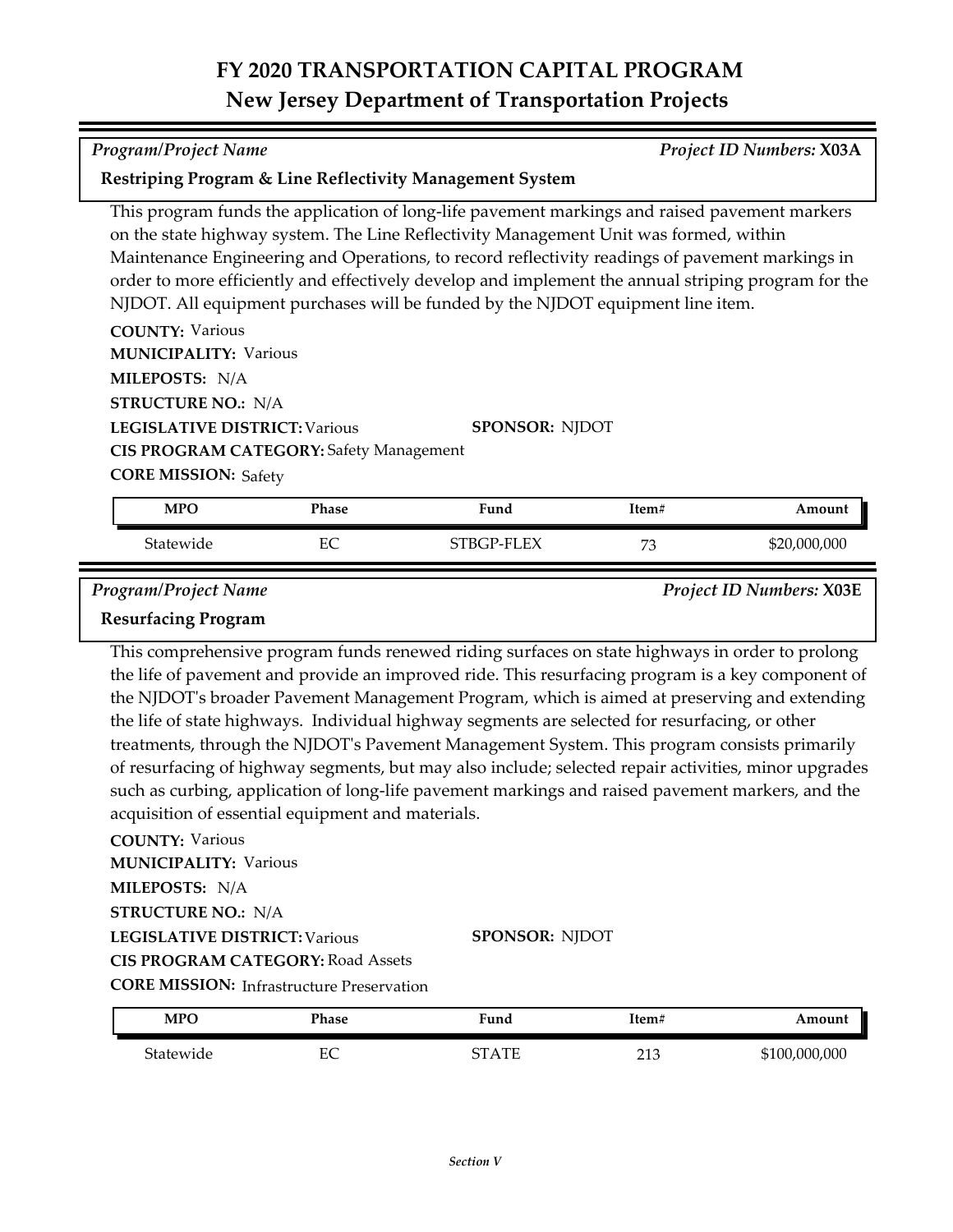# FY 2020 TRANSPORTATION CAPITAL PROGRAM
## New Jersey Department of Transportation Projects

*Program/Project Name* — *Project ID Numbers:* **X03A**

**Restriping Program & Line Reflectivity Management System**

This program funds the application of long-life pavement markings and raised pavement markers on the state highway system. The Line Reflectivity Management Unit was formed, within Maintenance Engineering and Operations, to record reflectivity readings of pavement markings in order to more efficiently and effectively develop and implement the annual striping program for the NJDOT. All equipment purchases will be funded by the NJDOT equipment line item.

**COUNTY:** Various
**MUNICIPALITY:** Various
**MILEPOSTS:** N/A
**STRUCTURE NO.:** N/A
**LEGISLATIVE DISTRICT:** Various
**SPONSOR:** NJDOT
**CIS PROGRAM CATEGORY:** Safety Management
**CORE MISSION:** Safety

| MPO | Phase | Fund | Item# | Amount |
|---|---|---|---|---|
| Statewide | EC | STBGP-FLEX | 73 | $20,000,000 |

*Program/Project Name* — *Project ID Numbers:* **X03E**

**Resurfacing Program**

This comprehensive program funds renewed riding surfaces on state highways in order to prolong the life of pavement and provide an improved ride. This resurfacing program is a key component of the NJDOT's broader Pavement Management Program, which is aimed at preserving and extending the life of state highways. Individual highway segments are selected for resurfacing, or other treatments, through the NJDOT's Pavement Management System. This program consists primarily of resurfacing of highway segments, but may also include; selected repair activities, minor upgrades such as curbing, application of long-life pavement markings and raised pavement markers, and the acquisition of essential equipment and materials.

**COUNTY:** Various
**MUNICIPALITY:** Various
**MILEPOSTS:** N/A
**STRUCTURE NO.:** N/A
**LEGISLATIVE DISTRICT:** Various
**SPONSOR:** NJDOT
**CIS PROGRAM CATEGORY:** Road Assets
**CORE MISSION:** Infrastructure Preservation

| MPO | Phase | Fund | Item# | Amount |
|---|---|---|---|---|
| Statewide | EC | STATE | 213 | $100,000,000 |

*Section V*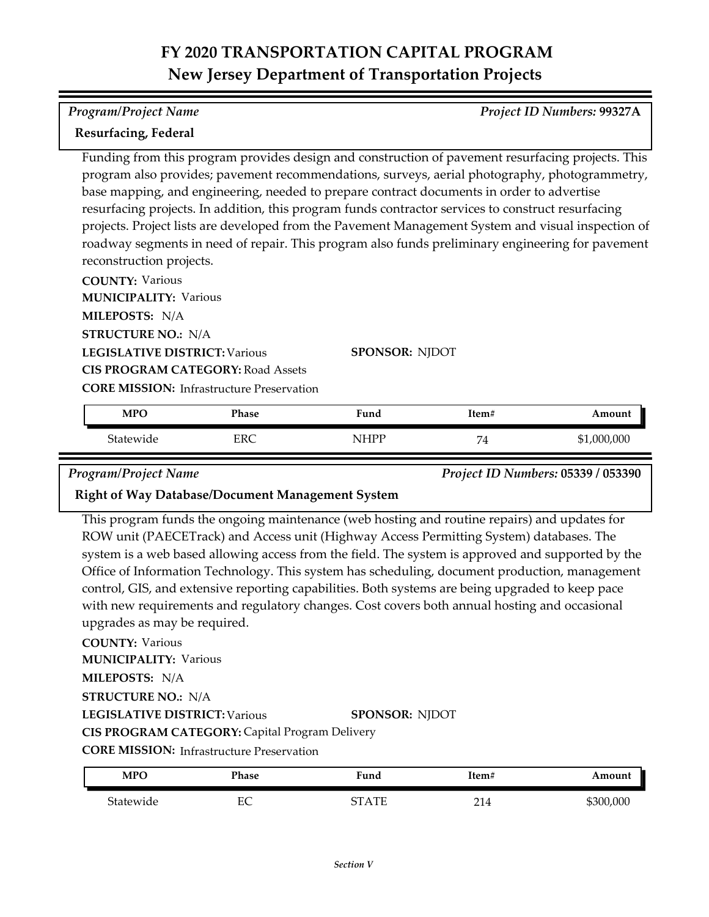# FY 2020 TRANSPORTATION CAPITAL PROGRAM
## New Jersey Department of Transportation Projects

*Program/Project Name* — *Project ID Numbers:* **99327A**

**Resurfacing, Federal**

Funding from this program provides design and construction of pavement resurfacing projects. This program also provides; pavement recommendations, surveys, aerial photography, photogrammetry, base mapping, and engineering, needed to prepare contract documents in order to advertise resurfacing projects. In addition, this program funds contractor services to construct resurfacing projects. Project lists are developed from the Pavement Management System and visual inspection of roadway segments in need of repair. This program also funds preliminary engineering for pavement reconstruction projects.

**COUNTY:** Various
**MUNICIPALITY:** Various
**MILEPOSTS:** N/A
**STRUCTURE NO.:** N/A
**LEGISLATIVE DISTRICT:** Various
**SPONSOR:** NJDOT
**CIS PROGRAM CATEGORY:** Road Assets
**CORE MISSION:** Infrastructure Preservation

| MPO | Phase | Fund | Item# | Amount |
|---|---|---|---|---|
| Statewide | ERC | NHPP | 74 | $1,000,000 |

*Program/Project Name* — *Project ID Numbers:* **05339 / 053390**

**Right of Way Database/Document Management System**

This program funds the ongoing maintenance (web hosting and routine repairs) and updates for ROW unit (PAECETrack) and Access unit (Highway Access Permitting System) databases. The system is a web based allowing access from the field. The system is approved and supported by the Office of Information Technology. This system has scheduling, document production, management control, GIS, and extensive reporting capabilities. Both systems are being upgraded to keep pace with new requirements and regulatory changes. Cost covers both annual hosting and occasional upgrades as may be required.

**COUNTY:** Various
**MUNICIPALITY:** Various
**MILEPOSTS:** N/A
**STRUCTURE NO.:** N/A
**LEGISLATIVE DISTRICT:** Various
**SPONSOR:** NJDOT
**CIS PROGRAM CATEGORY:** Capital Program Delivery
**CORE MISSION:** Infrastructure Preservation

| MPO | Phase | Fund | Item# | Amount |
|---|---|---|---|---|
| Statewide | EC | STATE | 214 | $300,000 |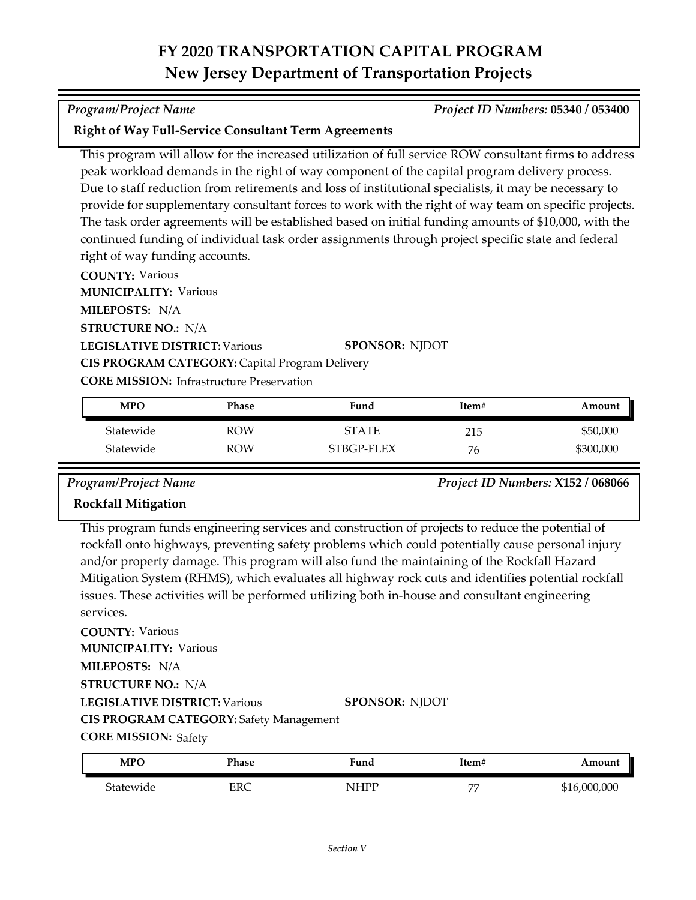# FY 2020 TRANSPORTATION CAPITAL PROGRAM
## New Jersey Department of Transportation Projects

*Program/Project Name* — *Project ID Numbers:* **05340 / 053400**

**Right of Way Full-Service Consultant Term Agreements**

This program will allow for the increased utilization of full service ROW consultant firms to address peak workload demands in the right of way component of the capital program delivery process. Due to staff reduction from retirements and loss of institutional specialists, it may be necessary to provide for supplementary consultant forces to work with the right of way team on specific projects. The task order agreements will be established based on initial funding amounts of $10,000, with the continued funding of individual task order assignments through project specific state and federal right of way funding accounts.

**COUNTY:** Various
**MUNICIPALITY:** Various
**MILEPOSTS:** N/A
**STRUCTURE NO.:** N/A
**LEGISLATIVE DISTRICT:** Various
**SPONSOR:** NJDOT
**CIS PROGRAM CATEGORY:** Capital Program Delivery
**CORE MISSION:** Infrastructure Preservation

| MPO | Phase | Fund | Item# | Amount |
|---|---|---|---|---|
| Statewide | ROW | STATE | 215 | $50,000 |
| Statewide | ROW | STBGP-FLEX | 76 | $300,000 |

*Program/Project Name* — *Project ID Numbers:* **X152 / 068066**

**Rockfall Mitigation**

This program funds engineering services and construction of projects to reduce the potential of rockfall onto highways, preventing safety problems which could potentially cause personal injury and/or property damage. This program will also fund the maintaining of the Rockfall Hazard Mitigation System (RHMS), which evaluates all highway rock cuts and identifies potential rockfall issues. These activities will be performed utilizing both in-house and consultant engineering services.

**COUNTY:** Various
**MUNICIPALITY:** Various
**MILEPOSTS:** N/A
**STRUCTURE NO.:** N/A
**LEGISLATIVE DISTRICT:** Various
**SPONSOR:** NJDOT
**CIS PROGRAM CATEGORY:** Safety Management
**CORE MISSION:** Safety

| MPO | Phase | Fund | Item# | Amount |
|---|---|---|---|---|
| Statewide | ERC | NHPP | 77 | $16,000,000 |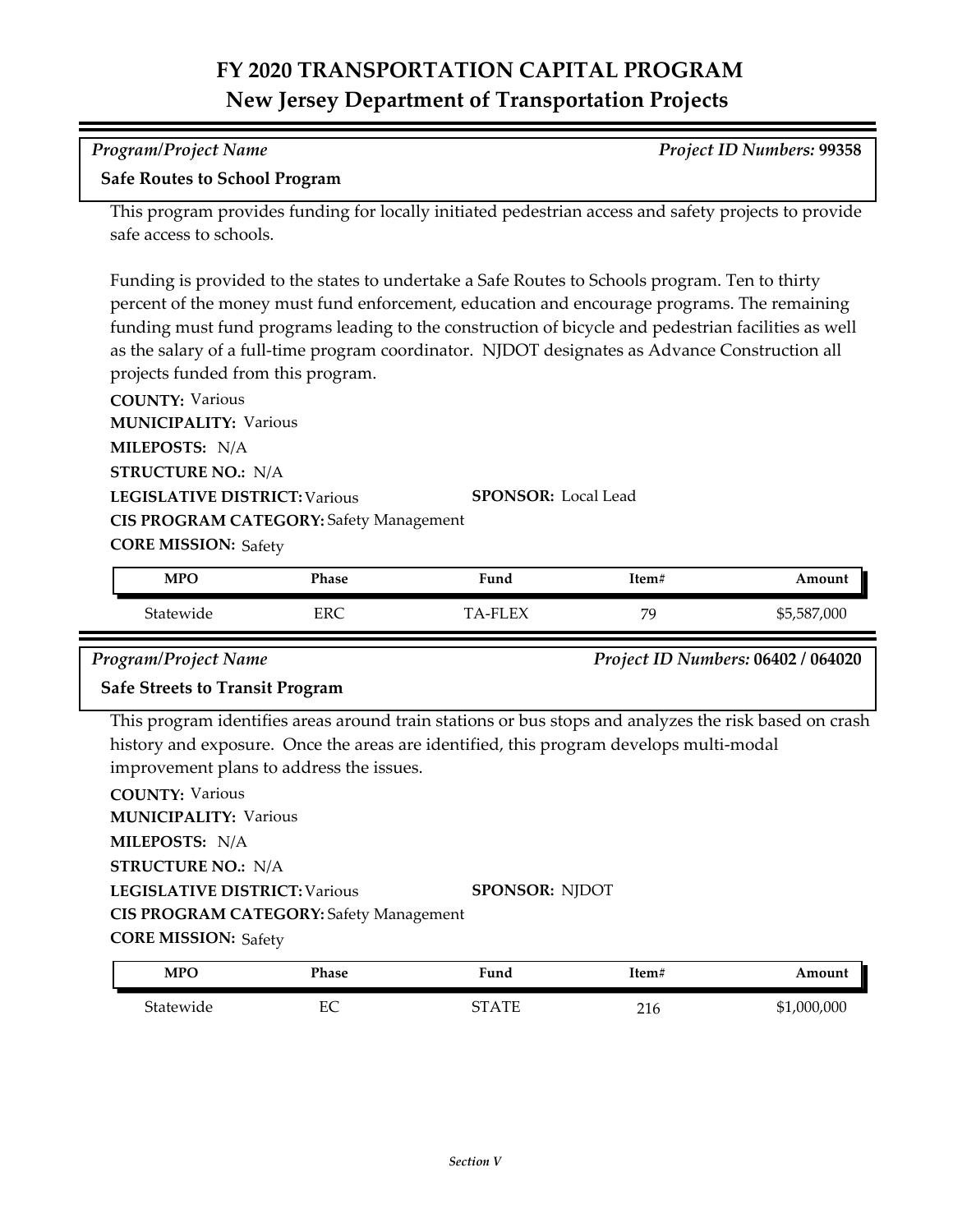# FY 2020 TRANSPORTATION CAPITAL PROGRAM
## New Jersey Department of Transportation Projects

*Program/Project Name* | *Project ID Numbers:* **99358**

**Safe Routes to School Program**

This program provides funding for locally initiated pedestrian access and safety projects to provide safe access to schools.

Funding is provided to the states to undertake a Safe Routes to Schools program. Ten to thirty percent of the money must fund enforcement, education and encourage programs. The remaining funding must fund programs leading to the construction of bicycle and pedestrian facilities as well as the salary of a full-time program coordinator. NJDOT designates as Advance Construction all projects funded from this program.

**COUNTY:** Various
**MUNICIPALITY:** Various
**MILEPOSTS:** N/A
**STRUCTURE NO.:** N/A
**LEGISLATIVE DISTRICT:** Various
**SPONSOR:** Local Lead
**CIS PROGRAM CATEGORY:** Safety Management
**CORE MISSION:** Safety

| MPO | Phase | Fund | Item# | Amount |
|---|---|---|---|---|
| Statewide | ERC | TA-FLEX | 79 | $5,587,000 |

*Program/Project Name* | *Project ID Numbers:* **06402 / 064020**

**Safe Streets to Transit Program**

This program identifies areas around train stations or bus stops and analyzes the risk based on crash history and exposure. Once the areas are identified, this program develops multi-modal improvement plans to address the issues.

**COUNTY:** Various
**MUNICIPALITY:** Various
**MILEPOSTS:** N/A
**STRUCTURE NO.:** N/A
**LEGISLATIVE DISTRICT:** Various
**SPONSOR:** NJDOT
**CIS PROGRAM CATEGORY:** Safety Management
**CORE MISSION:** Safety

| MPO | Phase | Fund | Item# | Amount |
|---|---|---|---|---|
| Statewide | EC | STATE | 216 | $1,000,000 |

*Section V*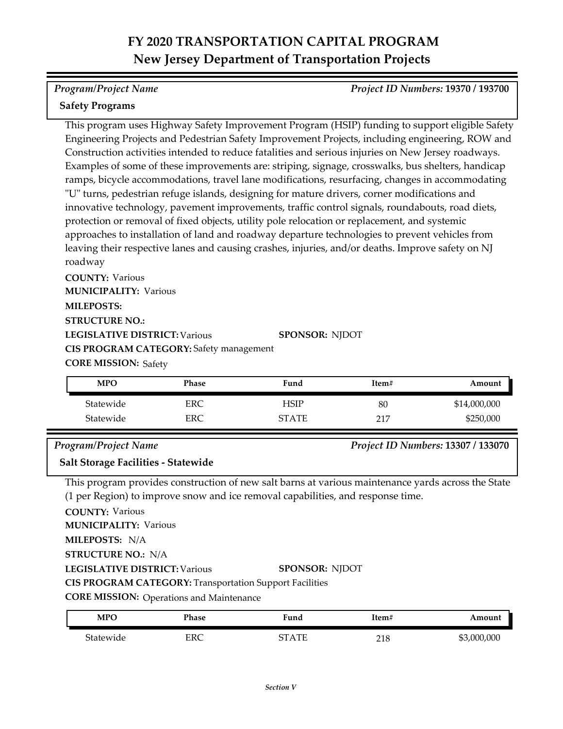# FY 2020 TRANSPORTATION CAPITAL PROGRAM
## New Jersey Department of Transportation Projects

*Program/Project Name* | *Project ID Numbers:* **19370 / 193700**

**Safety Programs**

This program uses Highway Safety Improvement Program (HSIP) funding to support eligible Safety Engineering Projects and Pedestrian Safety Improvement Projects, including engineering, ROW and Construction activities intended to reduce fatalities and serious injuries on New Jersey roadways. Examples of some of these improvements are: striping, signage, crosswalks, bus shelters, handicap ramps, bicycle accommodations, travel lane modifications, resurfacing, changes in accommodating "U" turns, pedestrian refuge islands, designing for mature drivers, corner modifications and innovative technology, pavement improvements, traffic control signals, roundabouts, road diets, protection or removal of fixed objects, utility pole relocation or replacement, and systemic approaches to installation of land and roadway departure technologies to prevent vehicles from leaving their respective lanes and causing crashes, injuries, and/or deaths. Improve safety on NJ roadway

**COUNTY:** Various
**MUNICIPALITY:** Various
**MILEPOSTS:**
**STRUCTURE NO.:**
**LEGISLATIVE DISTRICT:** Various
**SPONSOR:** NJDOT
**CIS PROGRAM CATEGORY:** Safety management
**CORE MISSION:** Safety

| MPO | Phase | Fund | Item# | Amount |
|---|---|---|---|---|
| Statewide | ERC | HSIP | 80 | $14,000,000 |
| Statewide | ERC | STATE | 217 | $250,000 |

*Program/Project Name* | *Project ID Numbers:* **13307 / 133070**

**Salt Storage Facilities - Statewide**

This program provides construction of new salt barns at various maintenance yards across the State (1 per Region) to improve snow and ice removal capabilities, and response time.

**COUNTY:** Various
**MUNICIPALITY:** Various
**MILEPOSTS:** N/A
**STRUCTURE NO.:** N/A
**LEGISLATIVE DISTRICT:** Various
**SPONSOR:** NJDOT
**CIS PROGRAM CATEGORY:** Transportation Support Facilities
**CORE MISSION:** Operations and Maintenance

| MPO | Phase | Fund | Item# | Amount |
|---|---|---|---|---|
| Statewide | ERC | STATE | 218 | $3,000,000 |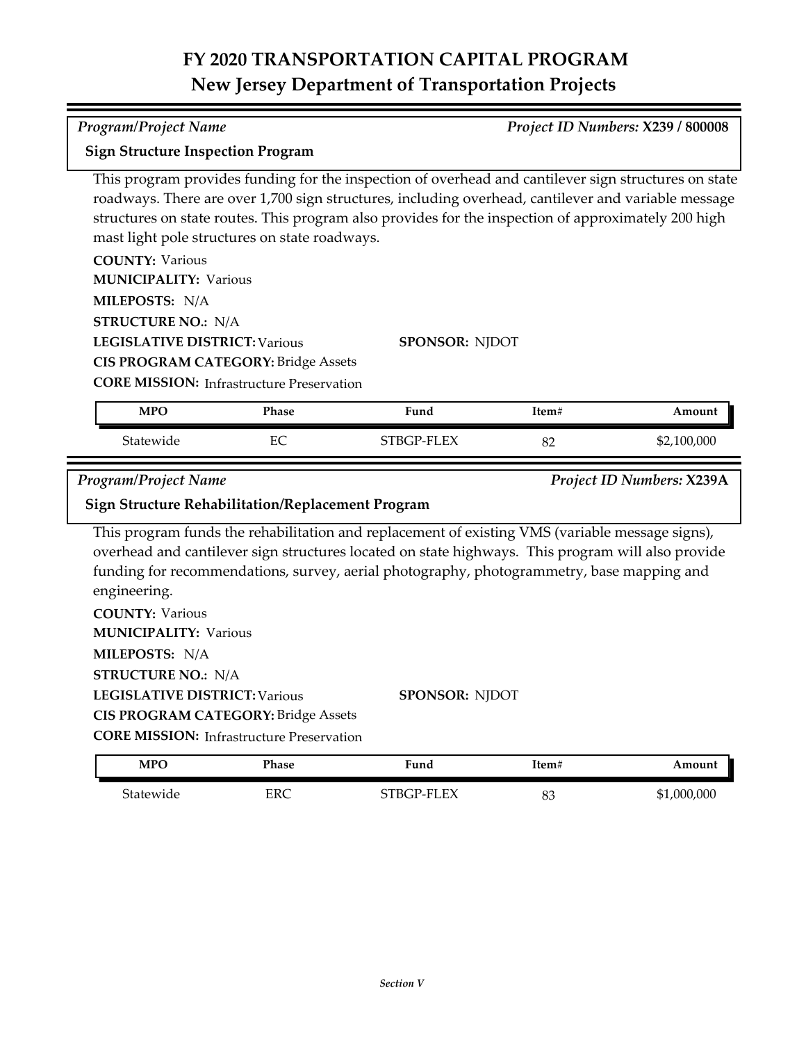# FY 2020 TRANSPORTATION CAPITAL PROGRAM
## New Jersey Department of Transportation Projects

*Program/Project Name* *Project ID Numbers:* **X239 / 800008**

**Sign Structure Inspection Program**

This program provides funding for the inspection of overhead and cantilever sign structures on state roadways. There are over 1,700 sign structures, including overhead, cantilever and variable message structures on state routes. This program also provides for the inspection of approximately 200 high mast light pole structures on state roadways.

**COUNTY:** Various
**MUNICIPALITY:** Various
**MILEPOSTS:** N/A
**STRUCTURE NO.:** N/A
**LEGISLATIVE DISTRICT:** Various **SPONSOR:** NJDOT
**CIS PROGRAM CATEGORY:** Bridge Assets
**CORE MISSION:** Infrastructure Preservation

| MPO | Phase | Fund | Item# | Amount |
|---|---|---|---|---|
| Statewide | EC | STBGP-FLEX | 82 | $2,100,000 |

*Program/Project Name* *Project ID Numbers:* **X239A**

**Sign Structure Rehabilitation/Replacement Program**

This program funds the rehabilitation and replacement of existing VMS (variable message signs), overhead and cantilever sign structures located on state highways. This program will also provide funding for recommendations, survey, aerial photography, photogrammetry, base mapping and engineering.

**COUNTY:** Various
**MUNICIPALITY:** Various
**MILEPOSTS:** N/A
**STRUCTURE NO.:** N/A
**LEGISLATIVE DISTRICT:** Various **SPONSOR:** NJDOT
**CIS PROGRAM CATEGORY:** Bridge Assets
**CORE MISSION:** Infrastructure Preservation

| MPO | Phase | Fund | Item# | Amount |
|---|---|---|---|---|
| Statewide | ERC | STBGP-FLEX | 83 | $1,000,000 |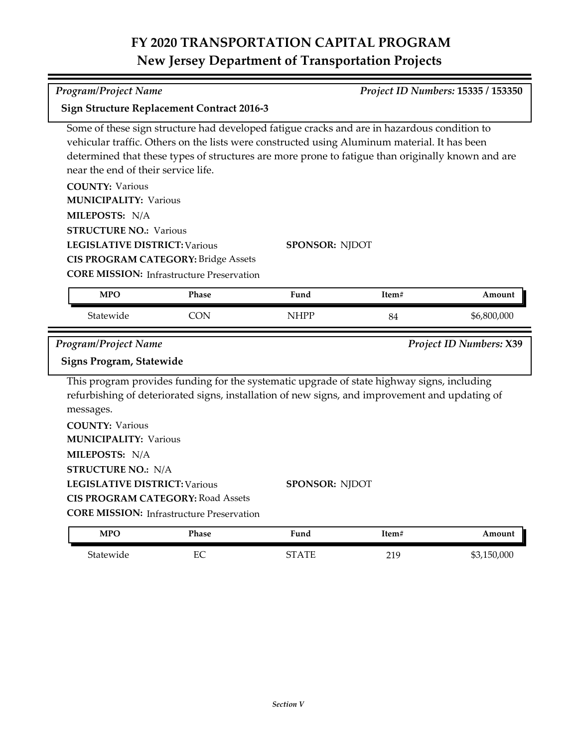# FY 2020 TRANSPORTATION CAPITAL PROGRAM
## New Jersey Department of Transportation Projects

*Program/Project Name* | *Project ID Numbers:* **15335 / 153350**

**Sign Structure Replacement Contract 2016-3**

Some of these sign structure had developed fatigue cracks and are in hazardous condition to vehicular traffic. Others on the lists were constructed using Aluminum material. It has been determined that these types of structures are more prone to fatigue than originally known and are near the end of their service life.

**COUNTY:** Various
**MUNICIPALITY:** Various
**MILEPOSTS:** N/A
**STRUCTURE NO.:** Various
**LEGISLATIVE DISTRICT:** Various
**SPONSOR:** NJDOT
**CIS PROGRAM CATEGORY:** Bridge Assets
**CORE MISSION:** Infrastructure Preservation

| MPO | Phase | Fund | Item# | Amount |
|---|---|---|---|---|
| Statewide | CON | NHPP | 84 | $6,800,000 |

*Program/Project Name* | *Project ID Numbers:* **X39**

**Signs Program, Statewide**

This program provides funding for the systematic upgrade of state highway signs, including refurbishing of deteriorated signs, installation of new signs, and improvement and updating of messages.

**COUNTY:** Various
**MUNICIPALITY:** Various
**MILEPOSTS:** N/A
**STRUCTURE NO.:** N/A
**LEGISLATIVE DISTRICT:** Various
**SPONSOR:** NJDOT
**CIS PROGRAM CATEGORY:** Road Assets
**CORE MISSION:** Infrastructure Preservation

| MPO | Phase | Fund | Item# | Amount |
|---|---|---|---|---|
| Statewide | EC | STATE | 219 | $3,150,000 |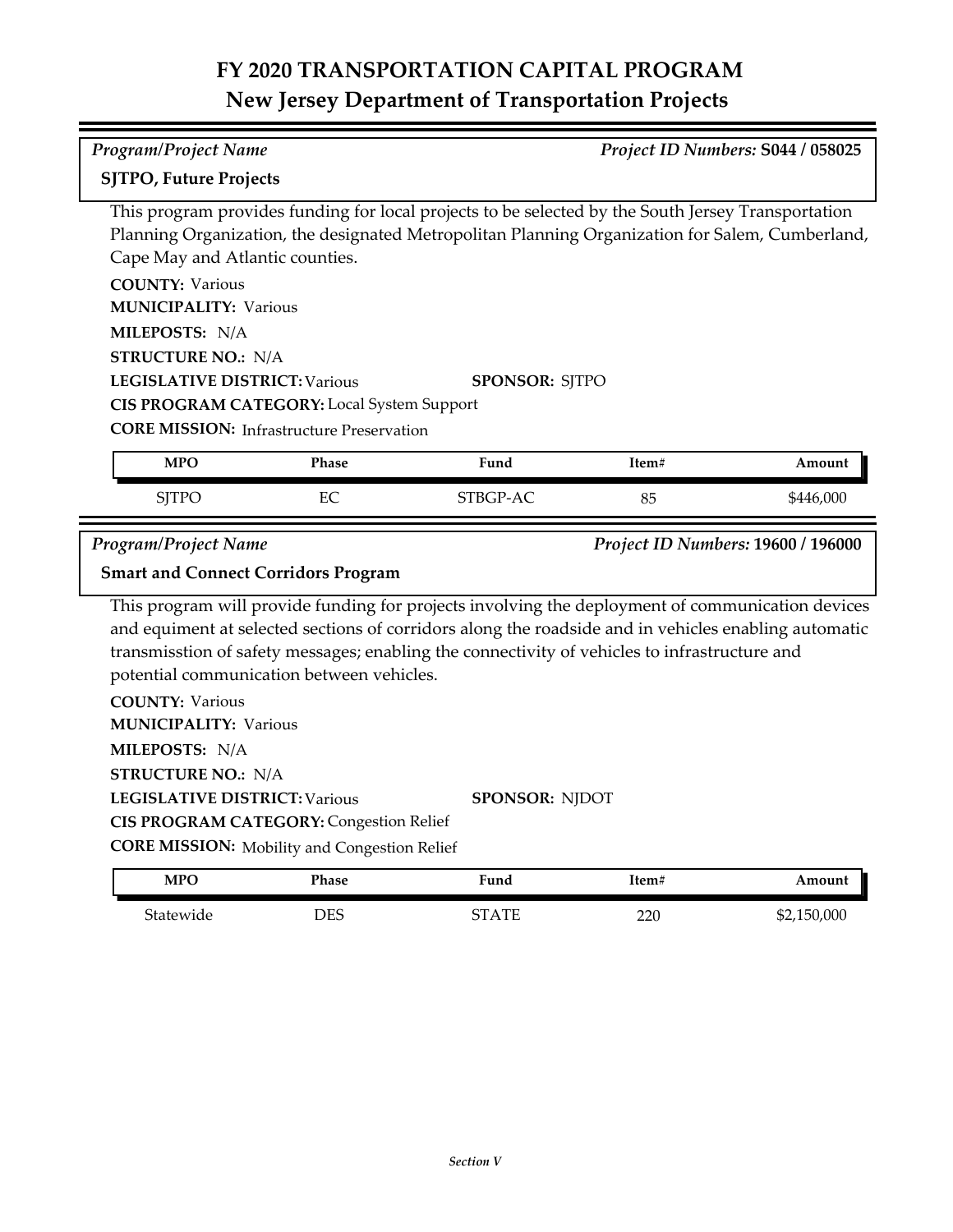# FY 2020 TRANSPORTATION CAPITAL PROGRAM
## New Jersey Department of Transportation Projects

*Program/Project Name* — *Project ID Numbers:* **S044 / 058025**

**SJTPO, Future Projects**

This program provides funding for local projects to be selected by the South Jersey Transportation Planning Organization, the designated Metropolitan Planning Organization for Salem, Cumberland, Cape May and Atlantic counties.

**COUNTY:** Various
**MUNICIPALITY:** Various
**MILEPOSTS:** N/A
**STRUCTURE NO.:** N/A
**LEGISLATIVE DISTRICT:** Various
**SPONSOR:** SJTPO
**CIS PROGRAM CATEGORY:** Local System Support
**CORE MISSION:** Infrastructure Preservation

| MPO | Phase | Fund | Item# | Amount |
|---|---|---|---|---|
| SJTPO | EC | STBGP-AC | 85 | $446,000 |

*Program/Project Name* — *Project ID Numbers:* **19600 / 196000**

**Smart and Connect Corridors Program**

This program will provide funding for projects involving the deployment of communication devices and equiment at selected sections of corridors along the roadside and in vehicles enabling automatic transmisstion of safety messages; enabling the connectivity of vehicles to infrastructure and potential communication between vehicles.

**COUNTY:** Various
**MUNICIPALITY:** Various
**MILEPOSTS:** N/A
**STRUCTURE NO.:** N/A
**LEGISLATIVE DISTRICT:** Various
**SPONSOR:** NJDOT
**CIS PROGRAM CATEGORY:** Congestion Relief
**CORE MISSION:** Mobility and Congestion Relief

| MPO | Phase | Fund | Item# | Amount |
|---|---|---|---|---|
| Statewide | DES | STATE | 220 | $2,150,000 |

*Section V*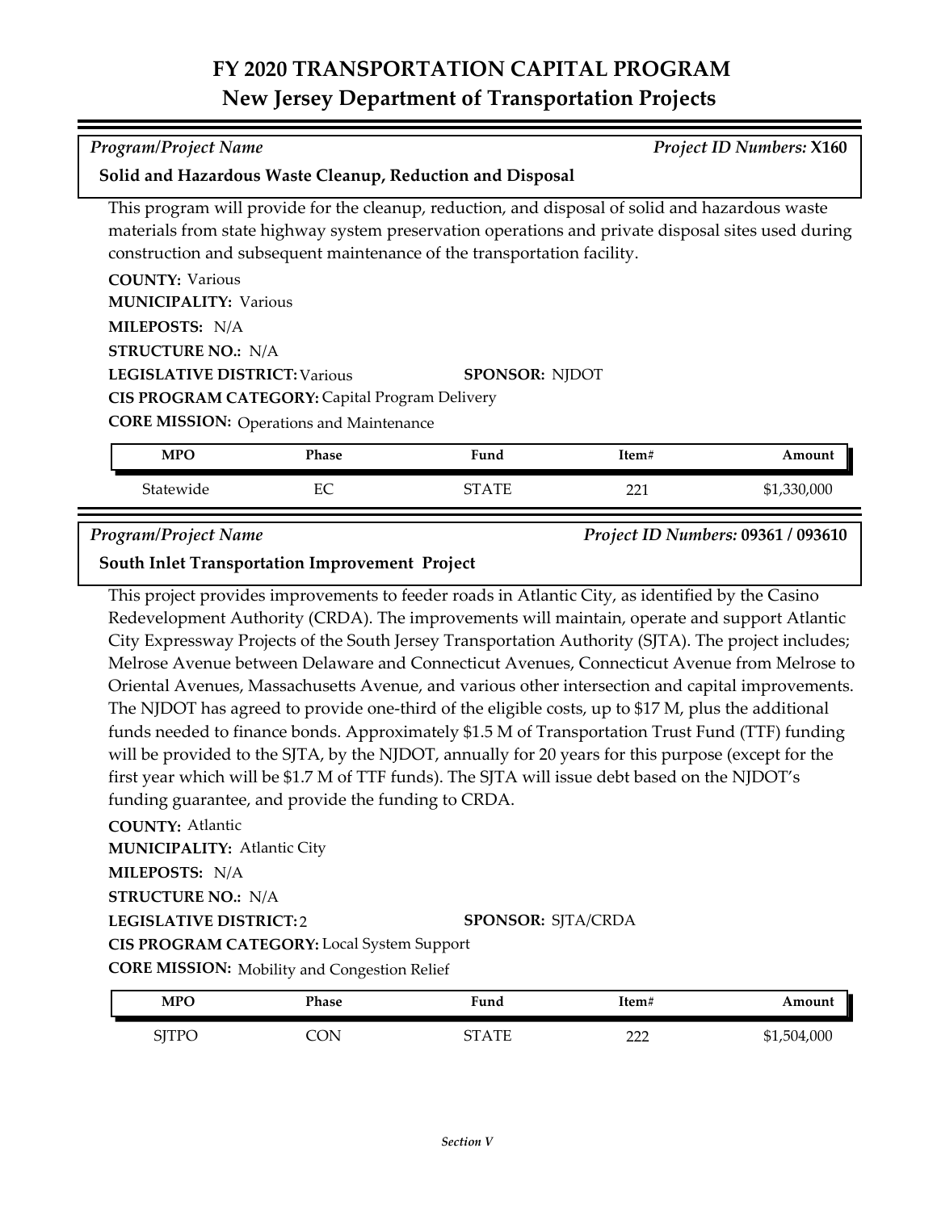# FY 2020 TRANSPORTATION CAPITAL PROGRAM
## New Jersey Department of Transportation Projects

*Program/Project Name* — *Project ID Numbers:* **X160**

**Solid and Hazardous Waste Cleanup, Reduction and Disposal**

This program will provide for the cleanup, reduction, and disposal of solid and hazardous waste materials from state highway system preservation operations and private disposal sites used during construction and subsequent maintenance of the transportation facility.

**COUNTY:** Various
**MUNICIPALITY:** Various
**MILEPOSTS:** N/A
**STRUCTURE NO.:** N/A
**LEGISLATIVE DISTRICT:** Various
**SPONSOR:** NJDOT
**CIS PROGRAM CATEGORY:** Capital Program Delivery
**CORE MISSION:** Operations and Maintenance

| MPO | Phase | Fund | Item# | Amount |
|---|---|---|---|---|
| Statewide | EC | STATE | 221 | $1,330,000 |

*Program/Project Name* — *Project ID Numbers:* **09361 / 093610**

**South Inlet Transportation Improvement Project**

This project provides improvements to feeder roads in Atlantic City, as identified by the Casino Redevelopment Authority (CRDA). The improvements will maintain, operate and support Atlantic City Expressway Projects of the South Jersey Transportation Authority (SJTA). The project includes; Melrose Avenue between Delaware and Connecticut Avenues, Connecticut Avenue from Melrose to Oriental Avenues, Massachusetts Avenue, and various other intersection and capital improvements. The NJDOT has agreed to provide one-third of the eligible costs, up to $17 M, plus the additional funds needed to finance bonds. Approximately $1.5 M of Transportation Trust Fund (TTF) funding will be provided to the SJTA, by the NJDOT, annually for 20 years for this purpose (except for the first year which will be $1.7 M of TTF funds). The SJTA will issue debt based on the NJDOT's funding guarantee, and provide the funding to CRDA.

**COUNTY:** Atlantic
**MUNICIPALITY:** Atlantic City
**MILEPOSTS:** N/A
**STRUCTURE NO.:** N/A
**LEGISLATIVE DISTRICT:** 2
**SPONSOR:** SJTA/CRDA
**CIS PROGRAM CATEGORY:** Local System Support
**CORE MISSION:** Mobility and Congestion Relief

| MPO | Phase | Fund | Item# | Amount |
|---|---|---|---|---|
| SJTPO | CON | STATE | 222 | $1,504,000 |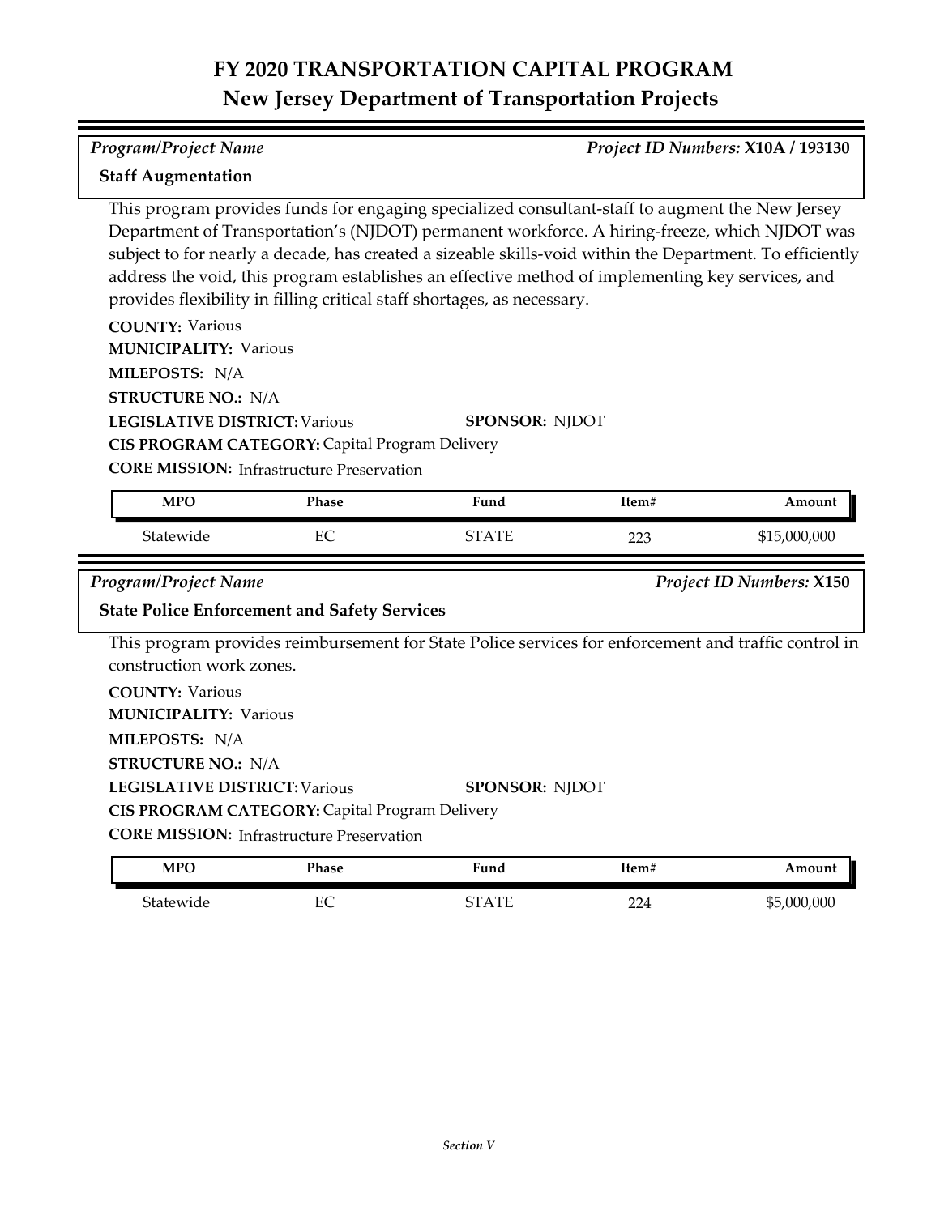# FY 2020 TRANSPORTATION CAPITAL PROGRAM
## New Jersey Department of Transportation Projects

*Program/Project Name* | *Project ID Numbers:* **X10A / 193130**

**Staff Augmentation**

This program provides funds for engaging specialized consultant-staff to augment the New Jersey Department of Transportation's (NJDOT) permanent workforce. A hiring-freeze, which NJDOT was subject to for nearly a decade, has created a sizeable skills-void within the Department. To efficiently address the void, this program establishes an effective method of implementing key services, and provides flexibility in filling critical staff shortages, as necessary.

**COUNTY:** Various
**MUNICIPALITY:** Various
**MILEPOSTS:** N/A
**STRUCTURE NO.:** N/A
**LEGISLATIVE DISTRICT:** Various
**SPONSOR:** NJDOT
**CIS PROGRAM CATEGORY:** Capital Program Delivery
**CORE MISSION:** Infrastructure Preservation

| MPO | Phase | Fund | Item# | Amount |
|---|---|---|---|---|
| Statewide | EC | STATE | 223 | $15,000,000 |

*Program/Project Name* | *Project ID Numbers:* **X150**

**State Police Enforcement and Safety Services**

This program provides reimbursement for State Police services for enforcement and traffic control in construction work zones.

**COUNTY:** Various
**MUNICIPALITY:** Various
**MILEPOSTS:** N/A
**STRUCTURE NO.:** N/A
**LEGISLATIVE DISTRICT:** Various
**SPONSOR:** NJDOT
**CIS PROGRAM CATEGORY:** Capital Program Delivery
**CORE MISSION:** Infrastructure Preservation

| MPO | Phase | Fund | Item# | Amount |
|---|---|---|---|---|
| Statewide | EC | STATE | 224 | $5,000,000 |

*Section V*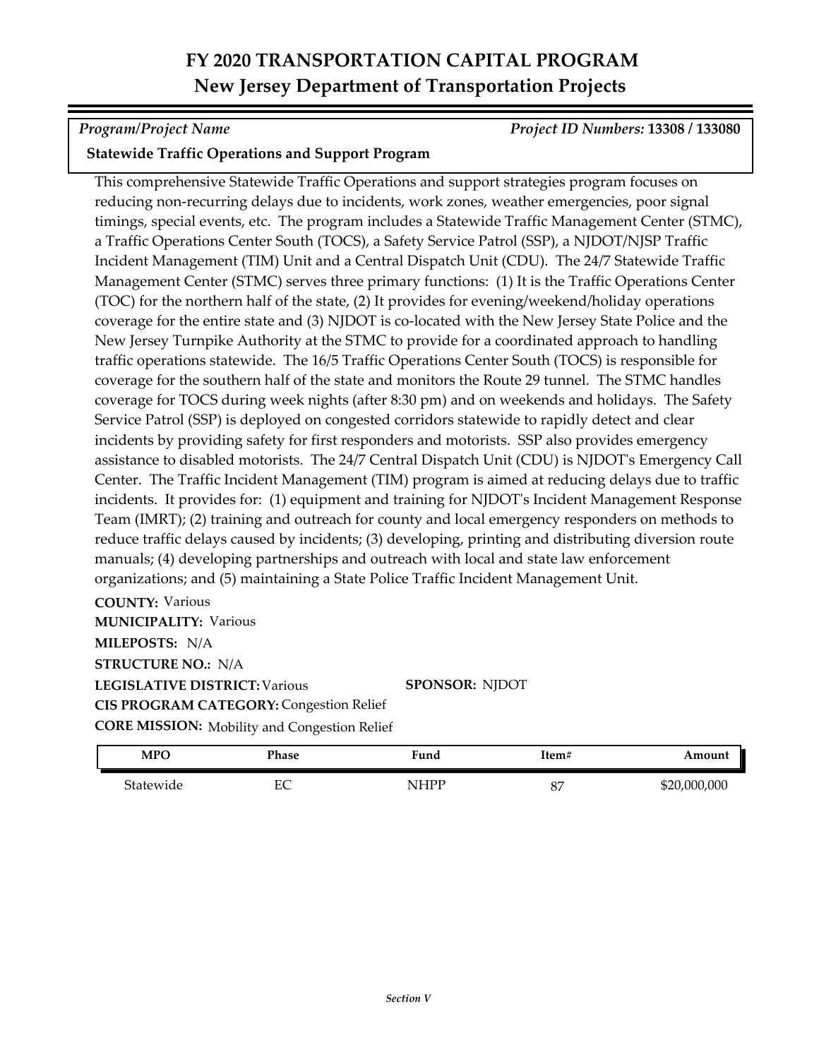# FY 2020 TRANSPORTATION CAPITAL PROGRAM
## New Jersey Department of Transportation Projects

*Program/Project Name* — *Project ID Numbers:* **13308 / 133080**

**Statewide Traffic Operations and Support Program**

This comprehensive Statewide Traffic Operations and support strategies program focuses on reducing non-recurring delays due to incidents, work zones, weather emergencies, poor signal timings, special events, etc. The program includes a Statewide Traffic Management Center (STMC), a Traffic Operations Center South (TOCS), a Safety Service Patrol (SSP), a NJDOT/NJSP Traffic Incident Management (TIM) Unit and a Central Dispatch Unit (CDU). The 24/7 Statewide Traffic Management Center (STMC) serves three primary functions: (1) It is the Traffic Operations Center (TOC) for the northern half of the state, (2) It provides for evening/weekend/holiday operations coverage for the entire state and (3) NJDOT is co-located with the New Jersey State Police and the New Jersey Turnpike Authority at the STMC to provide for a coordinated approach to handling traffic operations statewide. The 16/5 Traffic Operations Center South (TOCS) is responsible for coverage for the southern half of the state and monitors the Route 29 tunnel. The STMC handles coverage for TOCS during week nights (after 8:30 pm) and on weekends and holidays. The Safety Service Patrol (SSP) is deployed on congested corridors statewide to rapidly detect and clear incidents by providing safety for first responders and motorists. SSP also provides emergency assistance to disabled motorists. The 24/7 Central Dispatch Unit (CDU) is NJDOT's Emergency Call Center. The Traffic Incident Management (TIM) program is aimed at reducing delays due to traffic incidents. It provides for: (1) equipment and training for NJDOT's Incident Management Response Team (IMRT); (2) training and outreach for county and local emergency responders on methods to reduce traffic delays caused by incidents; (3) developing, printing and distributing diversion route manuals; (4) developing partnerships and outreach with local and state law enforcement organizations; and (5) maintaining a State Police Traffic Incident Management Unit.

**COUNTY:** Various
**MUNICIPALITY:** Various
**MILEPOSTS:** N/A
**STRUCTURE NO.:** N/A
**LEGISLATIVE DISTRICT:** Various
**SPONSOR:** NJDOT
**CIS PROGRAM CATEGORY:** Congestion Relief
**CORE MISSION:** Mobility and Congestion Relief

| MPO | Phase | Fund | Item# | Amount |
|---|---|---|---|---|
| Statewide | EC | NHPP | 87 | $20,000,000 |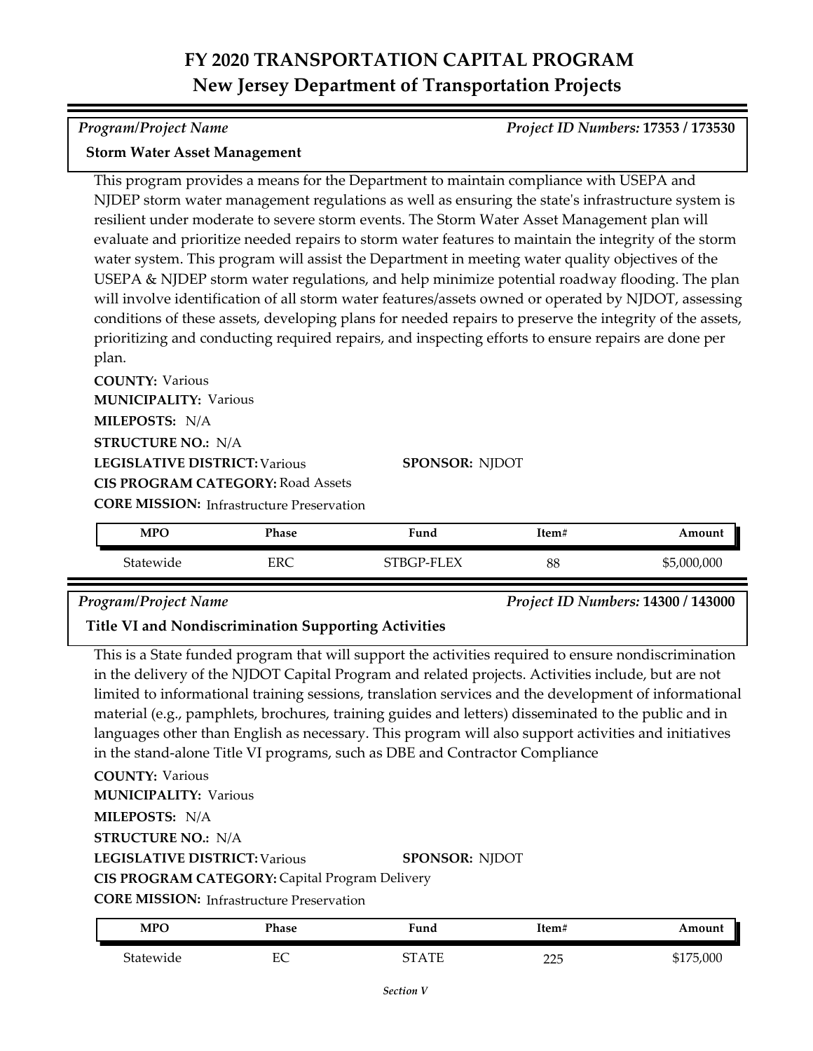# FY 2020 TRANSPORTATION CAPITAL PROGRAM
## New Jersey Department of Transportation Projects

*Program/Project Name* — *Project ID Numbers:* **17353 / 173530**

**Storm Water Asset Management**

This program provides a means for the Department to maintain compliance with USEPA and NJDEP storm water management regulations as well as ensuring the state's infrastructure system is resilient under moderate to severe storm events. The Storm Water Asset Management plan will evaluate and prioritize needed repairs to storm water features to maintain the integrity of the storm water system. This program will assist the Department in meeting water quality objectives of the USEPA & NJDEP storm water regulations, and help minimize potential roadway flooding. The plan will involve identification of all storm water features/assets owned or operated by NJDOT, assessing conditions of these assets, developing plans for needed repairs to preserve the integrity of the assets, prioritizing and conducting required repairs, and inspecting efforts to ensure repairs are done per plan.

**COUNTY:** Various
**MUNICIPALITY:** Various
**MILEPOSTS:** N/A
**STRUCTURE NO.:** N/A
**LEGISLATIVE DISTRICT:** Various
**SPONSOR:** NJDOT
**CIS PROGRAM CATEGORY:** Road Assets
**CORE MISSION:** Infrastructure Preservation

| MPO | Phase | Fund | Item# | Amount |
|---|---|---|---|---|
| Statewide | ERC | STBGP-FLEX | 88 | $5,000,000 |

*Program/Project Name* — *Project ID Numbers:* **14300 / 143000**

**Title VI and Nondiscrimination Supporting Activities**

This is a State funded program that will support the activities required to ensure nondiscrimination in the delivery of the NJDOT Capital Program and related projects. Activities include, but are not limited to informational training sessions, translation services and the development of informational material (e.g., pamphlets, brochures, training guides and letters) disseminated to the public and in languages other than English as necessary. This program will also support activities and initiatives in the stand-alone Title VI programs, such as DBE and Contractor Compliance

**COUNTY:** Various
**MUNICIPALITY:** Various
**MILEPOSTS:** N/A
**STRUCTURE NO.:** N/A
**LEGISLATIVE DISTRICT:** Various
**SPONSOR:** NJDOT
**CIS PROGRAM CATEGORY:** Capital Program Delivery
**CORE MISSION:** Infrastructure Preservation

| MPO | Phase | Fund | Item# | Amount |
|---|---|---|---|---|
| Statewide | EC | STATE | 225 | $175,000 |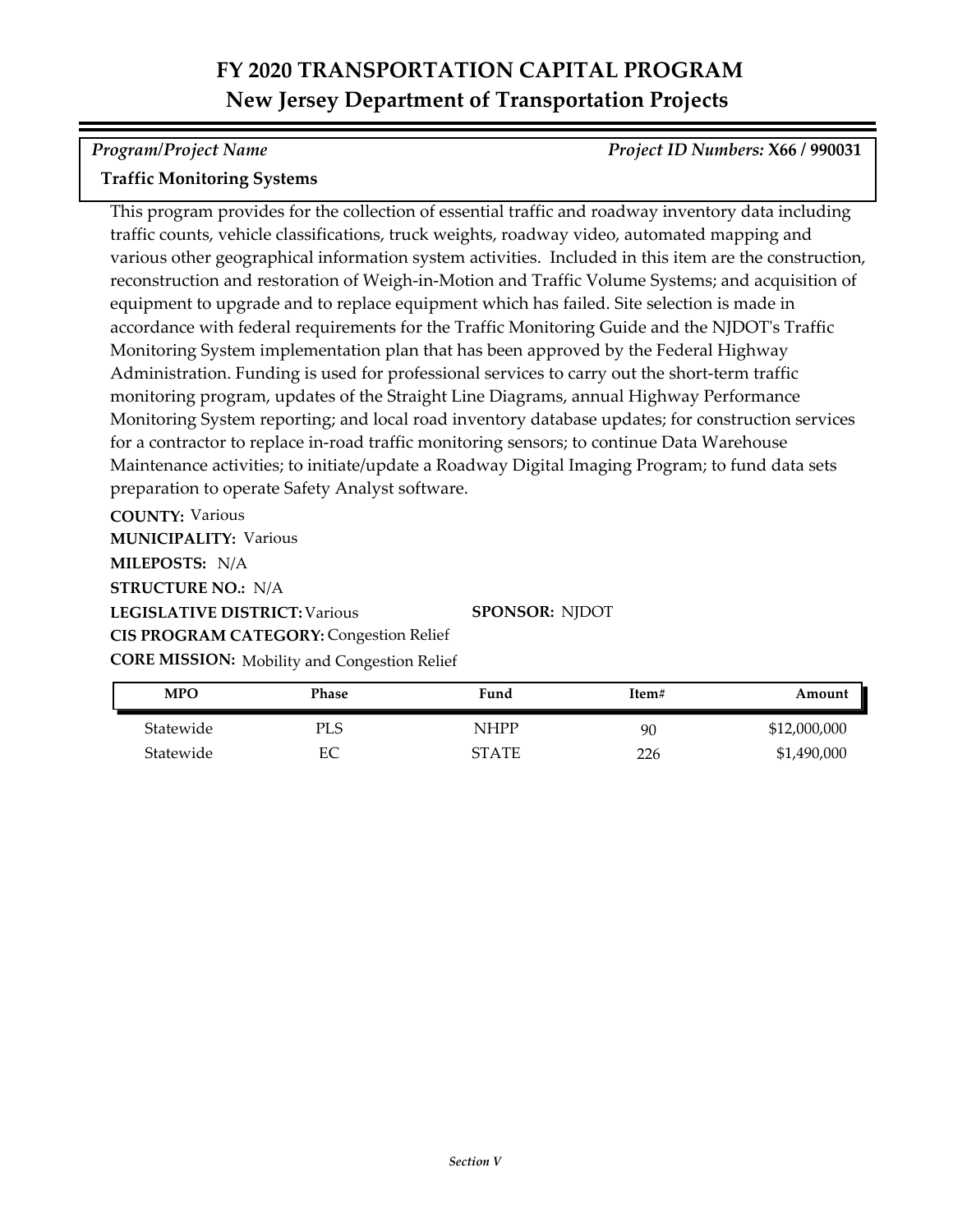# FY 2020 TRANSPORTATION CAPITAL PROGRAM
## New Jersey Department of Transportation Projects

*Program/Project Name* | *Project ID Numbers:* **X66 / 990031**

**Traffic Monitoring Systems**

This program provides for the collection of essential traffic and roadway inventory data including traffic counts, vehicle classifications, truck weights, roadway video, automated mapping and various other geographical information system activities. Included in this item are the construction, reconstruction and restoration of Weigh-in-Motion and Traffic Volume Systems; and acquisition of equipment to upgrade and to replace equipment which has failed. Site selection is made in accordance with federal requirements for the Traffic Monitoring Guide and the NJDOT's Traffic Monitoring System implementation plan that has been approved by the Federal Highway Administration. Funding is used for professional services to carry out the short-term traffic monitoring program, updates of the Straight Line Diagrams, annual Highway Performance Monitoring System reporting; and local road inventory database updates; for construction services for a contractor to replace in-road traffic monitoring sensors; to continue Data Warehouse Maintenance activities; to initiate/update a Roadway Digital Imaging Program; to fund data sets preparation to operate Safety Analyst software.

**COUNTY:** Various
**MUNICIPALITY:** Various
**MILEPOSTS:** N/A
**STRUCTURE NO.:** N/A
**LEGISLATIVE DISTRICT:** Various
**SPONSOR:** NJDOT
**CIS PROGRAM CATEGORY:** Congestion Relief
**CORE MISSION:** Mobility and Congestion Relief

| MPO | Phase | Fund | Item# | Amount |
|---|---|---|---|---|
| Statewide | PLS | NHPP | 90 | $12,000,000 |
| Statewide | EC | STATE | 226 | $1,490,000 |

*Section V*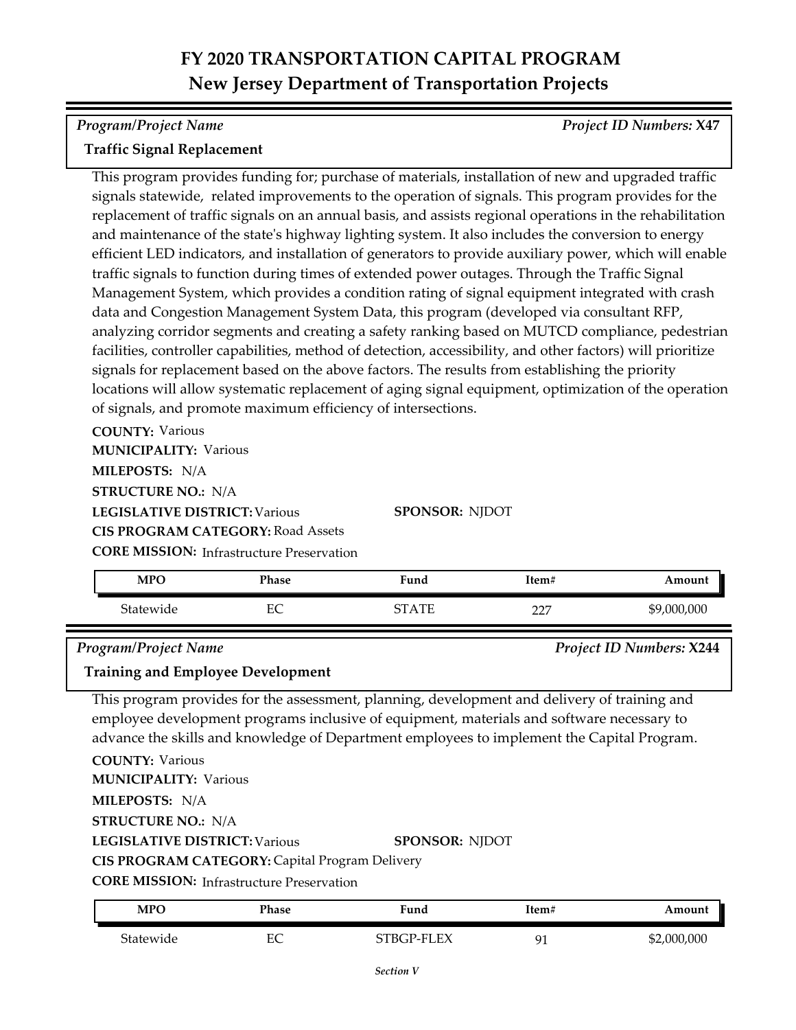# FY 2020 TRANSPORTATION CAPITAL PROGRAM
## New Jersey Department of Transportation Projects

*Program/Project Name* — *Project ID Numbers:* **X47**

### Traffic Signal Replacement

This program provides funding for; purchase of materials, installation of new and upgraded traffic signals statewide,  related improvements to the operation of signals. This program provides for the replacement of traffic signals on an annual basis, and assists regional operations in the rehabilitation and maintenance of the state's highway lighting system. It also includes the conversion to energy efficient LED indicators, and installation of generators to provide auxiliary power, which will enable traffic signals to function during times of extended power outages. Through the Traffic Signal Management System, which provides a condition rating of signal equipment integrated with crash data and Congestion Management System Data, this program (developed via consultant RFP, analyzing corridor segments and creating a safety ranking based on MUTCD compliance, pedestrian facilities, controller capabilities, method of detection, accessibility, and other factors) will prioritize signals for replacement based on the above factors. The results from establishing the priority locations will allow systematic replacement of aging signal equipment, optimization of the operation of signals, and promote maximum efficiency of intersections.

**COUNTY:** Various
**MUNICIPALITY:** Various
**MILEPOSTS:** N/A
**STRUCTURE NO.:** N/A
**LEGISLATIVE DISTRICT:** Various
**SPONSOR:** NJDOT
**CIS PROGRAM CATEGORY:** Road Assets
**CORE MISSION:** Infrastructure Preservation

| MPO | Phase | Fund | Item# | Amount |
|---|---|---|---|---|
| Statewide | EC | STATE | 227 | $9,000,000 |

*Program/Project Name* — *Project ID Numbers:* **X244**

### Training and Employee Development

This program provides for the assessment, planning, development and delivery of training and employee development programs inclusive of equipment, materials and software necessary to advance the skills and knowledge of Department employees to implement the Capital Program.

**COUNTY:** Various
**MUNICIPALITY:** Various
**MILEPOSTS:** N/A
**STRUCTURE NO.:** N/A
**LEGISLATIVE DISTRICT:** Various
**SPONSOR:** NJDOT
**CIS PROGRAM CATEGORY:** Capital Program Delivery
**CORE MISSION:** Infrastructure Preservation

| MPO | Phase | Fund | Item# | Amount |
|---|---|---|---|---|
| Statewide | EC | STBGP-FLEX | 91 | $2,000,000 |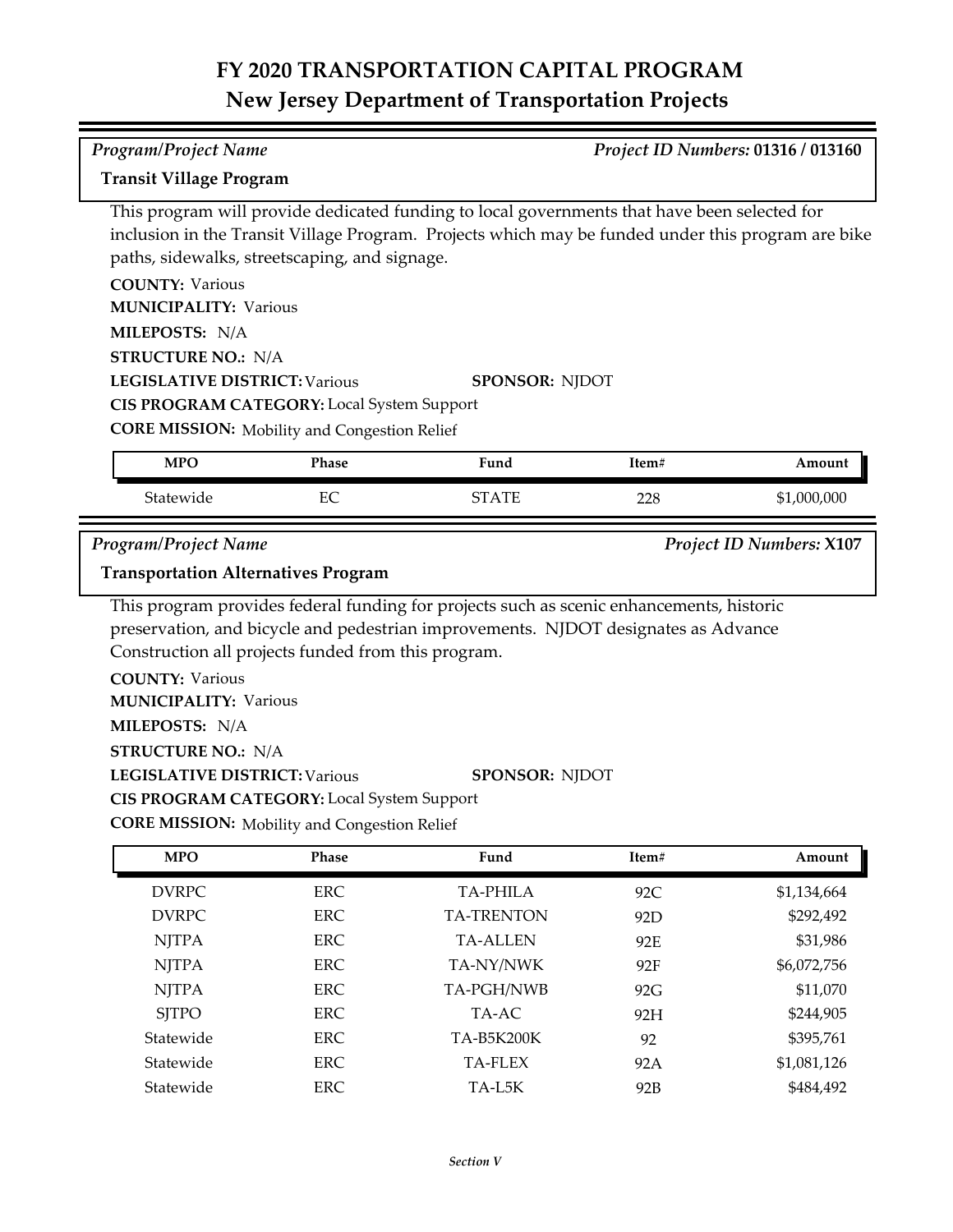# FY 2020 TRANSPORTATION CAPITAL PROGRAM
## New Jersey Department of Transportation Projects

*Program/Project Name* — *Project ID Numbers:* **01316 / 013160**

**Transit Village Program**

This program will provide dedicated funding to local governments that have been selected for inclusion in the Transit Village Program. Projects which may be funded under this program are bike paths, sidewalks, streetscaping, and signage.

**COUNTY:** Various
**MUNICIPALITY:** Various
**MILEPOSTS:** N/A
**STRUCTURE NO.:** N/A
**LEGISLATIVE DISTRICT:** Various — **SPONSOR:** NJDOT
**CIS PROGRAM CATEGORY:** Local System Support
**CORE MISSION:** Mobility and Congestion Relief

| MPO | Phase | Fund | Item# | Amount |
|---|---|---|---|---|
| Statewide | EC | STATE | 228 | $1,000,000 |

*Program/Project Name* — *Project ID Numbers:* **X107**

**Transportation Alternatives Program**

This program provides federal funding for projects such as scenic enhancements, historic preservation, and bicycle and pedestrian improvements. NJDOT designates as Advance Construction all projects funded from this program.

**COUNTY:** Various
**MUNICIPALITY:** Various
**MILEPOSTS:** N/A
**STRUCTURE NO.:** N/A
**LEGISLATIVE DISTRICT:** Various — **SPONSOR:** NJDOT
**CIS PROGRAM CATEGORY:** Local System Support
**CORE MISSION:** Mobility and Congestion Relief

| MPO | Phase | Fund | Item# | Amount |
|---|---|---|---|---|
| DVRPC | ERC | TA-PHILA | 92C | $1,134,664 |
| DVRPC | ERC | TA-TRENTON | 92D | $292,492 |
| NJTPA | ERC | TA-ALLEN | 92E | $31,986 |
| NJTPA | ERC | TA-NY/NWK | 92F | $6,072,756 |
| NJTPA | ERC | TA-PGH/NWB | 92G | $11,070 |
| SJTPO | ERC | TA-AC | 92H | $244,905 |
| Statewide | ERC | TA-B5K200K | 92 | $395,761 |
| Statewide | ERC | TA-FLEX | 92A | $1,081,126 |
| Statewide | ERC | TA-L5K | 92B | $484,492 |

*Section V*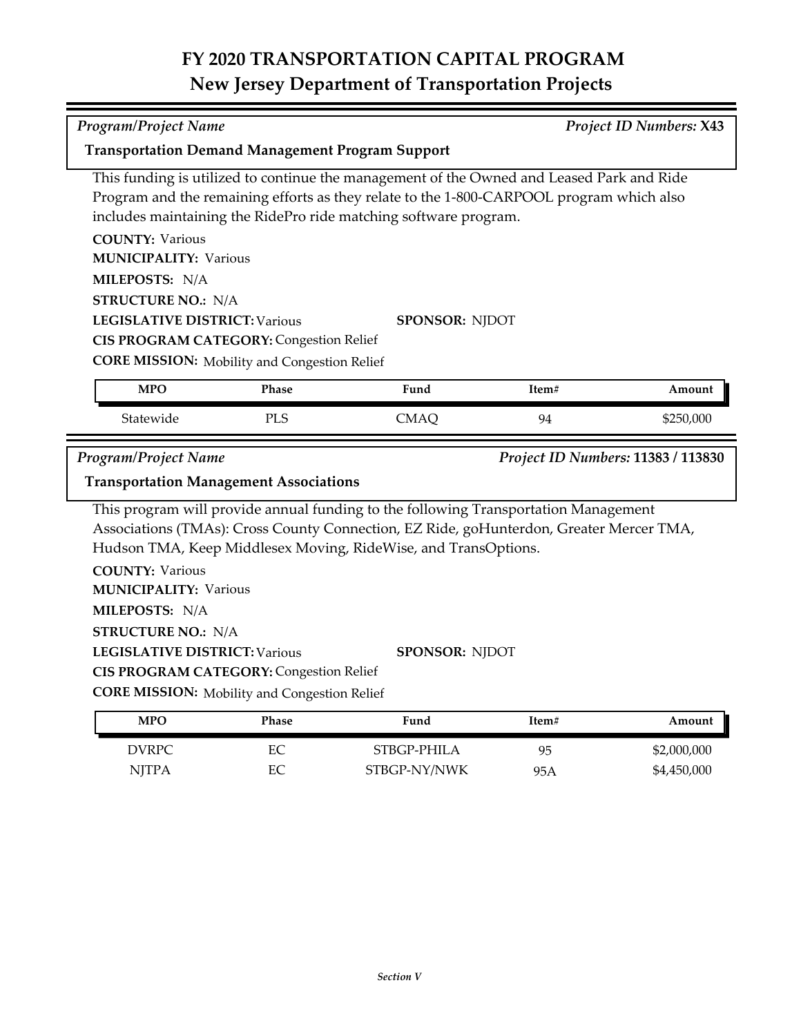# FY 2020 TRANSPORTATION CAPITAL PROGRAM
## New Jersey Department of Transportation Projects

*Program/Project Name* *Project ID Numbers:* **X43**

**Transportation Demand Management Program Support**

This funding is utilized to continue the management of the Owned and Leased Park and Ride Program and the remaining efforts as they relate to the 1-800-CARPOOL program which also includes maintaining the RidePro ride matching software program.

**COUNTY:** Various
**MUNICIPALITY:** Various
**MILEPOSTS:** N/A
**STRUCTURE NO.:** N/A
**LEGISLATIVE DISTRICT:** Various **SPONSOR:** NJDOT
**CIS PROGRAM CATEGORY:** Congestion Relief
**CORE MISSION:** Mobility and Congestion Relief

| MPO | Phase | Fund | Item# | Amount |
|---|---|---|---|---|
| Statewide | PLS | CMAQ | 94 | $250,000 |

*Program/Project Name* *Project ID Numbers:* **11383 / 113830**

**Transportation Management Associations**

This program will provide annual funding to the following Transportation Management Associations (TMAs): Cross County Connection, EZ Ride, goHunterdon, Greater Mercer TMA, Hudson TMA, Keep Middlesex Moving, RideWise, and TransOptions.

**COUNTY:** Various
**MUNICIPALITY:** Various
**MILEPOSTS:** N/A
**STRUCTURE NO.:** N/A
**LEGISLATIVE DISTRICT:** Various **SPONSOR:** NJDOT
**CIS PROGRAM CATEGORY:** Congestion Relief
**CORE MISSION:** Mobility and Congestion Relief

| MPO | Phase | Fund | Item# | Amount |
|---|---|---|---|---|
| DVRPC | EC | STBGP-PHILA | 95 | $2,000,000 |
| NJTPA | EC | STBGP-NY/NWK | 95A | $4,450,000 |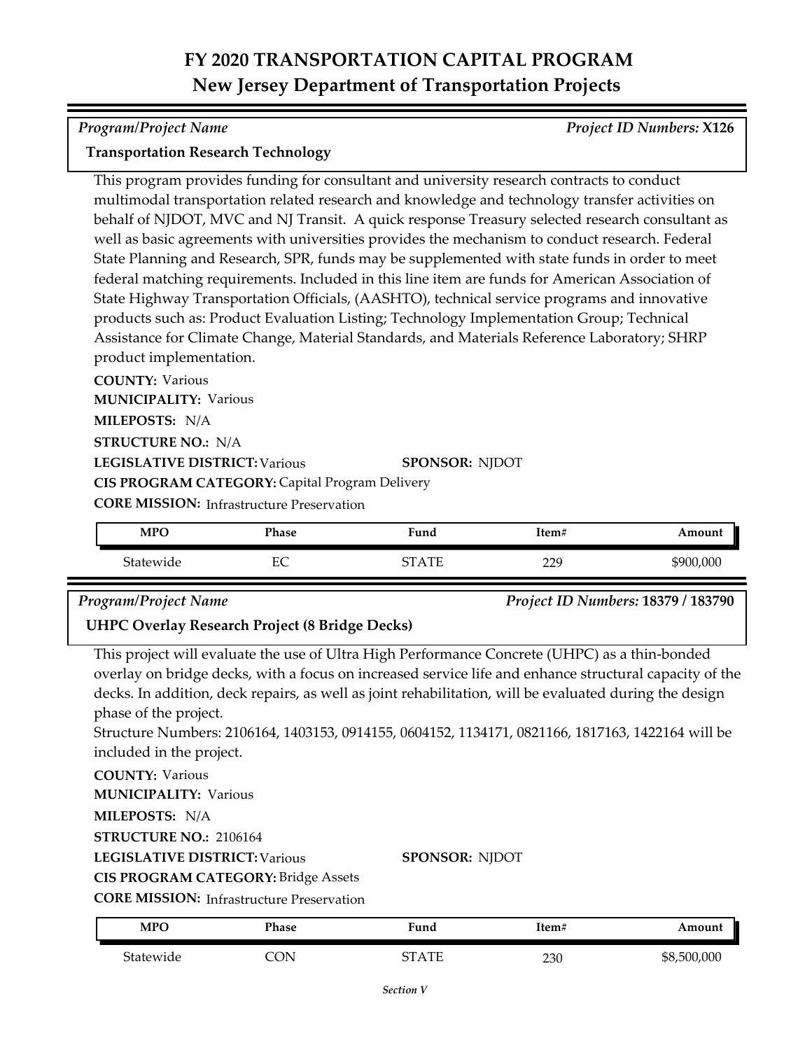# FY 2020 TRANSPORTATION CAPITAL PROGRAM
## New Jersey Department of Transportation Projects

*Program/Project Name* *Project ID Numbers:* **X126**

**Transportation Research Technology**

This program provides funding for consultant and university research contracts to conduct multimodal transportation related research and knowledge and technology transfer activities on behalf of NJDOT, MVC and NJ Transit. A quick response Treasury selected research consultant as well as basic agreements with universities provides the mechanism to conduct research. Federal State Planning and Research, SPR, funds may be supplemented with state funds in order to meet federal matching requirements. Included in this line item are funds for American Association of State Highway Transportation Officials, (AASHTO), technical service programs and innovative products such as: Product Evaluation Listing; Technology Implementation Group; Technical Assistance for Climate Change, Material Standards, and Materials Reference Laboratory; SHRP product implementation.

**COUNTY:** Various
**MUNICIPALITY:** Various
**MILEPOSTS:** N/A
**STRUCTURE NO.:** N/A
**LEGISLATIVE DISTRICT:** Various **SPONSOR:** NJDOT
**CIS PROGRAM CATEGORY:** Capital Program Delivery
**CORE MISSION:** Infrastructure Preservation

| MPO | Phase | Fund | Item# | Amount |
|---|---|---|---|---|
| Statewide | EC | STATE | 229 | $900,000 |

*Program/Project Name* *Project ID Numbers:* **18379 / 183790**

**UHPC Overlay Research Project (8 Bridge Decks)**

This project will evaluate the use of Ultra High Performance Concrete (UHPC) as a thin-bonded overlay on bridge decks, with a focus on increased service life and enhance structural capacity of the decks. In addition, deck repairs, as well as joint rehabilitation, will be evaluated during the design phase of the project.
Structure Numbers: 2106164, 1403153, 0914155, 0604152, 1134171, 0821166, 1817163, 1422164 will be included in the project.

**COUNTY:** Various
**MUNICIPALITY:** Various
**MILEPOSTS:** N/A
**STRUCTURE NO.:** 2106164
**LEGISLATIVE DISTRICT:** Various **SPONSOR:** NJDOT
**CIS PROGRAM CATEGORY:** Bridge Assets
**CORE MISSION:** Infrastructure Preservation

| MPO | Phase | Fund | Item# | Amount |
|---|---|---|---|---|
| Statewide | CON | STATE | 230 | $8,500,000 |

*Section V*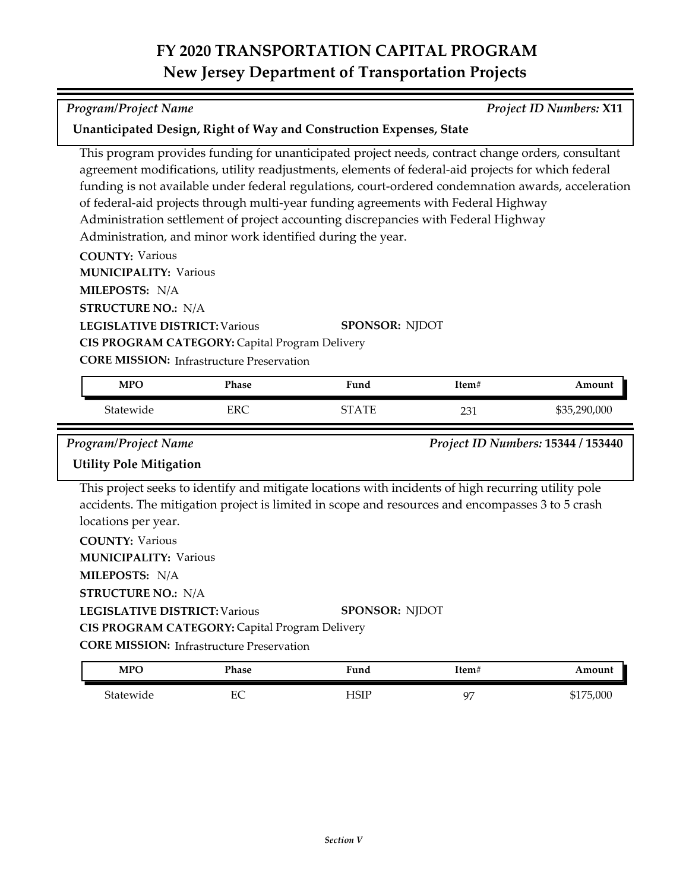# FY 2020 TRANSPORTATION CAPITAL PROGRAM
## New Jersey Department of Transportation Projects

*Program/Project Name* — *Project ID Numbers:* **X11**

**Unanticipated Design, Right of Way and Construction Expenses, State**

This program provides funding for unanticipated project needs, contract change orders, consultant agreement modifications, utility readjustments, elements of federal-aid projects for which federal funding is not available under federal regulations, court-ordered condemnation awards, acceleration of federal-aid projects through multi-year funding agreements with Federal Highway Administration settlement of project accounting discrepancies with Federal Highway Administration, and minor work identified during the year.

**COUNTY:** Various
**MUNICIPALITY:** Various
**MILEPOSTS:** N/A
**STRUCTURE NO.:** N/A
**LEGISLATIVE DISTRICT:** Various
**SPONSOR:** NJDOT
**CIS PROGRAM CATEGORY:** Capital Program Delivery
**CORE MISSION:** Infrastructure Preservation

| MPO | Phase | Fund | Item# | Amount |
|---|---|---|---|---|
| Statewide | ERC | STATE | 231 | $35,290,000 |

*Program/Project Name* — *Project ID Numbers:* **15344 / 153440**

**Utility Pole Mitigation**

This project seeks to identify and mitigate locations with incidents of high recurring utility pole accidents. The mitigation project is limited in scope and resources and encompasses 3 to 5 crash locations per year.

**COUNTY:** Various
**MUNICIPALITY:** Various
**MILEPOSTS:** N/A
**STRUCTURE NO.:** N/A
**LEGISLATIVE DISTRICT:** Various
**SPONSOR:** NJDOT
**CIS PROGRAM CATEGORY:** Capital Program Delivery
**CORE MISSION:** Infrastructure Preservation

| MPO | Phase | Fund | Item# | Amount |
|---|---|---|---|---|
| Statewide | EC | HSIP | 97 | $175,000 |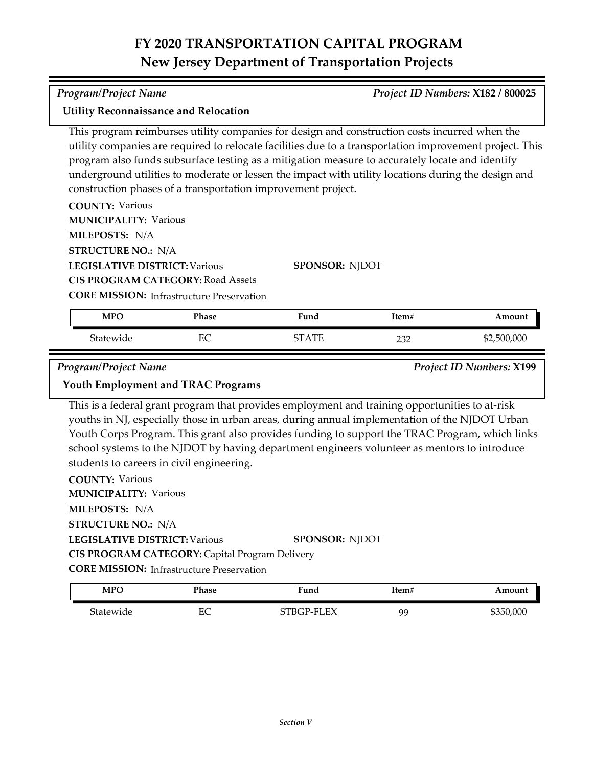# FY 2020 TRANSPORTATION CAPITAL PROGRAM
## New Jersey Department of Transportation Projects

*Program/Project Name* — *Project ID Numbers:* **X182 / 800025**

### Utility Reconnaissance and Relocation

This program reimburses utility companies for design and construction costs incurred when the utility companies are required to relocate facilities due to a transportation improvement project. This program also funds subsurface testing as a mitigation measure to accurately locate and identify underground utilities to moderate or lessen the impact with utility locations during the design and construction phases of a transportation improvement project.

**COUNTY:** Various
**MUNICIPALITY:** Various
**MILEPOSTS:** N/A
**STRUCTURE NO.:** N/A
**LEGISLATIVE DISTRICT:** Various
**SPONSOR:** NJDOT
**CIS PROGRAM CATEGORY:** Road Assets
**CORE MISSION:** Infrastructure Preservation

| MPO | Phase | Fund | Item# | Amount |
|---|---|---|---|---|
| Statewide | EC | STATE | 232 | $2,500,000 |

*Program/Project Name* — *Project ID Numbers:* **X199**

### Youth Employment and TRAC Programs

This is a federal grant program that provides employment and training opportunities to at-risk youths in NJ, especially those in urban areas, during annual implementation of the NJDOT Urban Youth Corps Program. This grant also provides funding to support the TRAC Program, which links school systems to the NJDOT by having department engineers volunteer as mentors to introduce students to careers in civil engineering.

**COUNTY:** Various
**MUNICIPALITY:** Various
**MILEPOSTS:** N/A
**STRUCTURE NO.:** N/A
**LEGISLATIVE DISTRICT:** Various
**SPONSOR:** NJDOT
**CIS PROGRAM CATEGORY:** Capital Program Delivery
**CORE MISSION:** Infrastructure Preservation

| MPO | Phase | Fund | Item# | Amount |
|---|---|---|---|---|
| Statewide | EC | STBGP-FLEX | 99 | $350,000 |

*Section V*